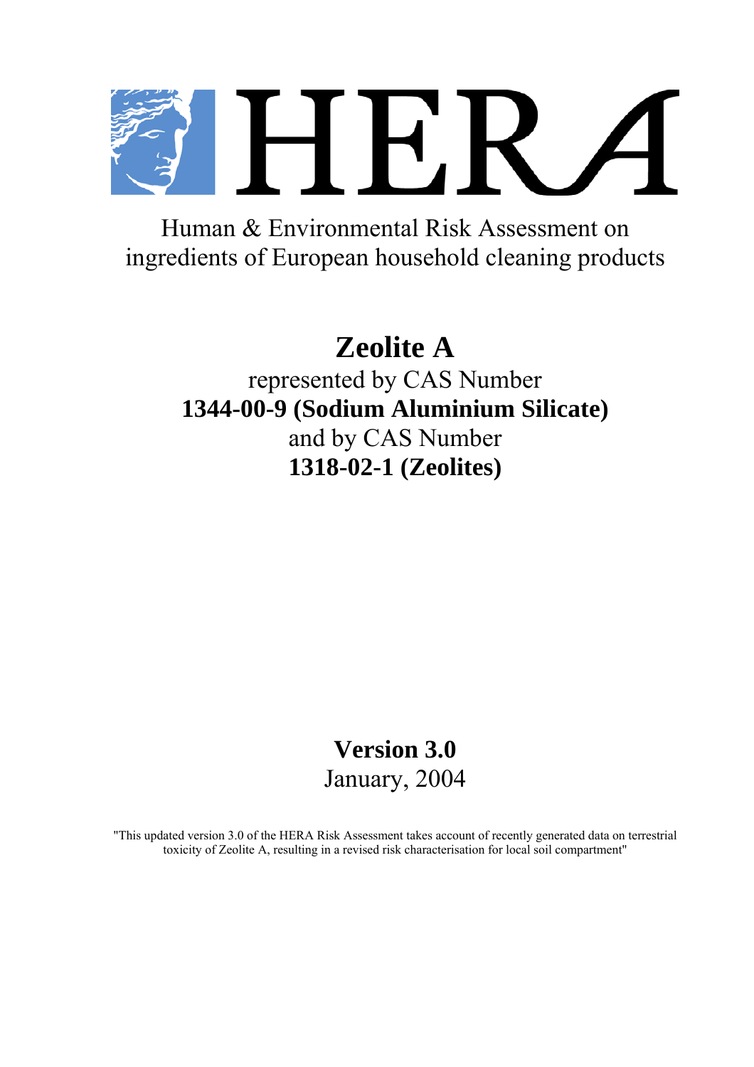# HERA

Human & Environmental Risk Assessment on ingredients of European household cleaning products

# Zeolite A

represented by CAS Number

**1344-00-9 (Sodium Aluminium Silicate)**

and by CAS Number

**1318-02-1 (Zeolites)**

**Version 3.0**

January, 2004

"This updated version 3.0 of the HERA Risk Assessment takes account of recently generated data on terrestrial toxicity of Zeolite A, resulting in a revised risk characterisation for local soil compartment"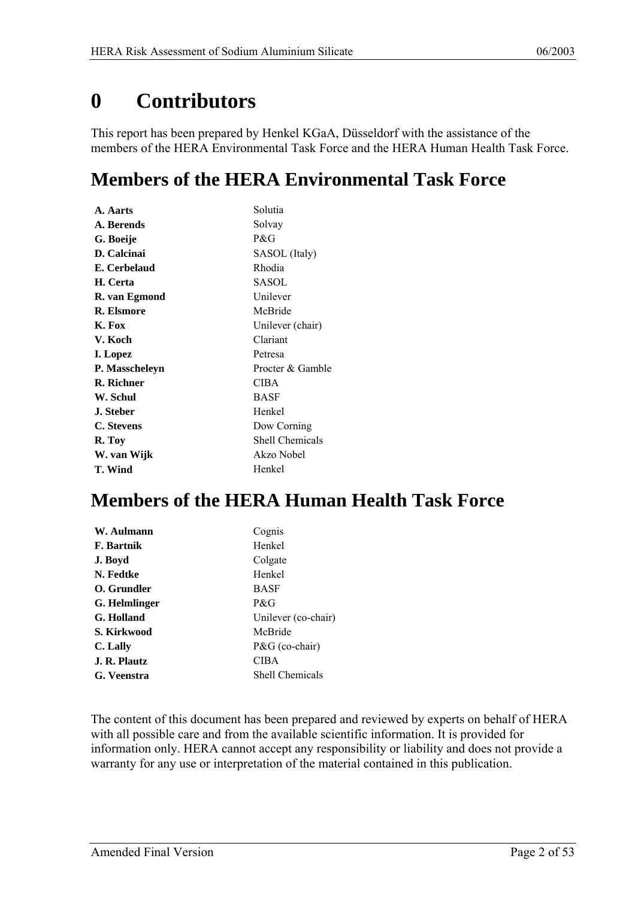# 0 Contributors

This report has been prepared by Henkel KGaA, Düsseldorf with the assistance of the members of the HERA Environmental Task Force and the HERA Human Health Task Force.

## Members of the HERA Environmental Task Force

| | |
|---|---|
| **A. Aarts** | Solutia |
| **A. Berends** | Solvay |
| **G. Boeije** | P&G |
| **D. Calcinai** | SASOL (Italy) |
| **E. Cerbelaud** | Rhodia |
| **H. Certa** | SASOL |
| **R. van Egmond** | Unilever |
| **R. Elsmore** | McBride |
| **K. Fox** | Unilever (chair) |
| **V. Koch** | Clariant |
| **I. Lopez** | Petresa |
| **P. Masscheleyn** | Procter & Gamble |
| **R. Richner** | CIBA |
| **W. Schul** | BASF |
| **J. Steber** | Henkel |
| **C. Stevens** | Dow Corning |
| **R. Toy** | Shell Chemicals |
| **W. van Wijk** | Akzo Nobel |
| **T. Wind** | Henkel |

## Members of the HERA Human Health Task Force

| | |
|---|---|
| **W. Aulmann** | Cognis |
| **F. Bartnik** | Henkel |
| **J. Boyd** | Colgate |
| **N. Fedtke** | Henkel |
| **O. Grundler** | BASF |
| **G. Helmlinger** | P&G |
| **G. Holland** | Unilever (co-chair) |
| **S. Kirkwood** | McBride |
| **C. Lally** | P&G (co-chair) |
| **J. R. Plautz** | CIBA |
| **G. Veenstra** | Shell Chemicals |

The content of this document has been prepared and reviewed by experts on behalf of HERA with all possible care and from the available scientific information. It is provided for information only. HERA cannot accept any responsibility or liability and does not provide a warranty for any use or interpretation of the material contained in this publication.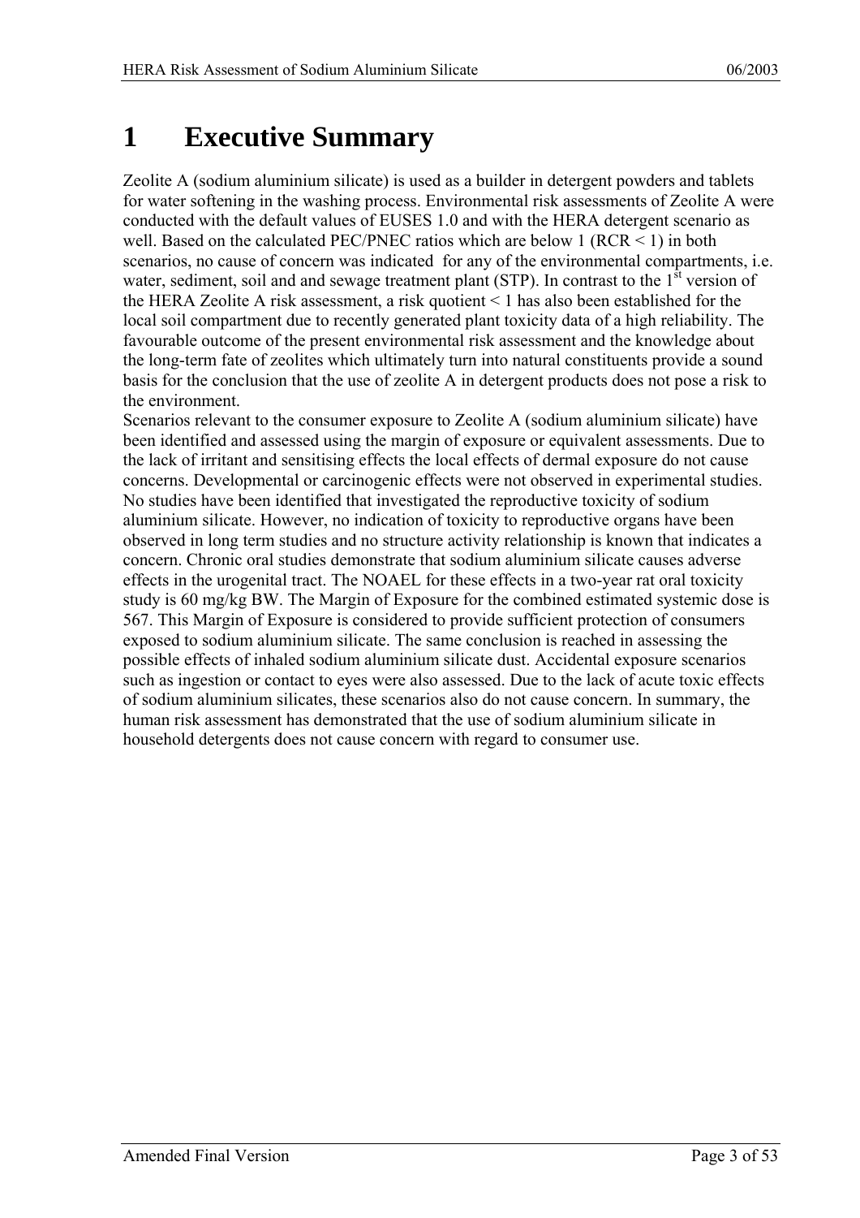# 1 Executive Summary

Zeolite A (sodium aluminium silicate) is used as a builder in detergent powders and tablets for water softening in the washing process. Environmental risk assessments of Zeolite A were conducted with the default values of EUSES 1.0 and with the HERA detergent scenario as well. Based on the calculated PEC/PNEC ratios which are below 1 (RCR < 1) in both scenarios, no cause of concern was indicated for any of the environmental compartments, i.e. water, sediment, soil and and sewage treatment plant (STP). In contrast to the 1st version of the HERA Zeolite A risk assessment, a risk quotient < 1 has also been established for the local soil compartment due to recently generated plant toxicity data of a high reliability. The favourable outcome of the present environmental risk assessment and the knowledge about the long-term fate of zeolites which ultimately turn into natural constituents provide a sound basis for the conclusion that the use of zeolite A in detergent products does not pose a risk to the environment.

Scenarios relevant to the consumer exposure to Zeolite A (sodium aluminium silicate) have been identified and assessed using the margin of exposure or equivalent assessments. Due to the lack of irritant and sensitising effects the local effects of dermal exposure do not cause concerns. Developmental or carcinogenic effects were not observed in experimental studies. No studies have been identified that investigated the reproductive toxicity of sodium aluminium silicate. However, no indication of toxicity to reproductive organs have been observed in long term studies and no structure activity relationship is known that indicates a concern. Chronic oral studies demonstrate that sodium aluminium silicate causes adverse effects in the urogenital tract. The NOAEL for these effects in a two-year rat oral toxicity study is 60 mg/kg BW. The Margin of Exposure for the combined estimated systemic dose is 567. This Margin of Exposure is considered to provide sufficient protection of consumers exposed to sodium aluminium silicate. The same conclusion is reached in assessing the possible effects of inhaled sodium aluminium silicate dust. Accidental exposure scenarios such as ingestion or contact to eyes were also assessed. Due to the lack of acute toxic effects of sodium aluminium silicates, these scenarios also do not cause concern. In summary, the human risk assessment has demonstrated that the use of sodium aluminium silicate in household detergents does not cause concern with regard to consumer use.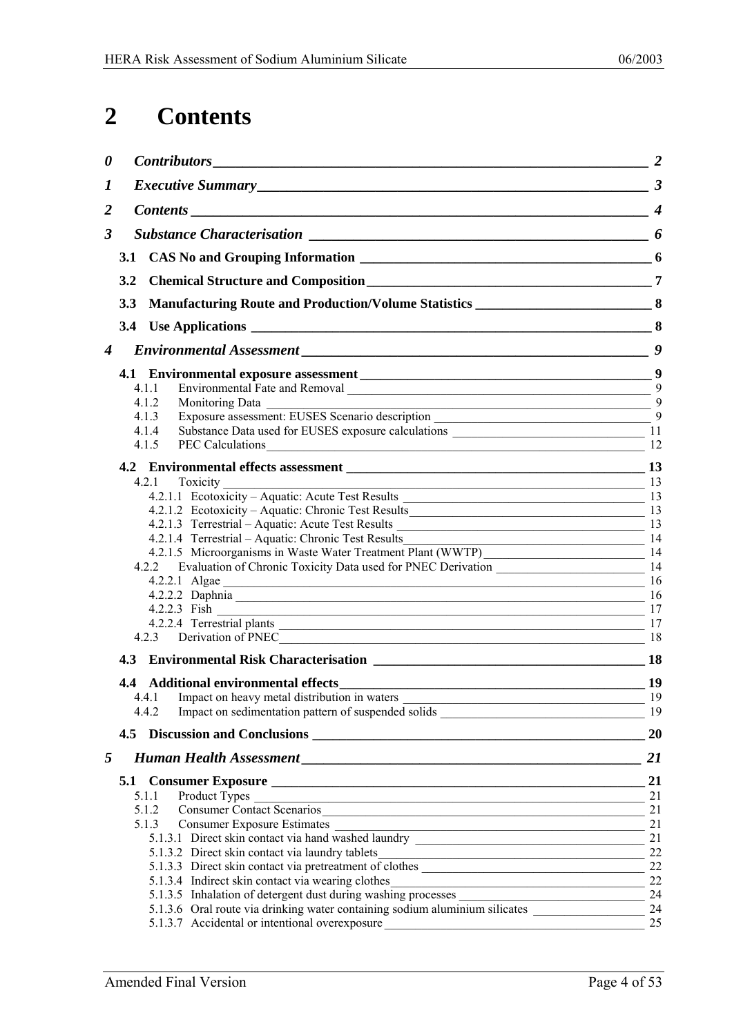# 2 Contents

*0* ***Contributors*** *2*

*1* ***Executive Summary*** *3*

*2* ***Contents*** *4*

*3* ***Substance Characterisation*** *6*

**3.1 CAS No and Grouping Information** 6

**3.2 Chemical Structure and Composition** 7

**3.3 Manufacturing Route and Production/Volume Statistics** 8

**3.4 Use Applications** 8

*4* ***Environmental Assessment*** *9*

**4.1 Environmental exposure assessment** 9

- 4.1.1 Environmental Fate and Removal 9
- 4.1.2 Monitoring Data 9
- 4.1.3 Exposure assessment: EUSES Scenario description 9
- 4.1.4 Substance Data used for EUSES exposure calculations 11
- 4.1.5 PEC Calculations 12

**4.2 Environmental effects assessment** 13

- 4.2.1 Toxicity 13
  - 4.2.1.1 Ecotoxicity – Aquatic: Acute Test Results 13
  - 4.2.1.2 Ecotoxicity – Aquatic: Chronic Test Results 13
  - 4.2.1.3 Terrestrial – Aquatic: Acute Test Results 13
  - 4.2.1.4 Terrestrial – Aquatic: Chronic Test Results 14
  - 4.2.1.5 Microorganisms in Waste Water Treatment Plant (WWTP) 14
- 4.2.2 Evaluation of Chronic Toxicity Data used for PNEC Derivation 14
  - 4.2.2.1 Algae 16
  - 4.2.2.2 Daphnia 16
  - 4.2.2.3 Fish 17
  - 4.2.2.4 Terrestrial plants 17
- 4.2.3 Derivation of PNEC 18

**4.3 Environmental Risk Characterisation** 18

**4.4 Additional environmental effects** 19

- 4.4.1 Impact on heavy metal distribution in waters 19
- 4.4.2 Impact on sedimentation pattern of suspended solids 19

**4.5 Discussion and Conclusions** 20

*5* ***Human Health Assessment*** *21*

**5.1 Consumer Exposure** 21

- 5.1.1 Product Types 21
- 5.1.2 Consumer Contact Scenarios 21
- 5.1.3 Consumer Exposure Estimates 21
  - 5.1.3.1 Direct skin contact via hand washed laundry 21
  - 5.1.3.2 Direct skin contact via laundry tablets 22
  - 5.1.3.3 Direct skin contact via pretreatment of clothes 22
  - 5.1.3.4 Indirect skin contact via wearing clothes 22
  - 5.1.3.5 Inhalation of detergent dust during washing processes 24
  - 5.1.3.6 Oral route via drinking water containing sodium aluminium silicates 24
  - 5.1.3.7 Accidental or intentional overexposure 25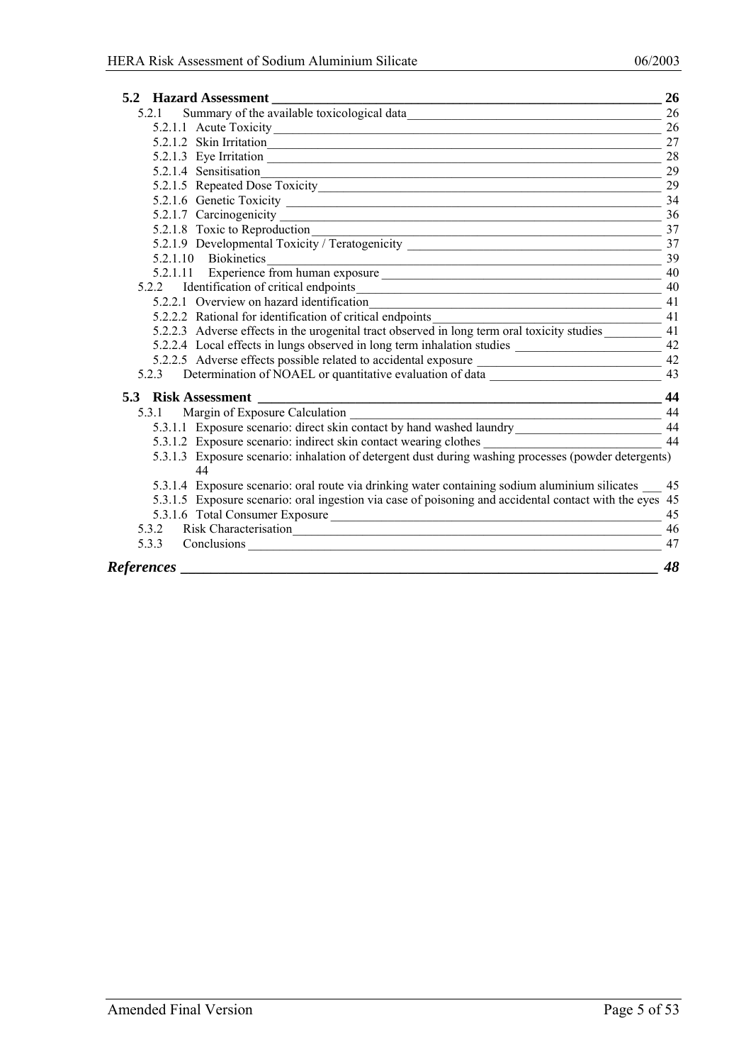**5.2 Hazard Assessment** 26

- 5.2.1 Summary of the available toxicological data 26
  - 5.2.1.1 Acute Toxicity 26
  - 5.2.1.2 Skin Irritation 27
  - 5.2.1.3 Eye Irritation 28
  - 5.2.1.4 Sensitisation 29
  - 5.2.1.5 Repeated Dose Toxicity 29
  - 5.2.1.6 Genetic Toxicity 34
  - 5.2.1.7 Carcinogenicity 36
  - 5.2.1.8 Toxic to Reproduction 37
  - 5.2.1.9 Developmental Toxicity / Teratogenicity 37
  - 5.2.1.10 Biokinetics 39
  - 5.2.1.11 Experience from human exposure 40
- 5.2.2 Identification of critical endpoints 40
  - 5.2.2.1 Overview on hazard identification 41
  - 5.2.2.2 Rational for identification of critical endpoints 41
  - 5.2.2.3 Adverse effects in the urogenital tract observed in long term oral toxicity studies 41
  - 5.2.2.4 Local effects in lungs observed in long term inhalation studies 42
  - 5.2.2.5 Adverse effects possible related to accidental exposure 42
- 5.2.3 Determination of NOAEL or quantitative evaluation of data 43

**5.3 Risk Assessment** 44

- 5.3.1 Margin of Exposure Calculation 44
  - 5.3.1.1 Exposure scenario: direct skin contact by hand washed laundry 44
  - 5.3.1.2 Exposure scenario: indirect skin contact wearing clothes 44
  - 5.3.1.3 Exposure scenario: inhalation of detergent dust during washing processes (powder detergents) 44
  - 5.3.1.4 Exposure scenario: oral route via drinking water containing sodium aluminium silicates 45
  - 5.3.1.5 Exposure scenario: oral ingestion via case of poisoning and accidental contact with the eyes 45
  - 5.3.1.6 Total Consumer Exposure 45
- 5.3.2 Risk Characterisation 46
- 5.3.3 Conclusions 47

***References*** 48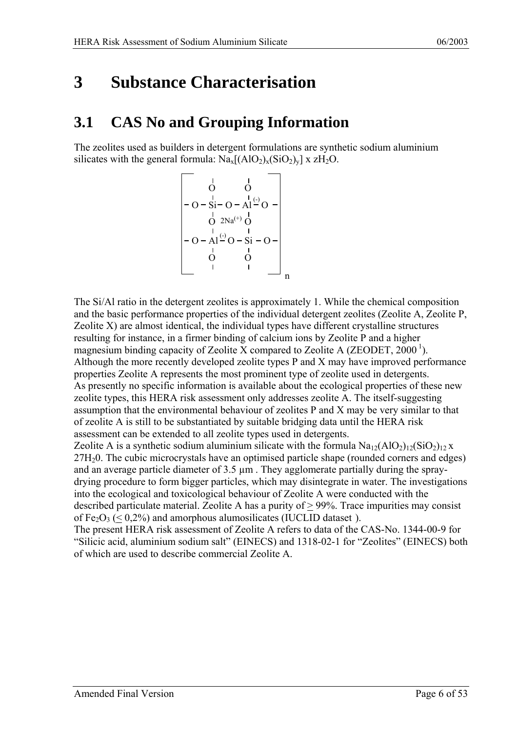# 3 Substance Characterisation

## 3.1 CAS No and Grouping Information

The zeolites used as builders in detergent formulations are synthetic sodium aluminium silicates with the general formula: $Na_x[(AlO_2)_x(SiO_2)_y]$ x $zH_2O$.

```
 ┌                              ┐
        |         |
        O         O
        |         |
 – O – Si – O – Al(-) – O –
        |         |
        O  2Na(+) O
        |         |
 – O – Al(-) – O – Si – O –
        |         |
        O         O
        |         |
 └                              ┘ n
```

The Si/Al ratio in the detergent zeolites is approximately 1. While the chemical composition and the basic performance properties of the individual detergent zeolites (Zeolite A, Zeolite P, Zeolite X) are almost identical, the individual types have different crystalline structures resulting for instance, in a firmer binding of calcium ions by Zeolite P and a higher magnesium binding capacity of Zeolite X compared to Zeolite A (ZEODET, 2000 [1]). Although the more recently developed zeolite types P and X may have improved performance properties Zeolite A represents the most prominent type of zeolite used in detergents. As presently no specific information is available about the ecological properties of these new zeolite types, this HERA risk assessment only addresses zeolite A. The itself-suggesting assumption that the environmental behaviour of zeolites P and X may be very similar to that of zeolite A is still to be substantiated by suitable bridging data until the HERA risk assessment can be extended to all zeolite types used in detergents.
Zeolite A is a synthetic sodium aluminium silicate with the formula $Na_{12}(AlO_2)_{12}(SiO_2)_{12}$ x $27H_20$. The cubic microcrystals have an optimised particle shape (rounded corners and edges) and an average particle diameter of 3.5 µm . They agglomerate partially during the spray-drying procedure to form bigger particles, which may disintegrate in water. The investigations into the ecological and toxicological behaviour of Zeolite A were conducted with the described particulate material. Zeolite A has a purity of $\geq$ 99%. Trace impurities may consist of $Fe_2O_3$ ($\leq$ 0,2%) and amorphous alumosilicates (IUCLID dataset ).
The present HERA risk assessment of Zeolite A refers to data of the CAS-No. 1344-00-9 for "Silicic acid, aluminium sodium salt" (EINECS) and 1318-02-1 for "Zeolites" (EINECS) both of which are used to describe commercial Zeolite A.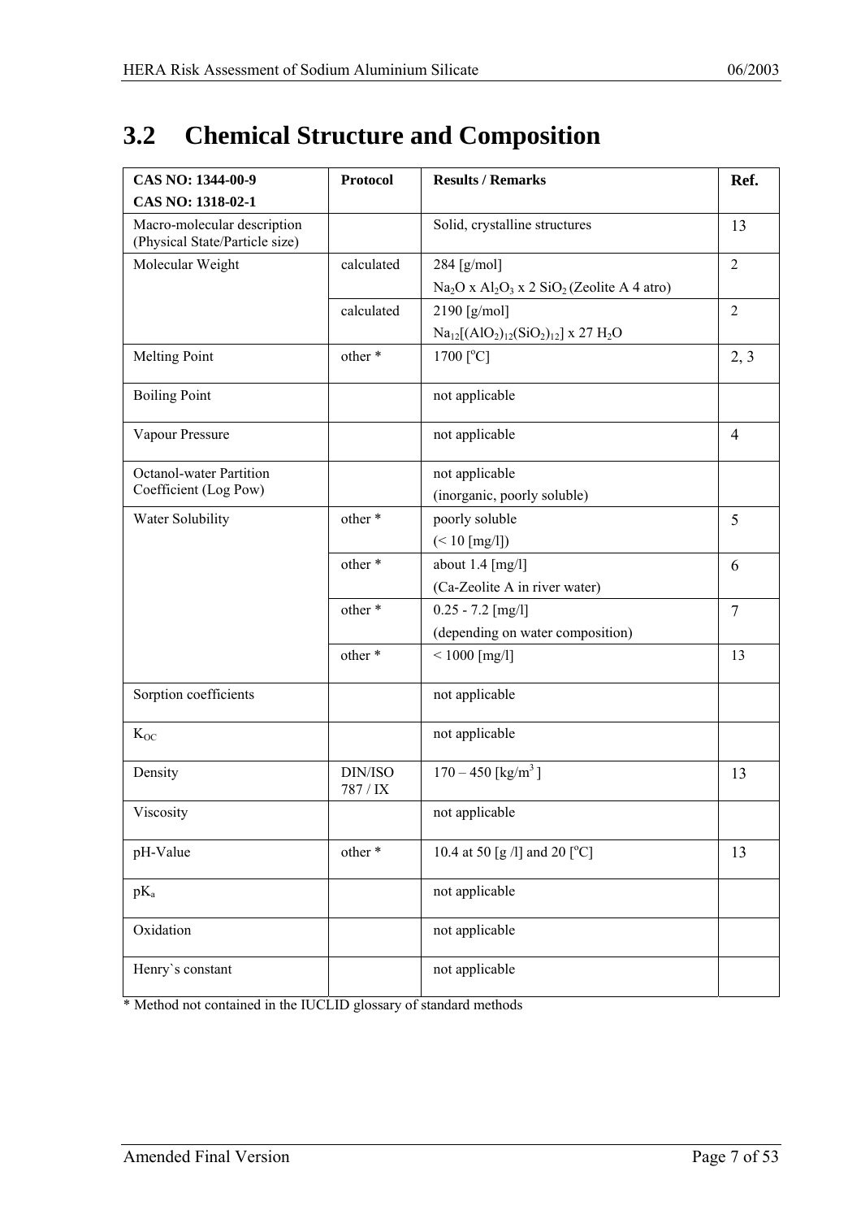## 3.2 Chemical Structure and Composition

| CAS NO: 1344-00-9<br>CAS NO: 1318-02-1 | Protocol | Results / Remarks | Ref. |
|---|---|---|---|
| Macro-molecular description (Physical State/Particle size) | | Solid, crystalline structures | 13 |
| Molecular Weight | calculated | 284 [g/mol]<br>$Na_2O$ x $Al_2O_3$ x 2 $SiO_2$ (Zeolite A 4 atro) | 2 |
| | calculated | 2190 [g/mol]<br>$Na_{12}[(AlO_2)_{12}(SiO_2)_{12}]$ x 27 $H_2O$ | 2 |
| Melting Point | other * | 1700 [°C] | 2, 3 |
| Boiling Point | | not applicable | |
| Vapour Pressure | | not applicable | 4 |
| Octanol-water Partition Coefficient (Log Pow) | | not applicable<br>(inorganic, poorly soluble) | |
| Water Solubility | other * | poorly soluble<br>(< 10 [mg/l]) | 5 |
| | other * | about 1.4 [mg/l]<br>(Ca-Zeolite A in river water) | 6 |
| | other * | 0.25 - 7.2 [mg/l]<br>(depending on water composition) | 7 |
| | other * | < 1000 [mg/l] | 13 |
| Sorption coefficients | | not applicable | |
| $K_{OC}$ | | not applicable | |
| Density | DIN/ISO 787 / IX | 170 – 450 [$kg/m^3$ ] | 13 |
| Viscosity | | not applicable | |
| pH-Value | other * | 10.4 at 50 [g /l] and 20 [°C] | 13 |
| $pK_a$ | | not applicable | |
| Oxidation | | not applicable | |
| Henry`s constant | | not applicable | |

* Method not contained in the IUCLID glossary of standard methods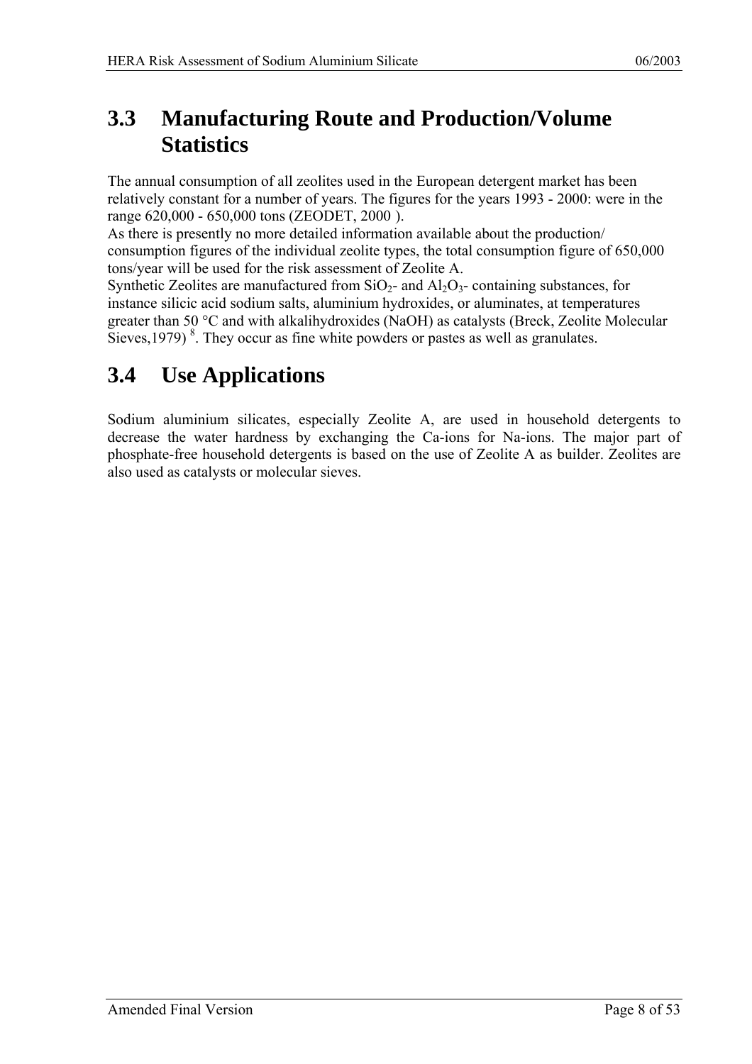## 3.3 Manufacturing Route and Production/Volume Statistics

The annual consumption of all zeolites used in the European detergent market has been relatively constant for a number of years. The figures for the years 1993 - 2000: were in the range 620,000 - 650,000 tons (ZEODET, 2000 ).
As there is presently no more detailed information available about the production/ consumption figures of the individual zeolite types, the total consumption figure of 650,000 tons/year will be used for the risk assessment of Zeolite A.
Synthetic Zeolites are manufactured from $SiO_2$- and $Al_2O_3$- containing substances, for instance silicic acid sodium salts, aluminium hydroxides, or aluminates, at temperatures greater than 50 °C and with alkalihydroxides (NaOH) as catalysts (Breck, Zeolite Molecular Sieves,1979) [8]. They occur as fine white powders or pastes as well as granulates.

## 3.4 Use Applications

Sodium aluminium silicates, especially Zeolite A, are used in household detergents to decrease the water hardness by exchanging the Ca-ions for Na-ions. The major part of phosphate-free household detergents is based on the use of Zeolite A as builder. Zeolites are also used as catalysts or molecular sieves.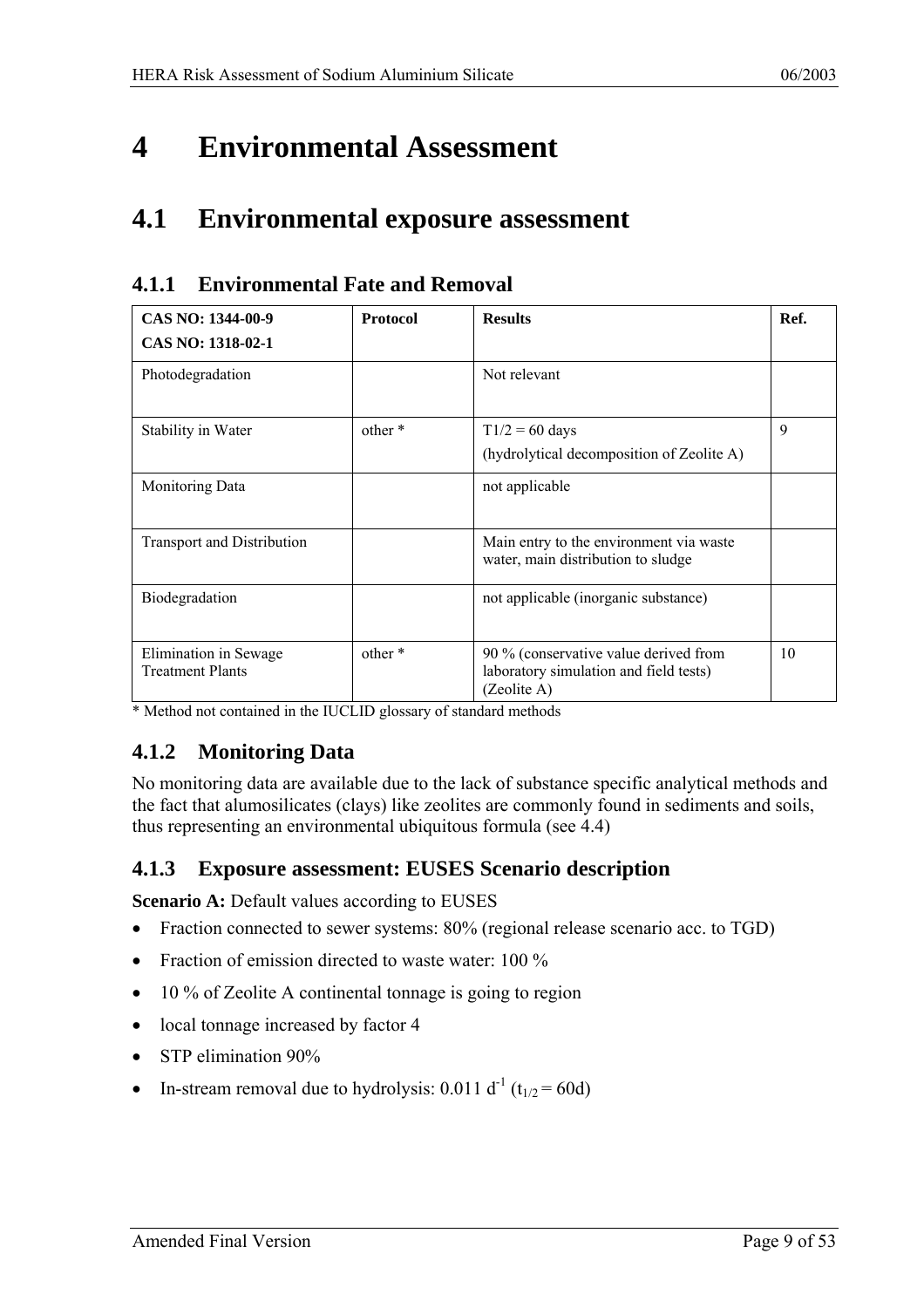# 4 Environmental Assessment

## 4.1 Environmental exposure assessment

### 4.1.1 Environmental Fate and Removal

| CAS NO: 1344-00-9<br>CAS NO: 1318-02-1 | Protocol | Results | Ref. |
|---|---|---|---|
| Photodegradation | | Not relevant | |
| Stability in Water | other * | T1/2 = 60 days<br>(hydrolytical decomposition of Zeolite A) | 9 |
| Monitoring Data | | not applicable | |
| Transport and Distribution | | Main entry to the environment via waste water, main distribution to sludge | |
| Biodegradation | | not applicable (inorganic substance) | |
| Elimination in Sewage Treatment Plants | other * | 90 % (conservative value derived from laboratory simulation and field tests) (Zeolite A) | 10 |

* Method not contained in the IUCLID glossary of standard methods

### 4.1.2 Monitoring Data

No monitoring data are available due to the lack of substance specific analytical methods and the fact that alumosilicates (clays) like zeolites are commonly found in sediments and soils, thus representing an environmental ubiquitous formula (see 4.4)

### 4.1.3 Exposure assessment: EUSES Scenario description

**Scenario A:** Default values according to EUSES

- Fraction connected to sewer systems: 80% (regional release scenario acc. to TGD)
- Fraction of emission directed to waste water: 100 %
- 10 % of Zeolite A continental tonnage is going to region
- local tonnage increased by factor 4
- STP elimination 90%
- In-stream removal due to hydrolysis: 0.011 $d^{-1}$ ($t_{1/2}$ = 60d)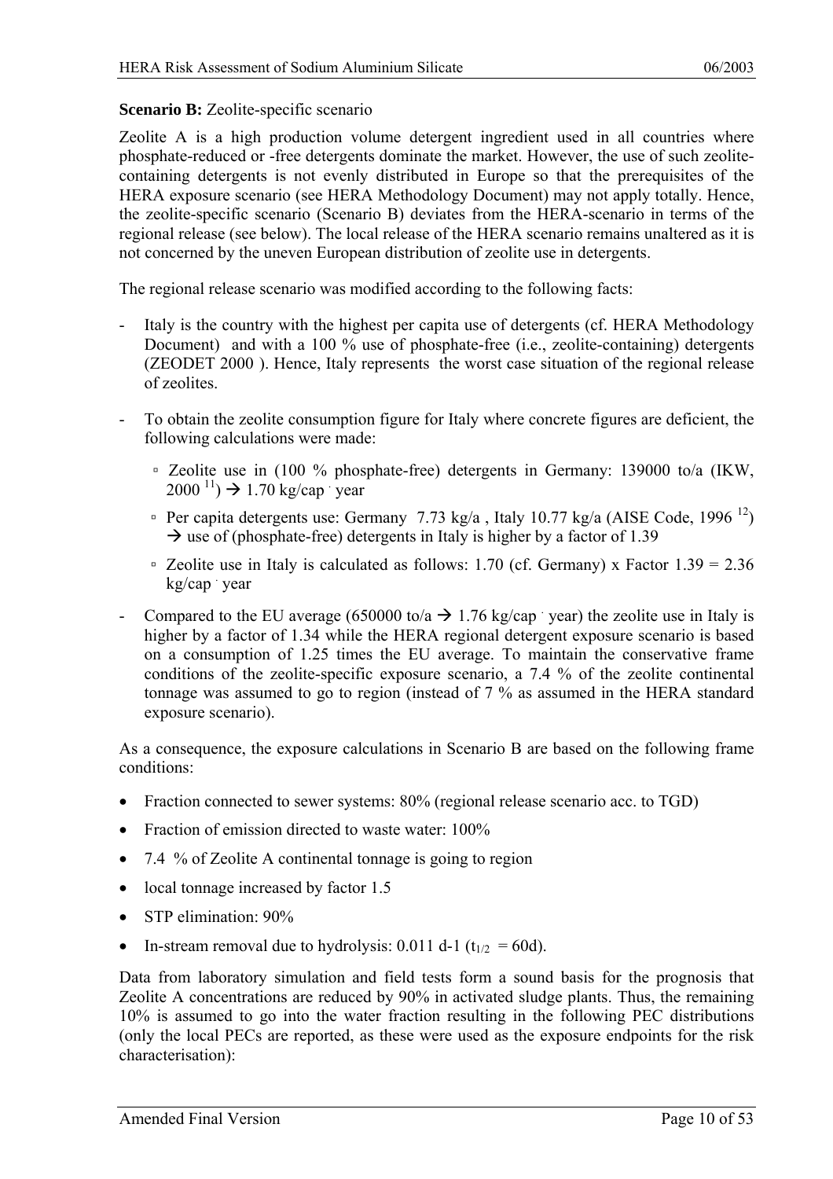**Scenario B:** Zeolite-specific scenario

Zeolite A is a high production volume detergent ingredient used in all countries where phosphate-reduced or -free detergents dominate the market. However, the use of such zeolite-containing detergents is not evenly distributed in Europe so that the prerequisites of the HERA exposure scenario (see HERA Methodology Document) may not apply totally. Hence, the zeolite-specific scenario (Scenario B) deviates from the HERA-scenario in terms of the regional release (see below). The local release of the HERA scenario remains unaltered as it is not concerned by the uneven European distribution of zeolite use in detergents.

The regional release scenario was modified according to the following facts:

- Italy is the country with the highest per capita use of detergents (cf. HERA Methodology Document) and with a 100 % use of phosphate-free (i.e., zeolite-containing) detergents (ZEODET 2000 ). Hence, Italy represents the worst case situation of the regional release of zeolites.
- To obtain the zeolite consumption figure for Italy where concrete figures are deficient, the following calculations were made:
  - Zeolite use in (100 % phosphate-free) detergents in Germany: 139000 to/a (IKW, 2000 [11]) → 1.70 kg/cap · year
  - Per capita detergents use: Germany 7.73 kg/a , Italy 10.77 kg/a (AISE Code, 1996 [12]) → use of (phosphate-free) detergents in Italy is higher by a factor of 1.39
  - Zeolite use in Italy is calculated as follows: 1.70 (cf. Germany) x Factor 1.39 = 2.36 kg/cap · year
- Compared to the EU average (650000 to/a → 1.76 kg/cap · year) the zeolite use in Italy is higher by a factor of 1.34 while the HERA regional detergent exposure scenario is based on a consumption of 1.25 times the EU average. To maintain the conservative frame conditions of the zeolite-specific exposure scenario, a 7.4 % of the zeolite continental tonnage was assumed to go to region (instead of 7 % as assumed in the HERA standard exposure scenario).

As a consequence, the exposure calculations in Scenario B are based on the following frame conditions:

- Fraction connected to sewer systems: 80% (regional release scenario acc. to TGD)
- Fraction of emission directed to waste water: 100%
- 7.4 % of Zeolite A continental tonnage is going to region
- local tonnage increased by factor 1.5
- STP elimination: 90%
- In-stream removal due to hydrolysis: 0.011 d-1 ($t_{1/2}$ = 60d).

Data from laboratory simulation and field tests form a sound basis for the prognosis that Zeolite A concentrations are reduced by 90% in activated sludge plants. Thus, the remaining 10% is assumed to go into the water fraction resulting in the following PEC distributions (only the local PECs are reported, as these were used as the exposure endpoints for the risk characterisation):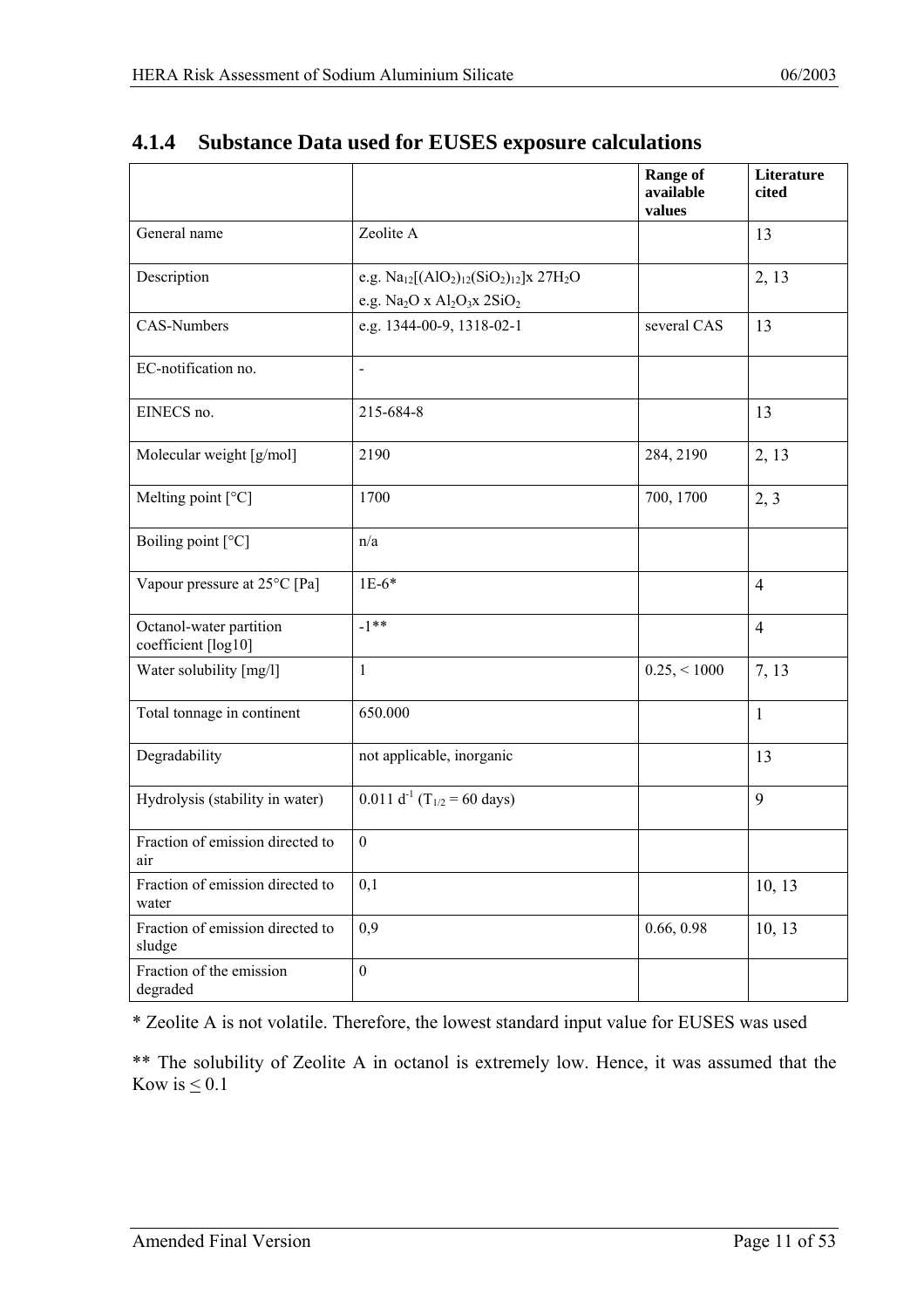### 4.1.4 Substance Data used for EUSES exposure calculations

| | | Range of available values | Literature cited |
|---|---|---|---|
| General name | Zeolite A | | 13 |
| Description | e.g. $Na_{12}[(AlO_2)_{12}(SiO_2)_{12}]$x $27H_2O$<br>e.g. $Na_2O$ x $Al_2O_3$x $2SiO_2$ | | 2, 13 |
| CAS-Numbers | e.g. 1344-00-9, 1318-02-1 | several CAS | 13 |
| EC-notification no. | - | | |
| EINECS no. | 215-684-8 | | 13 |
| Molecular weight [g/mol] | 2190 | 284, 2190 | 2, 13 |
| Melting point [°C] | 1700 | 700, 1700 | 2, 3 |
| Boiling point [°C] | n/a | | |
| Vapour pressure at 25°C [Pa] | 1E-6* | | 4 |
| Octanol-water partition coefficient [log10] | -1** | | 4 |
| Water solubility [mg/l] | 1 | 0.25, < 1000 | 7, 13 |
| Total tonnage in continent | 650.000 | | 1 |
| Degradability | not applicable, inorganic | | 13 |
| Hydrolysis (stability in water) | 0.011 $d^{-1}$ ($T_{1/2}$ = 60 days) | | 9 |
| Fraction of emission directed to air | 0 | | |
| Fraction of emission directed to water | 0,1 | | 10, 13 |
| Fraction of emission directed to sludge | 0,9 | 0.66, 0.98 | 10, 13 |
| Fraction of the emission degraded | 0 | | |

* Zeolite A is not volatile. Therefore, the lowest standard input value for EUSES was used

** The solubility of Zeolite A in octanol is extremely low. Hence, it was assumed that the Kow is $\leq$ 0.1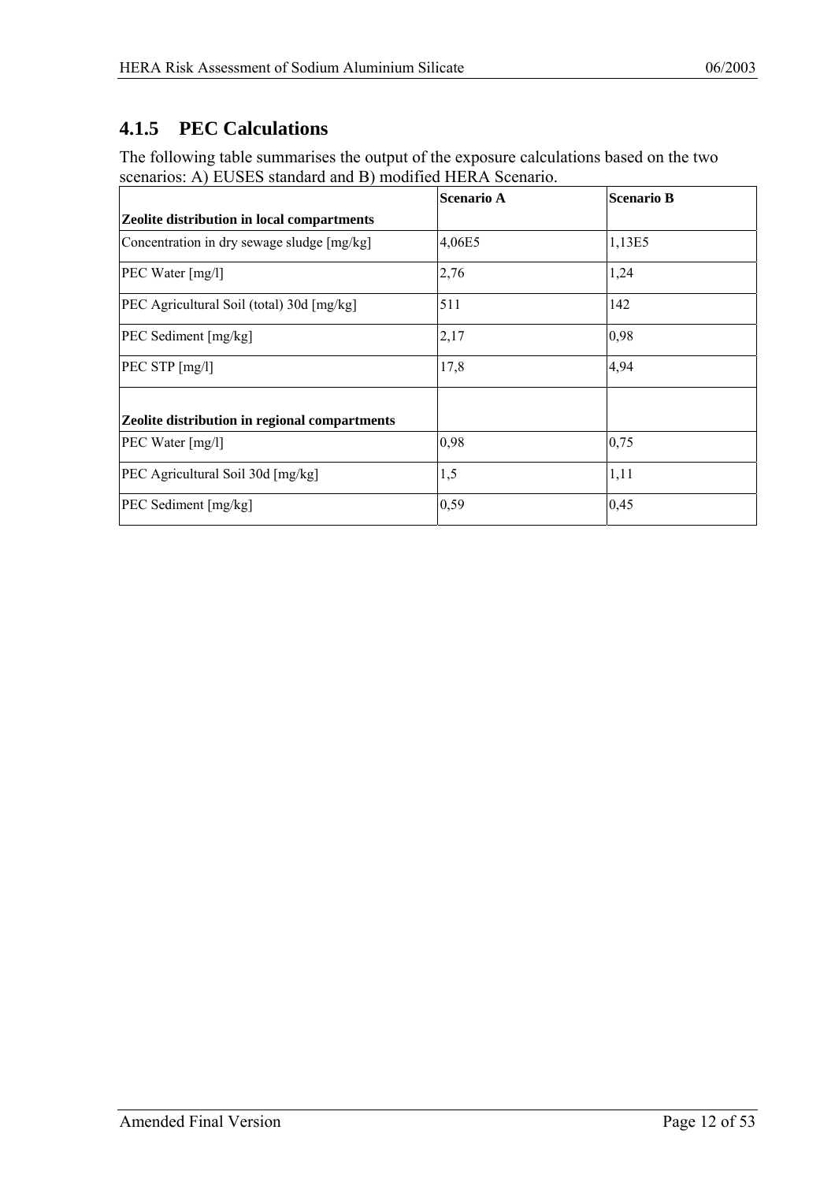### 4.1.5 PEC Calculations

The following table summarises the output of the exposure calculations based on the two scenarios: A) EUSES standard and B) modified HERA Scenario.

| **Zeolite distribution in local compartments** | **Scenario A** | **Scenario B** |
|---|---|---|
| Concentration in dry sewage sludge [mg/kg] | 4,06E5 | 1,13E5 |
| PEC Water [mg/l] | 2,76 | 1,24 |
| PEC Agricultural Soil (total) 30d [mg/kg] | 511 | 142 |
| PEC Sediment [mg/kg] | 2,17 | 0,98 |
| PEC STP [mg/l] | 17,8 | 4,94 |
| **Zeolite distribution in regional compartments** | | |
| PEC Water [mg/l] | 0,98 | 0,75 |
| PEC Agricultural Soil 30d [mg/kg] | 1,5 | 1,11 |
| PEC Sediment [mg/kg] | 0,59 | 0,45 |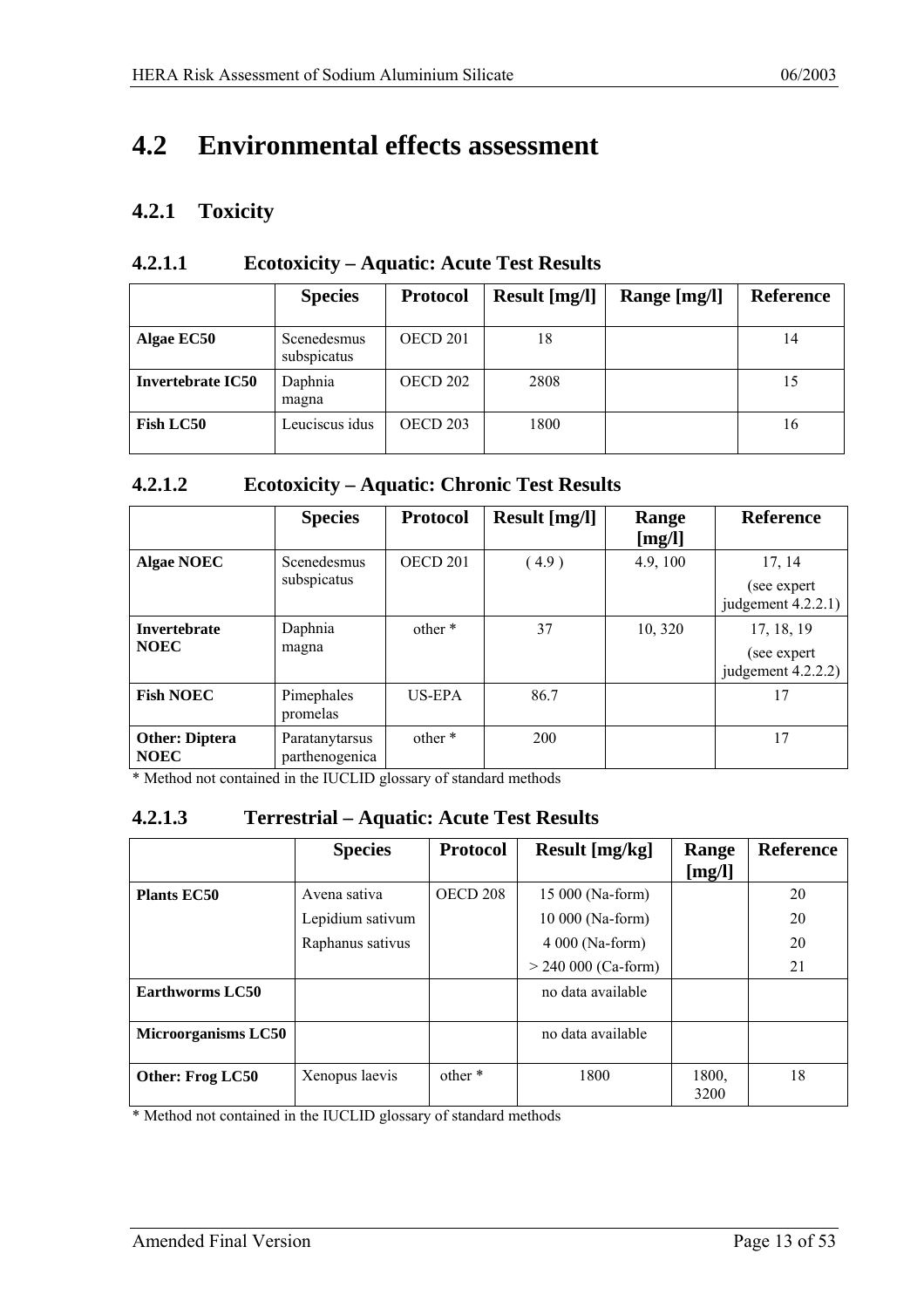# 4.2 Environmental effects assessment

## 4.2.1 Toxicity

### 4.2.1.1 Ecotoxicity – Aquatic: Acute Test Results

| | Species | Protocol | Result [mg/l] | Range [mg/l] | Reference |
|---|---|---|---|---|---|
| **Algae EC50** | Scenedesmus subspicatus | OECD 201 | 18 | | 14 |
| **Invertebrate IC50** | Daphnia magna | OECD 202 | 2808 | | 15 |
| **Fish LC50** | Leuciscus idus | OECD 203 | 1800 | | 16 |

### 4.2.1.2 Ecotoxicity – Aquatic: Chronic Test Results

| | Species | Protocol | Result [mg/l] | Range [mg/l] | Reference |
|---|---|---|---|---|---|
| **Algae NOEC** | Scenedesmus subspicatus | OECD 201 | ( 4.9 ) | 4.9, 100 | 17, 14 (see expert judgement 4.2.2.1) |
| **Invertebrate NOEC** | Daphnia magna | other * | 37 | 10, 320 | 17, 18, 19 (see expert judgement 4.2.2.2) |
| **Fish NOEC** | Pimephales promelas | US-EPA | 86.7 | | 17 |
| **Other: Diptera NOEC** | Paratanytarsus parthenogenica | other * | 200 | | 17 |

\* Method not contained in the IUCLID glossary of standard methods

### 4.2.1.3 Terrestrial – Aquatic: Acute Test Results

| | Species | Protocol | Result [mg/kg] | Range [mg/l] | Reference |
|---|---|---|---|---|---|
| **Plants EC50** | Avena sativa | OECD 208 | 15 000 (Na-form) | | 20 |
| | Lepidium sativum | | 10 000 (Na-form) | | 20 |
| | Raphanus sativus | | 4 000 (Na-form) | | 20 |
| | | | > 240 000 (Ca-form) | | 21 |
| **Earthworms LC50** | | | no data available | | |
| **Microorganisms LC50** | | | no data available | | |
| **Other: Frog LC50** | Xenopus laevis | other * | 1800 | 1800, 3200 | 18 |

\* Method not contained in the IUCLID glossary of standard methods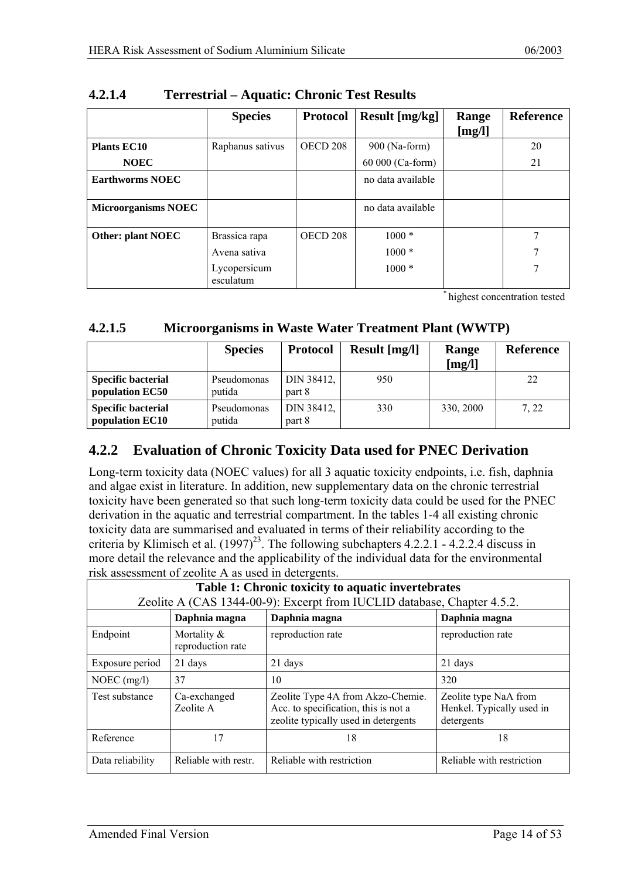#### 4.2.1.4 Terrestrial – Aquatic: Chronic Test Results

| | Species | Protocol | Result [mg/kg] | Range [mg/l] | Reference |
|---|---|---|---|---|---|
| **Plants EC10** | Raphanus sativus | OECD 208 | 900 (Na-form) | | 20 |
| **NOEC** | | | 60 000 (Ca-form) | | 21 |
| **Earthworms NOEC** | | | no data available | | |
| **Microorganisms NOEC** | | | no data available | | |
| **Other: plant NOEC** | Brassica rapa | OECD 208 | 1000 * | | 7 |
| | Avena sativa | | 1000 * | | 7 |
| | Lycopersicum esculatum | | 1000 * | | 7 |

* highest concentration tested

#### 4.2.1.5 Microorganisms in Waste Water Treatment Plant (WWTP)

| | Species | Protocol | Result [mg/l] | Range [mg/l] | Reference |
|---|---|---|---|---|---|
| **Specific bacterial population EC50** | Pseudomonas putida | DIN 38412, part 8 | 950 | | 22 |
| **Specific bacterial population EC10** | Pseudomonas putida | DIN 38412, part 8 | 330 | 330, 2000 | 7, 22 |

### 4.2.2 Evaluation of Chronic Toxicity Data used for PNEC Derivation

Long-term toxicity data (NOEC values) for all 3 aquatic toxicity endpoints, i.e. fish, daphnia and algae exist in literature. In addition, new supplementary data on the chronic terrestrial toxicity have been generated so that such long-term toxicity data could be used for the PNEC derivation in the aquatic and terrestrial compartment. In the tables 1-4 all existing chronic toxicity data are summarised and evaluated in terms of their reliability according to the criteria by Klimisch et al. (1997)[23]. The following subchapters 4.2.2.1 - 4.2.2.4 discuss in more detail the relevance and the applicability of the individual data for the environmental risk assessment of zeolite A as used in detergents.

| **Table 1: Chronic toxicity to aquatic invertebrates** Zeolite A (CAS 1344-00-9): Excerpt from IUCLID database, Chapter 4.5.2. | | | |
|---|---|---|---|
| | **Daphnia magna** | **Daphnia magna** | **Daphnia magna** |
| Endpoint | Mortality & reproduction rate | reproduction rate | reproduction rate |
| Exposure period | 21 days | 21 days | 21 days |
| NOEC (mg/l) | 37 | 10 | 320 |
| Test substance | Ca-exchanged Zeolite A | Zeolite Type 4A from Akzo-Chemie. Acc. to specification, this is not a zeolite typically used in detergents | Zeolite type NaA from Henkel. Typically used in detergents |
| Reference | 17 | 18 | 18 |
| Data reliability | Reliable with restr. | Reliable with restriction | Reliable with restriction |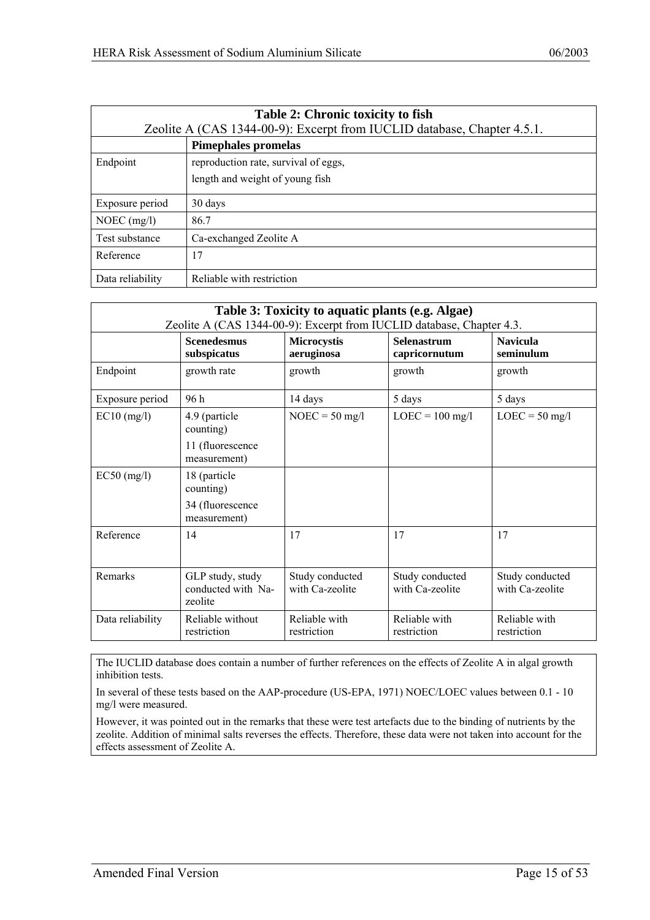| **Table 2: Chronic toxicity to fish** Zeolite A (CAS 1344-00-9): Excerpt from IUCLID database, Chapter 4.5.1. | |
|---|---|
| | **Pimephales promelas** |
| Endpoint | reproduction rate, survival of eggs, length and weight of young fish |
| Exposure period | 30 days |
| NOEC (mg/l) | 86.7 |
| Test substance | Ca-exchanged Zeolite A |
| Reference | 17 |
| Data reliability | Reliable with restriction |

| **Table 3: Toxicity to aquatic plants (e.g. Algae)** Zeolite A (CAS 1344-00-9): Excerpt from IUCLID database, Chapter 4.3. | | | | |
|---|---|---|---|---|
| | **Scenedesmus subspicatus** | **Microcystis aeruginosa** | **Selenastrum capricornutum** | **Navicula seminulum** |
| Endpoint | growth rate | growth | growth | growth |
| Exposure period | 96 h | 14 days | 5 days | 5 days |
| EC10 (mg/l) | 4.9 (particle counting) 11 (fluorescence measurement) | NOEC = 50 mg/l | LOEC = 100 mg/l | LOEC = 50 mg/l |
| EC50 (mg/l) | 18 (particle counting) 34 (fluorescence measurement) | | | |
| Reference | 14 | 17 | 17 | 17 |
| Remarks | GLP study, study conducted with Na-zeolite | Study conducted with Ca-zeolite | Study conducted with Ca-zeolite | Study conducted with Ca-zeolite |
| Data reliability | Reliable without restriction | Reliable with restriction | Reliable with restriction | Reliable with restriction |

The IUCLID database does contain a number of further references on the effects of Zeolite A in algal growth inhibition tests.

In several of these tests based on the AAP-procedure (US-EPA, 1971) NOEC/LOEC values between 0.1 - 10 mg/l were measured.

However, it was pointed out in the remarks that these were test artefacts due to the binding of nutrients by the zeolite. Addition of minimal salts reverses the effects. Therefore, these data were not taken into account for the effects assessment of Zeolite A.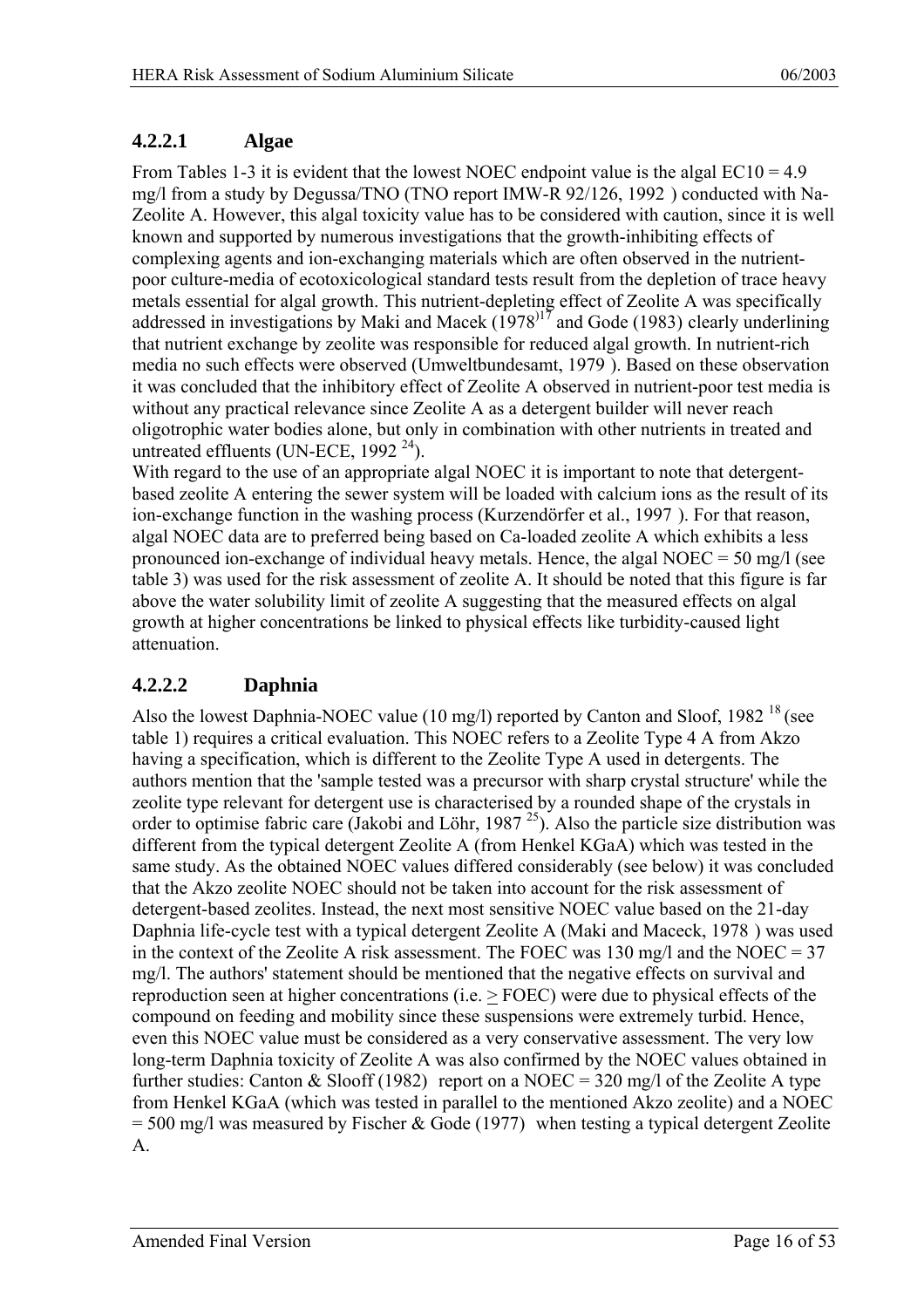#### 4.2.2.1 Algae

From Tables 1-3 it is evident that the lowest NOEC endpoint value is the algal EC10 = 4.9 mg/l from a study by Degussa/TNO (TNO report IMW-R 92/126, 1992 ) conducted with Na-Zeolite A. However, this algal toxicity value has to be considered with caution, since it is well known and supported by numerous investigations that the growth-inhibiting effects of complexing agents and ion-exchanging materials which are often observed in the nutrient-poor culture-media of ecotoxicological standard tests result from the depletion of trace heavy metals essential for algal growth. This nutrient-depleting effect of Zeolite A was specifically addressed in investigations by Maki and Macek (1978)[17] and Gode (1983) clearly underlining that nutrient exchange by zeolite was responsible for reduced algal growth. In nutrient-rich media no such effects were observed (Umweltbundesamt, 1979 ). Based on these observation it was concluded that the inhibitory effect of Zeolite A observed in nutrient-poor test media is without any practical relevance since Zeolite A as a detergent builder will never reach oligotrophic water bodies alone, but only in combination with other nutrients in treated and untreated effluents (UN-ECE, 1992 [24]).

With regard to the use of an appropriate algal NOEC it is important to note that detergent-based zeolite A entering the sewer system will be loaded with calcium ions as the result of its ion-exchange function in the washing process (Kurzendörfer et al., 1997 ). For that reason, algal NOEC data are to preferred being based on Ca-loaded zeolite A which exhibits a less pronounced ion-exchange of individual heavy metals. Hence, the algal NOEC = 50 mg/l (see table 3) was used for the risk assessment of zeolite A. It should be noted that this figure is far above the water solubility limit of zeolite A suggesting that the measured effects on algal growth at higher concentrations be linked to physical effects like turbidity-caused light attenuation.

#### 4.2.2.2 Daphnia

Also the lowest Daphnia-NOEC value (10 mg/l) reported by Canton and Sloof, 1982 [18] (see table 1) requires a critical evaluation. This NOEC refers to a Zeolite Type 4 A from Akzo having a specification, which is different to the Zeolite Type A used in detergents. The authors mention that the 'sample tested was a precursor with sharp crystal structure' while the zeolite type relevant for detergent use is characterised by a rounded shape of the crystals in order to optimise fabric care (Jakobi and Löhr, 1987 [25]). Also the particle size distribution was different from the typical detergent Zeolite A (from Henkel KGaA) which was tested in the same study. As the obtained NOEC values differed considerably (see below) it was concluded that the Akzo zeolite NOEC should not be taken into account for the risk assessment of detergent-based zeolites. Instead, the next most sensitive NOEC value based on the 21-day Daphnia life-cycle test with a typical detergent Zeolite A (Maki and Maceck, 1978 ) was used in the context of the Zeolite A risk assessment. The FOEC was 130 mg/l and the NOEC = 37 mg/l. The authors' statement should be mentioned that the negative effects on survival and reproduction seen at higher concentrations (i.e. $\geq$ FOEC) were due to physical effects of the compound on feeding and mobility since these suspensions were extremely turbid. Hence, even this NOEC value must be considered as a very conservative assessment. The very low long-term Daphnia toxicity of Zeolite A was also confirmed by the NOEC values obtained in further studies: Canton & Slooff (1982) report on a NOEC = 320 mg/l of the Zeolite A type from Henkel KGaA (which was tested in parallel to the mentioned Akzo zeolite) and a NOEC = 500 mg/l was measured by Fischer & Gode (1977) when testing a typical detergent Zeolite A.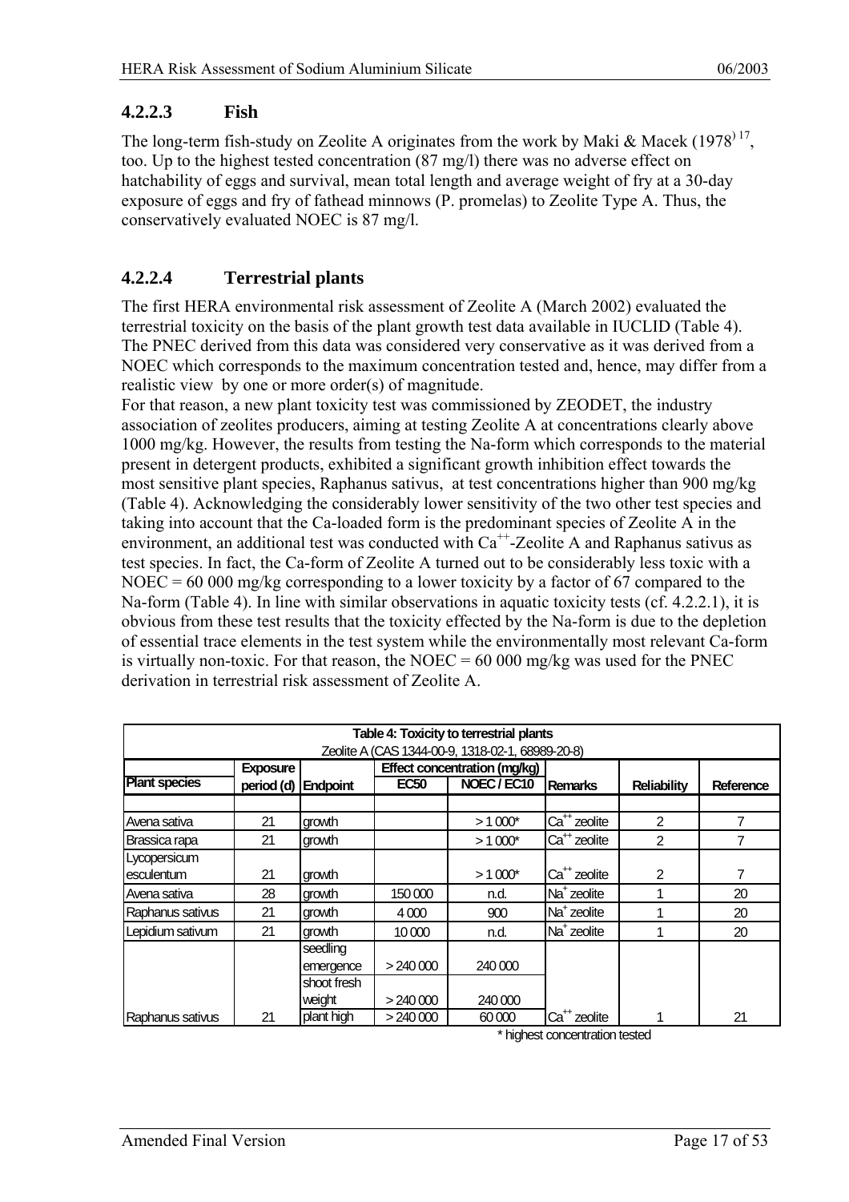### 4.2.2.3 Fish

The long-term fish-study on Zeolite A originates from the work by Maki & Macek (1978)[17], too. Up to the highest tested concentration (87 mg/l) there was no adverse effect on hatchability of eggs and survival, mean total length and average weight of fry at a 30-day exposure of eggs and fry of fathead minnows (P. promelas) to Zeolite Type A. Thus, the conservatively evaluated NOEC is 87 mg/l.

### 4.2.2.4 Terrestrial plants

The first HERA environmental risk assessment of Zeolite A (March 2002) evaluated the terrestrial toxicity on the basis of the plant growth test data available in IUCLID (Table 4). The PNEC derived from this data was considered very conservative as it was derived from a NOEC which corresponds to the maximum concentration tested and, hence, may differ from a realistic view by one or more order(s) of magnitude.

For that reason, a new plant toxicity test was commissioned by ZEODET, the industry association of zeolites producers, aiming at testing Zeolite A at concentrations clearly above 1000 mg/kg. However, the results from testing the Na-form which corresponds to the material present in detergent products, exhibited a significant growth inhibition effect towards the most sensitive plant species, Raphanus sativus, at test concentrations higher than 900 mg/kg (Table 4). Acknowledging the considerably lower sensitivity of the two other test species and taking into account that the Ca-loaded form is the predominant species of Zeolite A in the environment, an additional test was conducted with $Ca^{++}$-Zeolite A and Raphanus sativus as test species. In fact, the Ca-form of Zeolite A turned out to be considerably less toxic with a NOEC = 60 000 mg/kg corresponding to a lower toxicity by a factor of 67 compared to the Na-form (Table 4). In line with similar observations in aquatic toxicity tests (cf. 4.2.2.1), it is obvious from these test results that the toxicity effected by the Na-form is due to the depletion of essential trace elements in the test system while the environmentally most relevant Ca-form is virtually non-toxic. For that reason, the NOEC = 60 000 mg/kg was used for the PNEC derivation in terrestrial risk assessment of Zeolite A.

**Table 4: Toxicity to terrestrial plants**
Zeolite A (CAS 1344-00-9, 1318-02-1, 68989-20-8)

| Plant species | Exposure period (d) | Endpoint | Effect concentration (mg/kg) EC50 | NOEC / EC10 | Remarks | Reliability | Reference |
|---|---|---|---|---|---|---|---|
| Avena sativa | 21 | growth | | > 1 000* | $Ca^{++}$ zeolite | 2 | 7 |
| Brassica rapa | 21 | growth | | > 1 000* | $Ca^{++}$ zeolite | 2 | 7 |
| Lycopersicum esculentum | 21 | growth | | > 1 000* | $Ca^{++}$ zeolite | 2 | 7 |
| Avena sativa | 28 | growth | 150 000 | n.d. | $Na^{+}$ zeolite | 1 | 20 |
| Raphanus sativus | 21 | growth | 4 000 | 900 | $Na^{+}$ zeolite | 1 | 20 |
| Lepidium sativum | 21 | growth | 10 000 | n.d. | $Na^{+}$ zeolite | 1 | 20 |
| Raphanus sativus | 21 | seedling emergence | > 240 000 | 240 000 | $Ca^{++}$ zeolite | 1 | 21 |
| | | shoot fresh weight | > 240 000 | 240 000 | | | |
| | | plant high | > 240 000 | 60 000 | | | |

\* highest concentration tested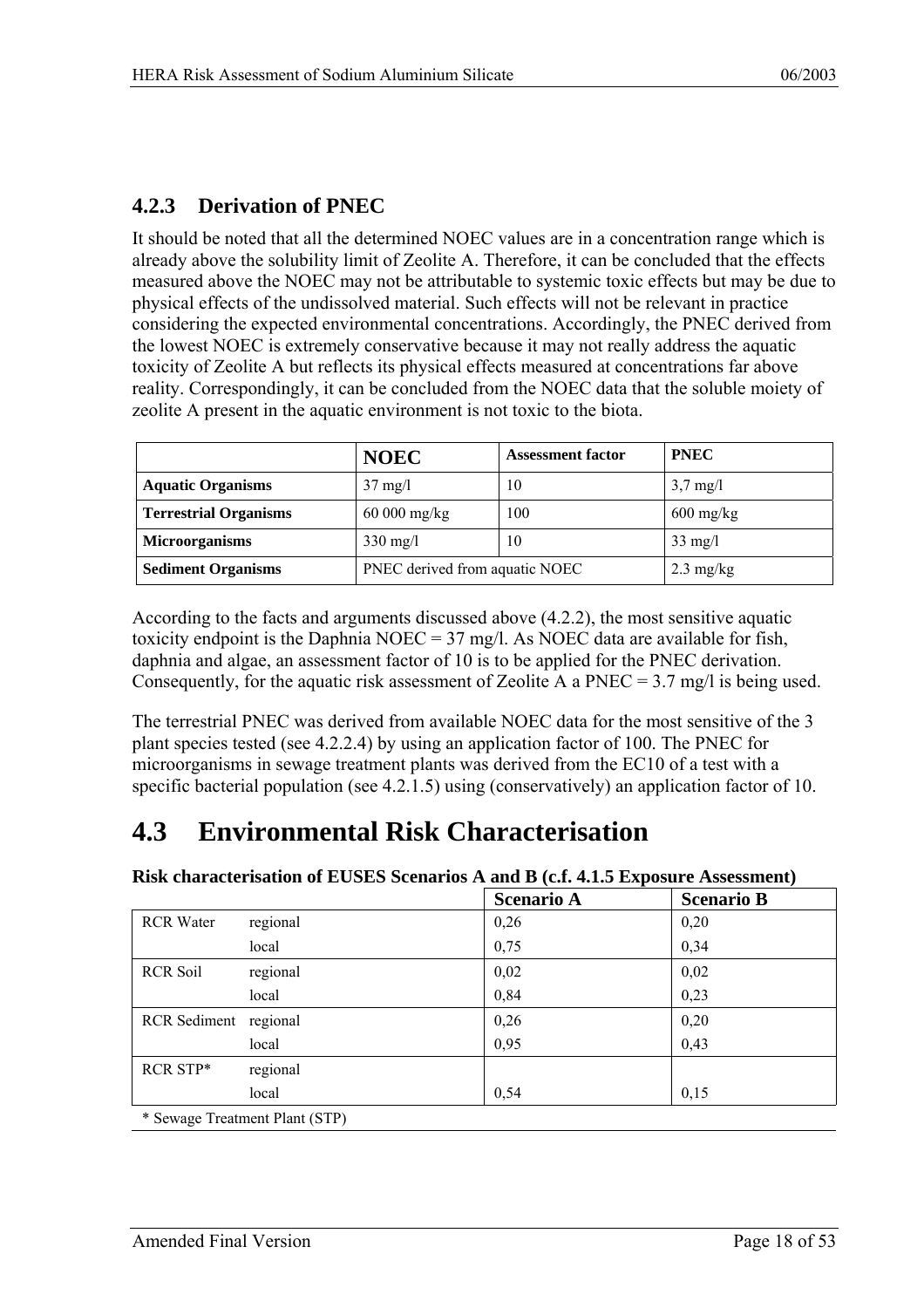### 4.2.3 Derivation of PNEC

It should be noted that all the determined NOEC values are in a concentration range which is already above the solubility limit of Zeolite A. Therefore, it can be concluded that the effects measured above the NOEC may not be attributable to systemic toxic effects but may be due to physical effects of the undissolved material. Such effects will not be relevant in practice considering the expected environmental concentrations. Accordingly, the PNEC derived from the lowest NOEC is extremely conservative because it may not really address the aquatic toxicity of Zeolite A but reflects its physical effects measured at concentrations far above reality. Correspondingly, it can be concluded from the NOEC data that the soluble moiety of zeolite A present in the aquatic environment is not toxic to the biota.

| | **NOEC** | **Assessment factor** | **PNEC** |
|---|---|---|---|
| **Aquatic Organisms** | 37 mg/l | 10 | 3,7 mg/l |
| **Terrestrial Organisms** | 60 000 mg/kg | 100 | 600 mg/kg |
| **Microorganisms** | 330 mg/l | 10 | 33 mg/l |
| **Sediment Organisms** | PNEC derived from aquatic NOEC | | 2.3 mg/kg |

According to the facts and arguments discussed above (4.2.2), the most sensitive aquatic toxicity endpoint is the Daphnia NOEC = 37 mg/l. As NOEC data are available for fish, daphnia and algae, an assessment factor of 10 is to be applied for the PNEC derivation. Consequently, for the aquatic risk assessment of Zeolite A a PNEC = 3.7 mg/l is being used.

The terrestrial PNEC was derived from available NOEC data for the most sensitive of the 3 plant species tested (see 4.2.2.4) by using an application factor of 100. The PNEC for microorganisms in sewage treatment plants was derived from the EC10 of a test with a specific bacterial population (see 4.2.1.5) using (conservatively) an application factor of 10.

## 4.3 Environmental Risk Characterisation

**Risk characterisation of EUSES Scenarios A and B (c.f. 4.1.5 Exposure Assessment)**

| | | **Scenario A** | **Scenario B** |
|---|---|---|---|
| RCR Water | regional | 0,26 | 0,20 |
| | local | 0,75 | 0,34 |
| RCR Soil | regional | 0,02 | 0,02 |
| | local | 0,84 | 0,23 |
| RCR Sediment | regional | 0,26 | 0,20 |
| | local | 0,95 | 0,43 |
| RCR STP* | regional | | |
| | local | 0,54 | 0,15 |

\* Sewage Treatment Plant (STP)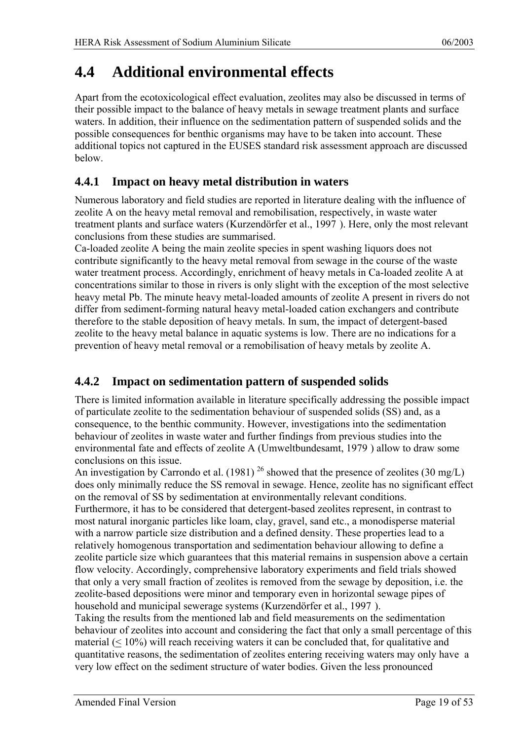# 4.4 Additional environmental effects

Apart from the ecotoxicological effect evaluation, zeolites may also be discussed in terms of their possible impact to the balance of heavy metals in sewage treatment plants and surface waters. In addition, their influence on the sedimentation pattern of suspended solids and the possible consequences for benthic organisms may have to be taken into account. These additional topics not captured in the EUSES standard risk assessment approach are discussed below.

## 4.4.1 Impact on heavy metal distribution in waters

Numerous laboratory and field studies are reported in literature dealing with the influence of zeolite A on the heavy metal removal and remobilisation, respectively, in waste water treatment plants and surface waters (Kurzendörfer et al., 1997 ). Here, only the most relevant conclusions from these studies are summarised.

Ca-loaded zeolite A being the main zeolite species in spent washing liquors does not contribute significantly to the heavy metal removal from sewage in the course of the waste water treatment process. Accordingly, enrichment of heavy metals in Ca-loaded zeolite A at concentrations similar to those in rivers is only slight with the exception of the most selective heavy metal Pb. The minute heavy metal-loaded amounts of zeolite A present in rivers do not differ from sediment-forming natural heavy metal-loaded cation exchangers and contribute therefore to the stable deposition of heavy metals. In sum, the impact of detergent-based zeolite to the heavy metal balance in aquatic systems is low. There are no indications for a prevention of heavy metal removal or a remobilisation of heavy metals by zeolite A.

## 4.4.2 Impact on sedimentation pattern of suspended solids

There is limited information available in literature specifically addressing the possible impact of particulate zeolite to the sedimentation behaviour of suspended solids (SS) and, as a consequence, to the benthic community. However, investigations into the sedimentation behaviour of zeolites in waste water and further findings from previous studies into the environmental fate and effects of zeolite A (Umweltbundesamt, 1979 ) allow to draw some conclusions on this issue.

An investigation by Carrondo et al. (1981) [26] showed that the presence of zeolites (30 mg/L) does only minimally reduce the SS removal in sewage. Hence, zeolite has no significant effect on the removal of SS by sedimentation at environmentally relevant conditions.

Furthermore, it has to be considered that detergent-based zeolites represent, in contrast to most natural inorganic particles like loam, clay, gravel, sand etc., a monodisperse material with a narrow particle size distribution and a defined density. These properties lead to a relatively homogenous transportation and sedimentation behaviour allowing to define a zeolite particle size which guarantees that this material remains in suspension above a certain flow velocity. Accordingly, comprehensive laboratory experiments and field trials showed that only a very small fraction of zeolites is removed from the sewage by deposition, i.e. the zeolite-based depositions were minor and temporary even in horizontal sewage pipes of household and municipal sewerage systems (Kurzendörfer et al., 1997 ).

Taking the results from the mentioned lab and field measurements on the sedimentation behaviour of zeolites into account and considering the fact that only a small percentage of this material ($\leq$ 10%) will reach receiving waters it can be concluded that, for qualitative and quantitative reasons, the sedimentation of zeolites entering receiving waters may only have a very low effect on the sediment structure of water bodies. Given the less pronounced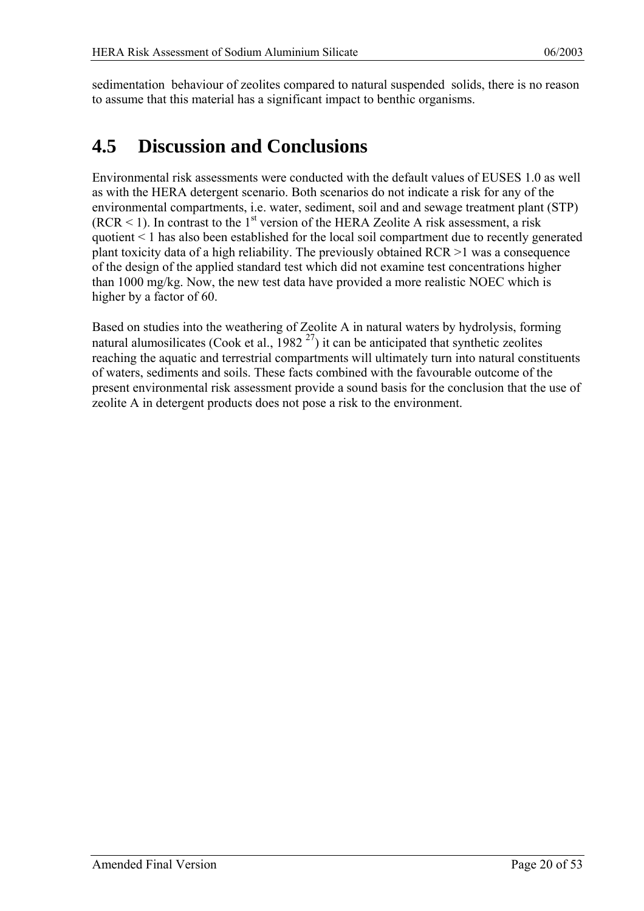sedimentation behaviour of zeolites compared to natural suspended solids, there is no reason to assume that this material has a significant impact to benthic organisms.

## 4.5 Discussion and Conclusions

Environmental risk assessments were conducted with the default values of EUSES 1.0 as well as with the HERA detergent scenario. Both scenarios do not indicate a risk for any of the environmental compartments, i.e. water, sediment, soil and and sewage treatment plant (STP) (RCR < 1). In contrast to the 1st version of the HERA Zeolite A risk assessment, a risk quotient < 1 has also been established for the local soil compartment due to recently generated plant toxicity data of a high reliability. The previously obtained RCR >1 was a consequence of the design of the applied standard test which did not examine test concentrations higher than 1000 mg/kg. Now, the new test data have provided a more realistic NOEC which is higher by a factor of 60.

Based on studies into the weathering of Zeolite A in natural waters by hydrolysis, forming natural alumosilicates (Cook et al., 1982 [27]) it can be anticipated that synthetic zeolites reaching the aquatic and terrestrial compartments will ultimately turn into natural constituents of waters, sediments and soils. These facts combined with the favourable outcome of the present environmental risk assessment provide a sound basis for the conclusion that the use of zeolite A in detergent products does not pose a risk to the environment.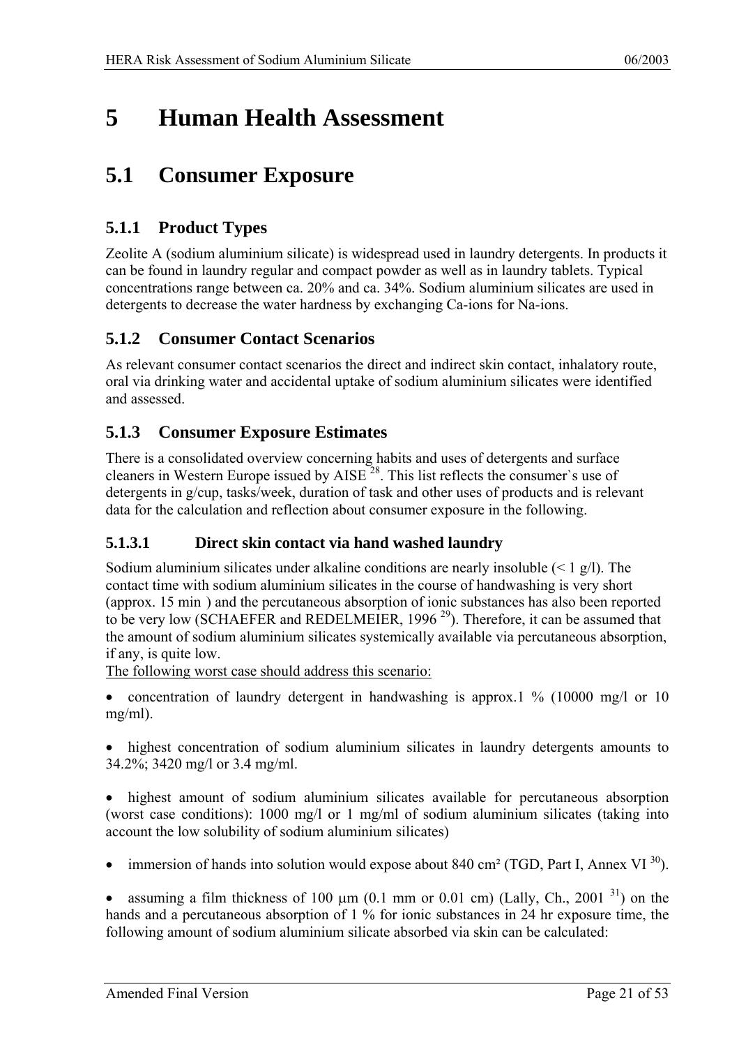# 5 Human Health Assessment

## 5.1 Consumer Exposure

### 5.1.1 Product Types

Zeolite A (sodium aluminium silicate) is widespread used in laundry detergents. In products it can be found in laundry regular and compact powder as well as in laundry tablets. Typical concentrations range between ca. 20% and ca. 34%. Sodium aluminium silicates are used in detergents to decrease the water hardness by exchanging Ca-ions for Na-ions.

### 5.1.2 Consumer Contact Scenarios

As relevant consumer contact scenarios the direct and indirect skin contact, inhalatory route, oral via drinking water and accidental uptake of sodium aluminium silicates were identified and assessed.

### 5.1.3 Consumer Exposure Estimates

There is a consolidated overview concerning habits and uses of detergents and surface cleaners in Western Europe issued by AISE [28]. This list reflects the consumer`s use of detergents in g/cup, tasks/week, duration of task and other uses of products and is relevant data for the calculation and reflection about consumer exposure in the following.

#### 5.1.3.1 Direct skin contact via hand washed laundry

Sodium aluminium silicates under alkaline conditions are nearly insoluble (< 1 g/l). The contact time with sodium aluminium silicates in the course of handwashing is very short (approx. 15 min ) and the percutaneous absorption of ionic substances has also been reported to be very low (SCHAEFER and REDELMEIER, 1996 [29]). Therefore, it can be assumed that the amount of sodium aluminium silicates systemically available via percutaneous absorption, if any, is quite low.

<u>The following worst case should address this scenario:</u>

- concentration of laundry detergent in handwashing is approx.1 % (10000 mg/l or 10 mg/ml).
- highest concentration of sodium aluminium silicates in laundry detergents amounts to 34.2%; 3420 mg/l or 3.4 mg/ml.
- highest amount of sodium aluminium silicates available for percutaneous absorption (worst case conditions): 1000 mg/l or 1 mg/ml of sodium aluminium silicates (taking into account the low solubility of sodium aluminium silicates)
- immersion of hands into solution would expose about 840 cm² (TGD, Part I, Annex VI [30]).
- assuming a film thickness of 100 µm (0.1 mm or 0.01 cm) (Lally, Ch., 2001 [31]) on the hands and a percutaneous absorption of 1 % for ionic substances in 24 hr exposure time, the following amount of sodium aluminium silicate absorbed via skin can be calculated: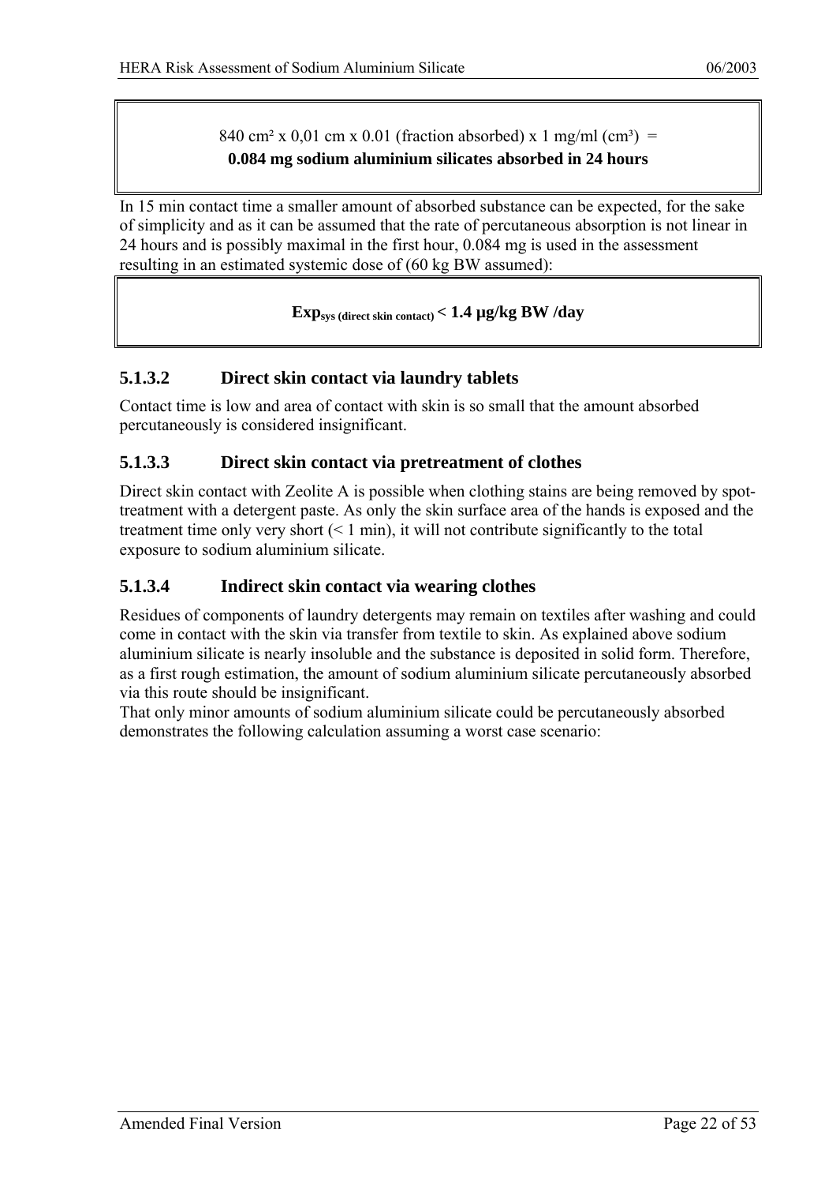$840\ cm^2 \times 0{,}01\ cm \times 0.01$ (fraction absorbed) $\times\ 1\ mg/ml\ (cm^3)$ =
**0.084 mg sodium aluminium silicates absorbed in 24 hours**

In 15 min contact time a smaller amount of absorbed substance can be expected, for the sake of simplicity and as it can be assumed that the rate of percutaneous absorption is not linear in 24 hours and is possibly maximal in the first hour, 0.084 mg is used in the assessment resulting in an estimated systemic dose of (60 kg BW assumed):

**$Exp_{sys\ (direct\ skin\ contact)}$ < 1.4 µg/kg BW /day**

### 5.1.3.2 Direct skin contact via laundry tablets

Contact time is low and area of contact with skin is so small that the amount absorbed percutaneously is considered insignificant.

### 5.1.3.3 Direct skin contact via pretreatment of clothes

Direct skin contact with Zeolite A is possible when clothing stains are being removed by spot-treatment with a detergent paste. As only the skin surface area of the hands is exposed and the treatment time only very short (< 1 min), it will not contribute significantly to the total exposure to sodium aluminium silicate.

### 5.1.3.4 Indirect skin contact via wearing clothes

Residues of components of laundry detergents may remain on textiles after washing and could come in contact with the skin via transfer from textile to skin. As explained above sodium aluminium silicate is nearly insoluble and the substance is deposited in solid form. Therefore, as a first rough estimation, the amount of sodium aluminium silicate percutaneously absorbed via this route should be insignificant.
That only minor amounts of sodium aluminium silicate could be percutaneously absorbed demonstrates the following calculation assuming a worst case scenario: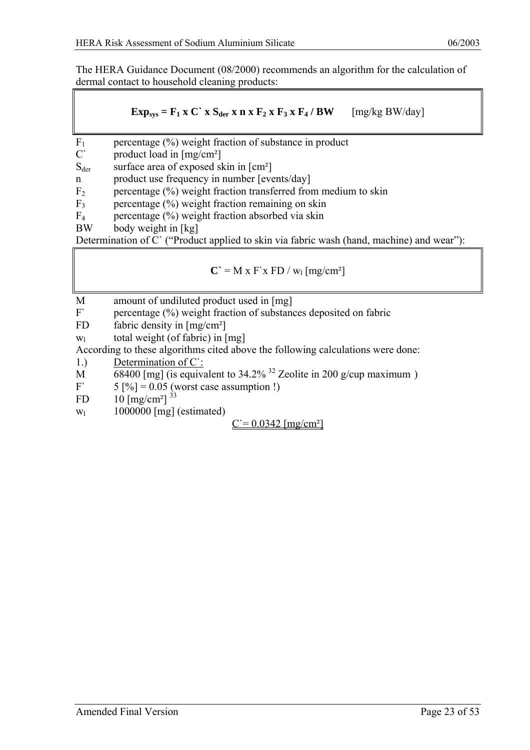The HERA Guidance Document (08/2000) recommends an algorithm for the calculation of dermal contact to household cleaning products:

$$\mathbf{Exp_{sys} = F_1 \times C` \times S_{der} \times n \times F_2 \times F_3 \times F_4 / BW} \quad \text{[mg/kg BW/day]}$$

| | |
|---|---|
| $F_1$ | percentage (%) weight fraction of substance in product |
| C` | product load in [mg/cm²] |
| $S_{der}$ | surface area of exposed skin in [cm²] |
| n | product use frequency in number [events/day] |
| $F_2$ | percentage (%) weight fraction transferred from medium to skin |
| $F_3$ | percentage (%) weight fraction remaining on skin |
| $F_4$ | percentage (%) weight fraction absorbed via skin |
| BW | body weight in [kg] |

Determination of C` ("Product applied to skin via fabric wash (hand, machine) and wear"):

$$\mathbf{C`} = M \times F` \times FD / w_l \text{ [mg/cm²]}$$

| | |
|---|---|
| M | amount of undiluted product used in [mg] |
| F` | percentage (%) weight fraction of substances deposited on fabric |
| FD | fabric density in [mg/cm²] |
| $w_l$ | total weight (of fabric) in [mg] |

According to these algorithms cited above the following calculations were done:

1.) Determination of C`:

| | |
|---|---|
| M | 68400 [mg] (is equivalent to 34.2% [32] Zeolite in 200 g/cup maximum ) |
| F` | 5 [%] = 0.05 (worst case assumption !) |
| FD | 10 [mg/cm²] [33] |
| $w_l$ | 1000000 [mg] (estimated) |

C`= 0.0342 [mg/cm²]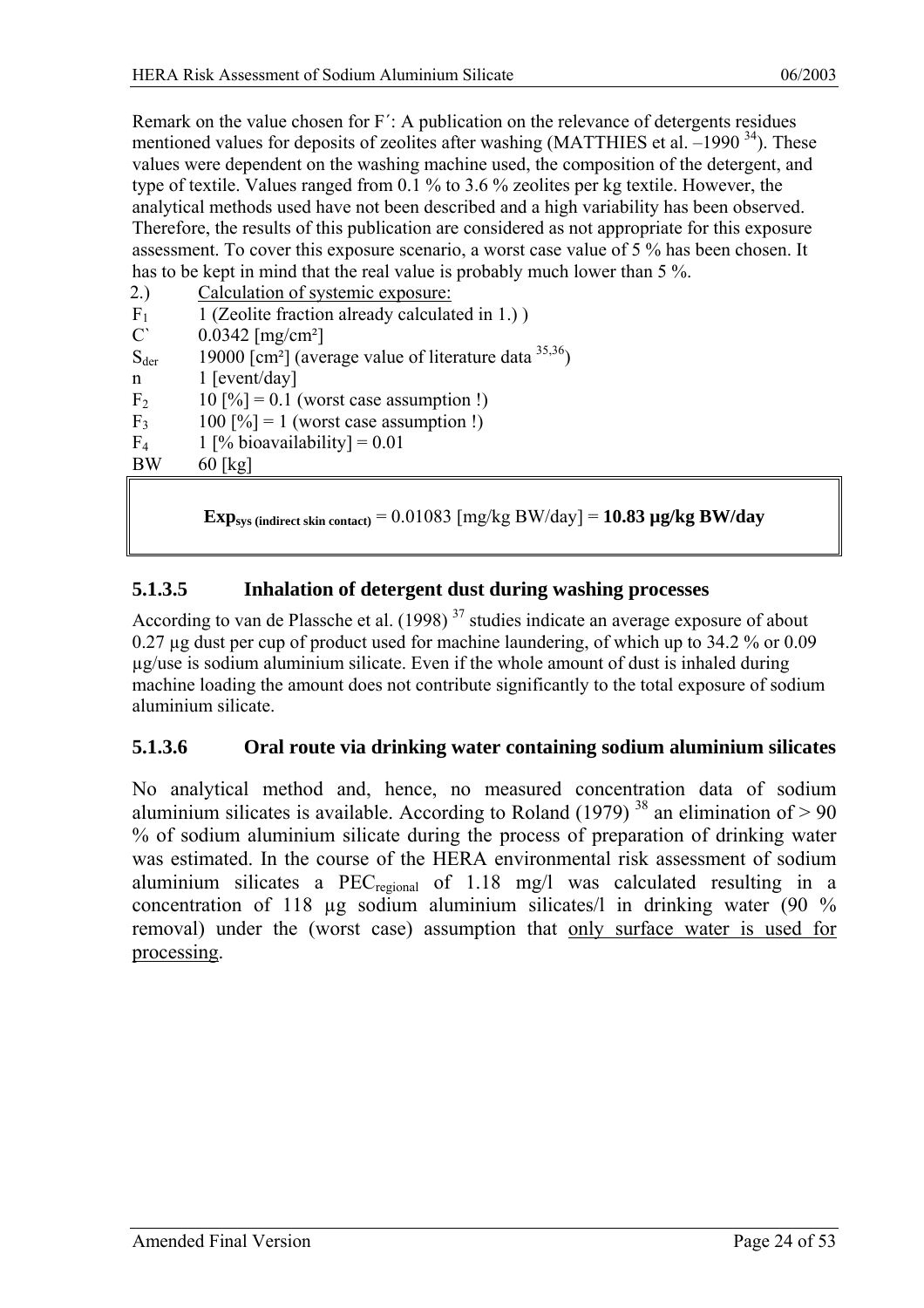Remark on the value chosen for F´: A publication on the relevance of detergents residues mentioned values for deposits of zeolites after washing (MATTHIES et al. –1990 [34]). These values were dependent on the washing machine used, the composition of the detergent, and type of textile. Values ranged from 0.1 % to 3.6 % zeolites per kg textile. However, the analytical methods used have not been described and a high variability has been observed. Therefore, the results of this publication are considered as not appropriate for this exposure assessment. To cover this exposure scenario, a worst case value of 5 % has been chosen. It has to be kept in mind that the real value is probably much lower than 5 %.

2.) Calculation of systemic exposure:

| | |
|---|---|
| $F_1$ | 1 (Zeolite fraction already calculated in 1.) ) |
| C` | 0.0342 [mg/cm²] |
| $S_{der}$ | 19000 [cm²] (average value of literature data [35,36]) |
| n | 1 [event/day] |
| $F_2$ | 10 [%] = 0.1 (worst case assumption !) |
| $F_3$ | 100 [%] = 1 (worst case assumption !) |
| $F_4$ | 1 [% bioavailability] = 0.01 |
| BW | 60 [kg] |

$Exp_{sys\ (indirect\ skin\ contact)}$ = 0.01083 [mg/kg BW/day] = **10.83 µg/kg BW/day**

### 5.1.3.5 Inhalation of detergent dust during washing processes

According to van de Plassche et al. (1998) [37] studies indicate an average exposure of about 0.27 µg dust per cup of product used for machine laundering, of which up to 34.2 % or 0.09 µg/use is sodium aluminium silicate. Even if the whole amount of dust is inhaled during machine loading the amount does not contribute significantly to the total exposure of sodium aluminium silicate.

### 5.1.3.6 Oral route via drinking water containing sodium aluminium silicates

No analytical method and, hence, no measured concentration data of sodium aluminium silicates is available. According to Roland (1979) [38] an elimination of > 90 % of sodium aluminium silicate during the process of preparation of drinking water was estimated. In the course of the HERA environmental risk assessment of sodium aluminium silicates a $PEC_{regional}$ of 1.18 mg/l was calculated resulting in a concentration of 118 µg sodium aluminium silicates/l in drinking water (90 % removal) under the (worst case) assumption that only surface water is used for processing.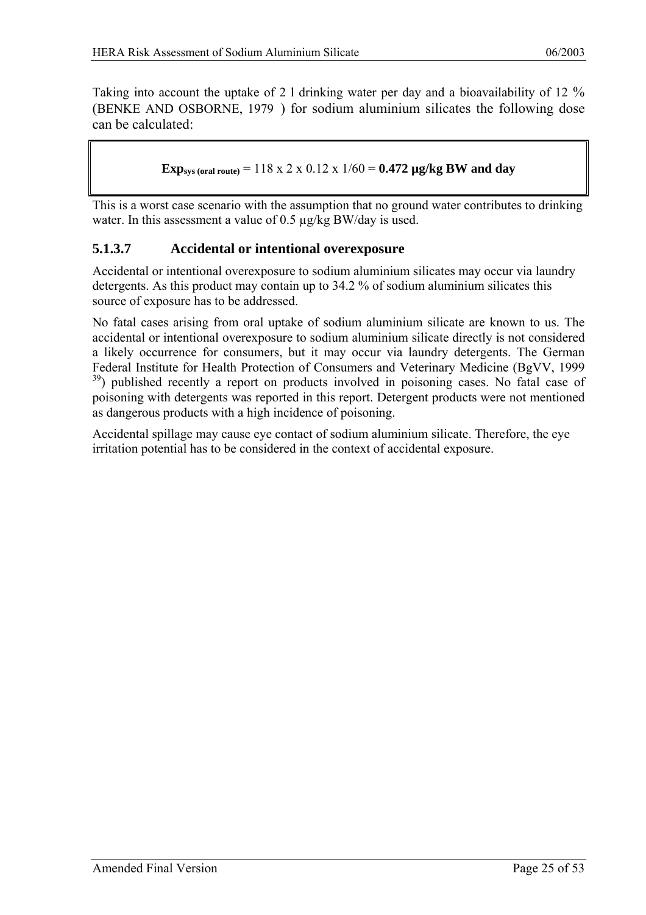Taking into account the uptake of 2 l drinking water per day and a bioavailability of 12 % (BENKE AND OSBORNE, 1979 ) for sodium aluminium silicates the following dose can be calculated:

$$\mathbf{Exp_{sys\ (oral\ route)}} = 118 \times 2 \times 0.12 \times 1/60 = \mathbf{0.472\ \mu g/kg\ BW\ and\ day}$$

This is a worst case scenario with the assumption that no ground water contributes to drinking water. In this assessment a value of 0.5 µg/kg BW/day is used.

### 5.1.3.7 Accidental or intentional overexposure

Accidental or intentional overexposure to sodium aluminium silicates may occur via laundry detergents. As this product may contain up to 34.2 % of sodium aluminium silicates this source of exposure has to be addressed.

No fatal cases arising from oral uptake of sodium aluminium silicate are known to us. The accidental or intentional overexposure to sodium aluminium silicate directly is not considered a likely occurrence for consumers, but it may occur via laundry detergents. The German Federal Institute for Health Protection of Consumers and Veterinary Medicine (BgVV, 1999 [39]) published recently a report on products involved in poisoning cases. No fatal case of poisoning with detergents was reported in this report. Detergent products were not mentioned as dangerous products with a high incidence of poisoning.

Accidental spillage may cause eye contact of sodium aluminium silicate. Therefore, the eye irritation potential has to be considered in the context of accidental exposure.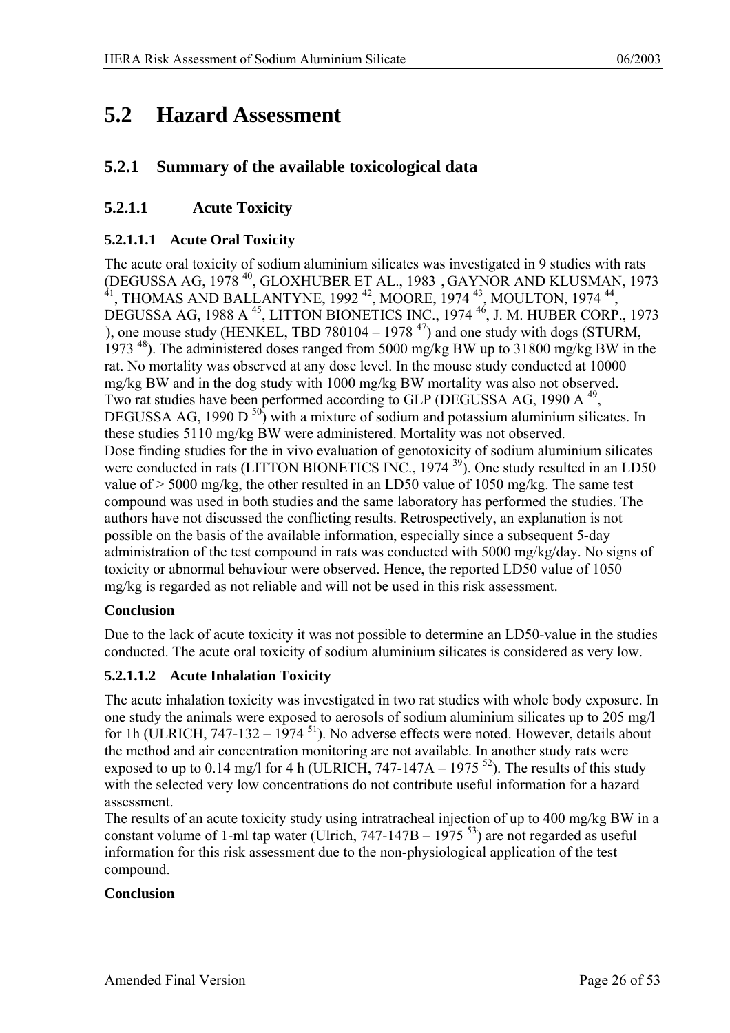# 5.2 Hazard Assessment

## 5.2.1 Summary of the available toxicological data

### 5.2.1.1 Acute Toxicity

#### 5.2.1.1.1 Acute Oral Toxicity

The acute oral toxicity of sodium aluminium silicates was investigated in 9 studies with rats (DEGUSSA AG, 1978 [40], GLOXHUBER ET AL., 1983 , GAYNOR AND KLUSMAN, 1973 [41], THOMAS AND BALLANTYNE, 1992 [42], MOORE, 1974 [43], MOULTON, 1974 [44], DEGUSSA AG, 1988 A [45], LITTON BIONETICS INC., 1974 [46], J. M. HUBER CORP., 1973 ), one mouse study (HENKEL, TBD 780104 – 1978 [47]) and one study with dogs (STURM, 1973 [48]). The administered doses ranged from 5000 mg/kg BW up to 31800 mg/kg BW in the rat. No mortality was observed at any dose level. In the mouse study conducted at 10000 mg/kg BW and in the dog study with 1000 mg/kg BW mortality was also not observed.
Two rat studies have been performed according to GLP (DEGUSSA AG, 1990 A [49], DEGUSSA AG, 1990 D [50]) with a mixture of sodium and potassium aluminium silicates. In these studies 5110 mg/kg BW were administered. Mortality was not observed.
Dose finding studies for the in vivo evaluation of genotoxicity of sodium aluminium silicates were conducted in rats (LITTON BIONETICS INC., 1974 [39]). One study resulted in an LD50 value of > 5000 mg/kg, the other resulted in an LD50 value of 1050 mg/kg. The same test compound was used in both studies and the same laboratory has performed the studies. The authors have not discussed the conflicting results. Retrospectively, an explanation is not possible on the basis of the available information, especially since a subsequent 5-day administration of the test compound in rats was conducted with 5000 mg/kg/day. No signs of toxicity or abnormal behaviour were observed. Hence, the reported LD50 value of 1050 mg/kg is regarded as not reliable and will not be used in this risk assessment.

**Conclusion**

Due to the lack of acute toxicity it was not possible to determine an LD50-value in the studies conducted. The acute oral toxicity of sodium aluminium silicates is considered as very low.

#### 5.2.1.1.2 Acute Inhalation Toxicity

The acute inhalation toxicity was investigated in two rat studies with whole body exposure. In one study the animals were exposed to aerosols of sodium aluminium silicates up to 205 mg/l for 1h (ULRICH, 747-132 – 1974 [51]). No adverse effects were noted. However, details about the method and air concentration monitoring are not available. In another study rats were exposed to up to 0.14 mg/l for 4 h (ULRICH, 747-147A – 1975 [52]). The results of this study with the selected very low concentrations do not contribute useful information for a hazard assessment.
The results of an acute toxicity study using intratracheal injection of up to 400 mg/kg BW in a constant volume of 1-ml tap water (Ulrich, 747-147B – 1975 [53]) are not regarded as useful information for this risk assessment due to the non-physiological application of the test compound.

**Conclusion**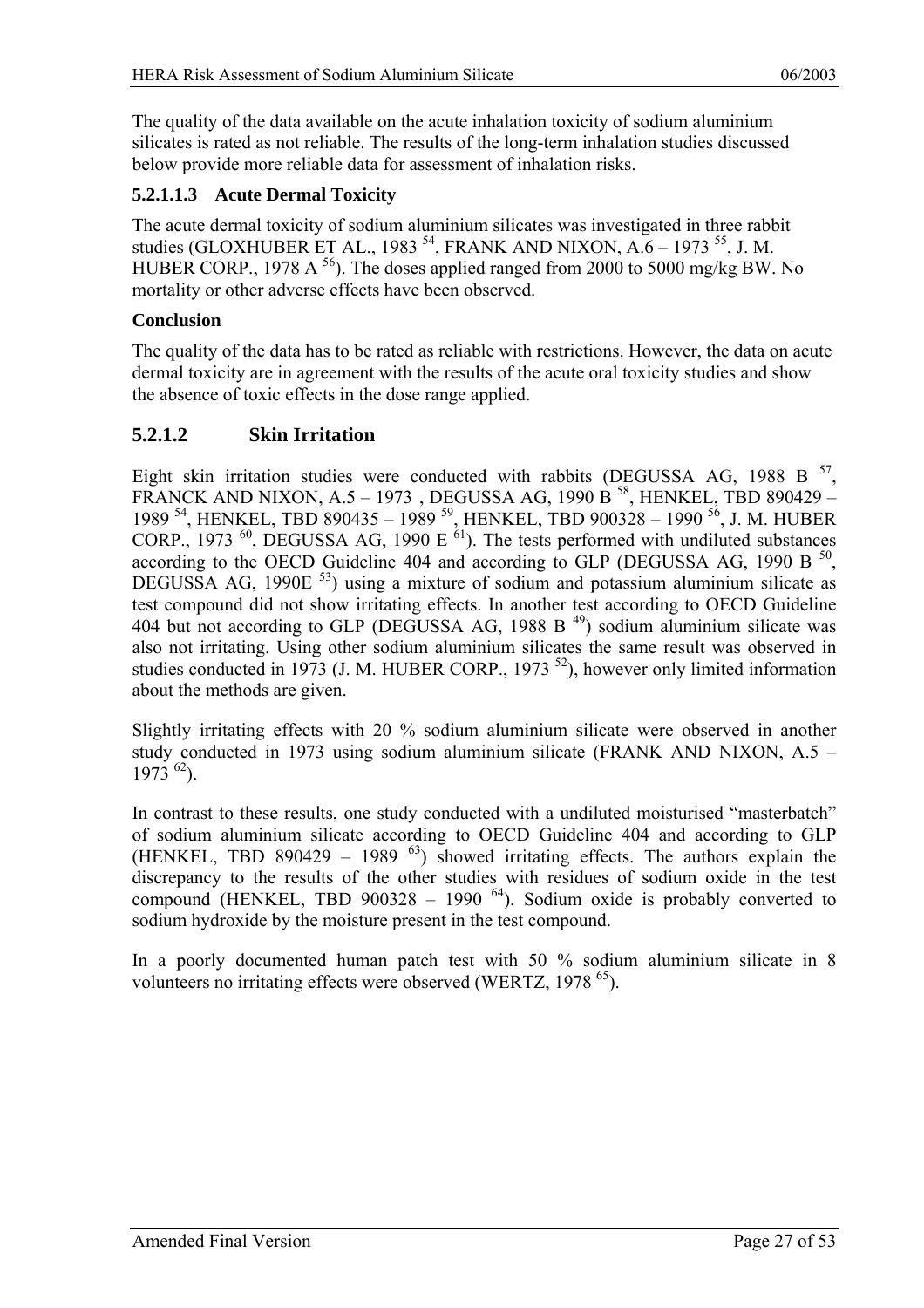The quality of the data available on the acute inhalation toxicity of sodium aluminium silicates is rated as not reliable. The results of the long-term inhalation studies discussed below provide more reliable data for assessment of inhalation risks.

#### 5.2.1.1.3 Acute Dermal Toxicity

The acute dermal toxicity of sodium aluminium silicates was investigated in three rabbit studies (GLOXHUBER ET AL., 1983 [54], FRANK AND NIXON, A.6 – 1973 [55], J. M. HUBER CORP., 1978 A [56]). The doses applied ranged from 2000 to 5000 mg/kg BW. No mortality or other adverse effects have been observed.

**Conclusion**

The quality of the data has to be rated as reliable with restrictions. However, the data on acute dermal toxicity are in agreement with the results of the acute oral toxicity studies and show the absence of toxic effects in the dose range applied.

### 5.2.1.2 Skin Irritation

Eight skin irritation studies were conducted with rabbits (DEGUSSA AG, 1988 B [57], FRANCK AND NIXON, A.5 – 1973 , DEGUSSA AG, 1990 B [58], HENKEL, TBD 890429 – 1989 [54], HENKEL, TBD 890435 – 1989 [59], HENKEL, TBD 900328 – 1990 [56], J. M. HUBER CORP., 1973 [60], DEGUSSA AG, 1990 E [61]). The tests performed with undiluted substances according to the OECD Guideline 404 and according to GLP (DEGUSSA AG, 1990 B [50], DEGUSSA AG, 1990E [53]) using a mixture of sodium and potassium aluminium silicate as test compound did not show irritating effects. In another test according to OECD Guideline 404 but not according to GLP (DEGUSSA AG, 1988 B [49]) sodium aluminium silicate was also not irritating. Using other sodium aluminium silicates the same result was observed in studies conducted in 1973 (J. M. HUBER CORP., 1973 [52]), however only limited information about the methods are given.

Slightly irritating effects with 20 % sodium aluminium silicate were observed in another study conducted in 1973 using sodium aluminium silicate (FRANK AND NIXON, A.5 – 1973 [62]).

In contrast to these results, one study conducted with a undiluted moisturised "masterbatch" of sodium aluminium silicate according to OECD Guideline 404 and according to GLP (HENKEL, TBD 890429 – 1989 [63]) showed irritating effects. The authors explain the discrepancy to the results of the other studies with residues of sodium oxide in the test compound (HENKEL, TBD 900328 – 1990 [64]). Sodium oxide is probably converted to sodium hydroxide by the moisture present in the test compound.

In a poorly documented human patch test with 50 % sodium aluminium silicate in 8 volunteers no irritating effects were observed (WERTZ, 1978 [65]).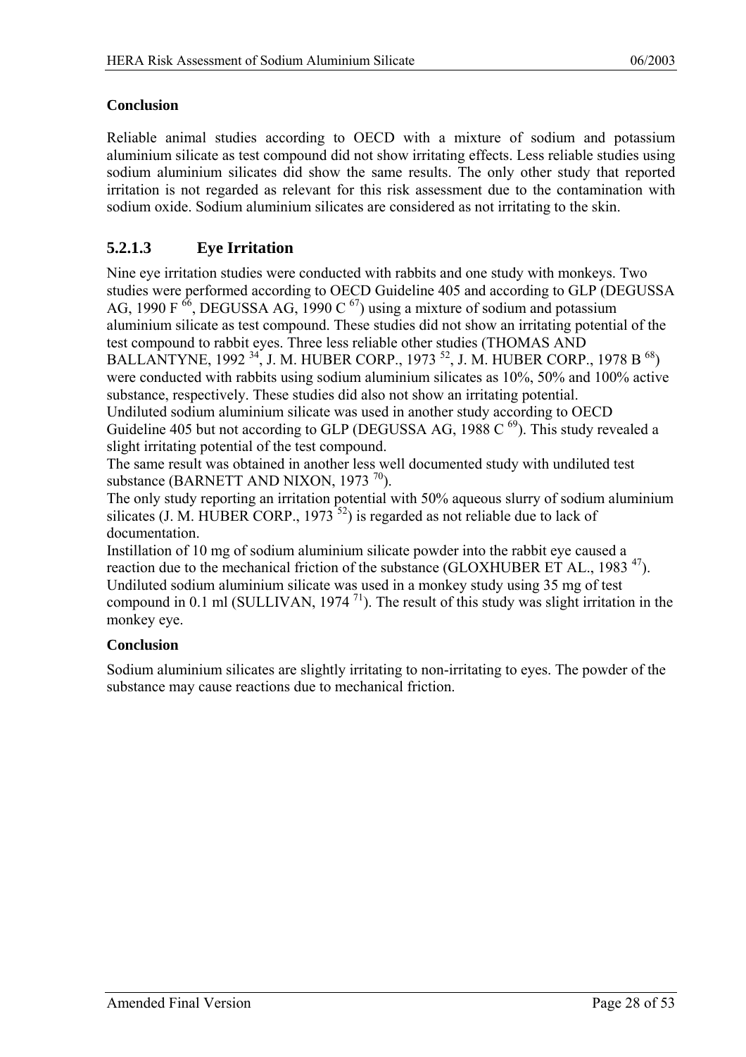**Conclusion**

Reliable animal studies according to OECD with a mixture of sodium and potassium aluminium silicate as test compound did not show irritating effects. Less reliable studies using sodium aluminium silicates did show the same results. The only other study that reported irritation is not regarded as relevant for this risk assessment due to the contamination with sodium oxide. Sodium aluminium silicates are considered as not irritating to the skin.

### 5.2.1.3 Eye Irritation

Nine eye irritation studies were conducted with rabbits and one study with monkeys. Two studies were performed according to OECD Guideline 405 and according to GLP (DEGUSSA AG, 1990 F [66], DEGUSSA AG, 1990 C [67]) using a mixture of sodium and potassium aluminium silicate as test compound. These studies did not show an irritating potential of the test compound to rabbit eyes. Three less reliable other studies (THOMAS AND BALLANTYNE, 1992 [34], J. M. HUBER CORP., 1973 [52], J. M. HUBER CORP., 1978 B [68]) were conducted with rabbits using sodium aluminium silicates as 10%, 50% and 100% active substance, respectively. These studies did also not show an irritating potential.
Undiluted sodium aluminium silicate was used in another study according to OECD Guideline 405 but not according to GLP (DEGUSSA AG, 1988 C [69]). This study revealed a slight irritating potential of the test compound.
The same result was obtained in another less well documented study with undiluted test substance (BARNETT AND NIXON, 1973 [70]).
The only study reporting an irritation potential with 50% aqueous slurry of sodium aluminium silicates (J. M. HUBER CORP., 1973 [52]) is regarded as not reliable due to lack of documentation.
Instillation of 10 mg of sodium aluminium silicate powder into the rabbit eye caused a reaction due to the mechanical friction of the substance (GLOXHUBER ET AL., 1983 [47]).
Undiluted sodium aluminium silicate was used in a monkey study using 35 mg of test compound in 0.1 ml (SULLIVAN, 1974 [71]). The result of this study was slight irritation in the monkey eye.

**Conclusion**

Sodium aluminium silicates are slightly irritating to non-irritating to eyes. The powder of the substance may cause reactions due to mechanical friction.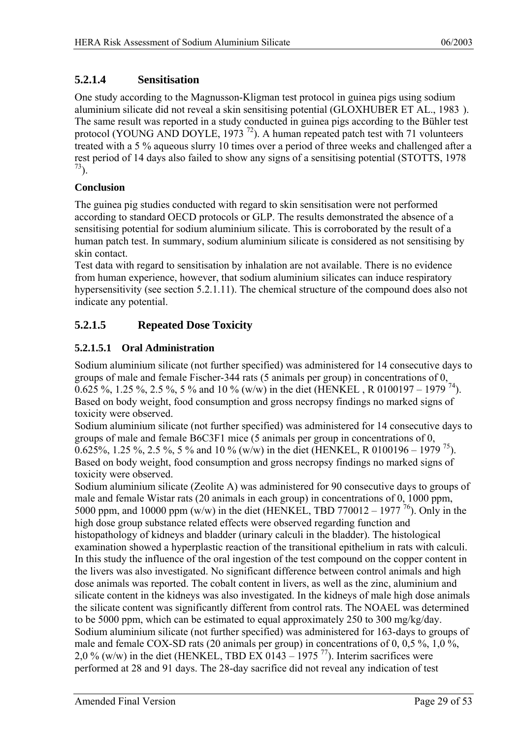### 5.2.1.4 Sensitisation

One study according to the Magnusson-Kligman test protocol in guinea pigs using sodium aluminium silicate did not reveal a skin sensitising potential (GLOXHUBER ET AL., 1983 ). The same result was reported in a study conducted in guinea pigs according to the Bühler test protocol (YOUNG AND DOYLE, 1973 [72]). A human repeated patch test with 71 volunteers treated with a 5 % aqueous slurry 10 times over a period of three weeks and challenged after a rest period of 14 days also failed to show any signs of a sensitising potential (STOTTS, 1978 [73]).

**Conclusion**

The guinea pig studies conducted with regard to skin sensitisation were not performed according to standard OECD protocols or GLP. The results demonstrated the absence of a sensitising potential for sodium aluminium silicate. This is corroborated by the result of a human patch test. In summary, sodium aluminium silicate is considered as not sensitising by skin contact.

Test data with regard to sensitisation by inhalation are not available. There is no evidence from human experience, however, that sodium aluminium silicates can induce respiratory hypersensitivity (see section 5.2.1.11). The chemical structure of the compound does also not indicate any potential.

### 5.2.1.5 Repeated Dose Toxicity

#### 5.2.1.5.1 Oral Administration

Sodium aluminium silicate (not further specified) was administered for 14 consecutive days to groups of male and female Fischer-344 rats (5 animals per group) in concentrations of 0, 0.625 %, 1.25 %, 2.5 %, 5 % and 10 % (w/w) in the diet (HENKEL , R 0100197 – 1979 [74]). Based on body weight, food consumption and gross necropsy findings no marked signs of toxicity were observed.

Sodium aluminium silicate (not further specified) was administered for 14 consecutive days to groups of male and female B6C3F1 mice (5 animals per group in concentrations of 0, 0.625%, 1.25 %, 2.5 %, 5 % and 10 % (w/w) in the diet (HENKEL, R 0100196 – 1979 [75]). Based on body weight, food consumption and gross necropsy findings no marked signs of toxicity were observed.

Sodium aluminium silicate (Zeolite A) was administered for 90 consecutive days to groups of male and female Wistar rats (20 animals in each group) in concentrations of 0, 1000 ppm, 5000 ppm, and 10000 ppm (w/w) in the diet (HENKEL, TBD 770012 – 1977 [76]). Only in the high dose group substance related effects were observed regarding function and histopathology of kidneys and bladder (urinary calculi in the bladder). The histological examination showed a hyperplastic reaction of the transitional epithelium in rats with calculi. In this study the influence of the oral ingestion of the test compound on the copper content in the livers was also investigated. No significant difference between control animals and high dose animals was reported. The cobalt content in livers, as well as the zinc, aluminium and silicate content in the kidneys was also investigated. In the kidneys of male high dose animals the silicate content was significantly different from control rats. The NOAEL was determined to be 5000 ppm, which can be estimated to equal approximately 250 to 300 mg/kg/day.

Sodium aluminium silicate (not further specified) was administered for 163-days to groups of male and female COX-SD rats (20 animals per group) in concentrations of 0, 0,5 %, 1,0 %, 2,0 % (w/w) in the diet (HENKEL, TBD EX 0143 – 1975 [77]). Interim sacrifices were performed at 28 and 91 days. The 28-day sacrifice did not reveal any indication of test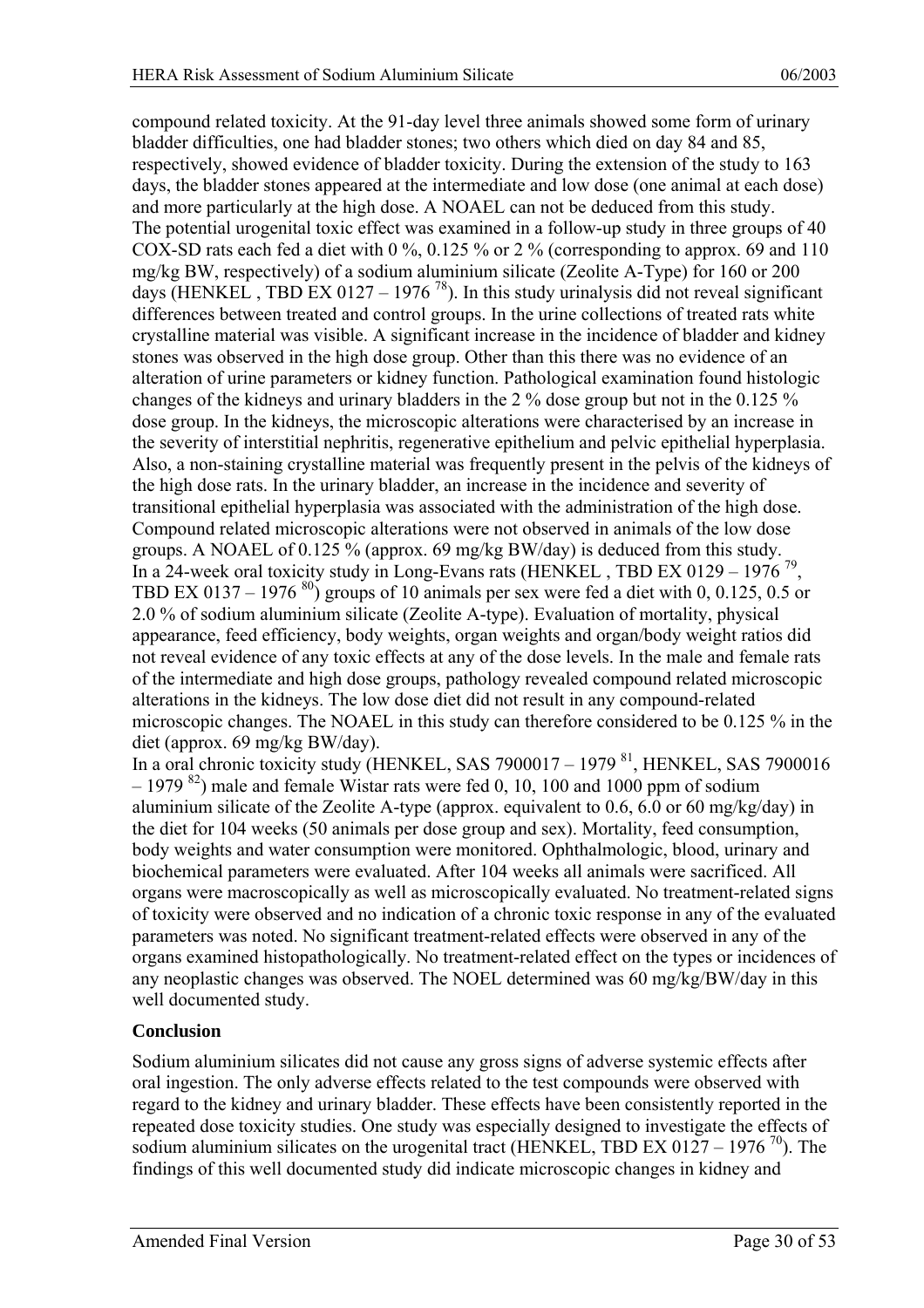compound related toxicity. At the 91-day level three animals showed some form of urinary bladder difficulties, one had bladder stones; two others which died on day 84 and 85, respectively, showed evidence of bladder toxicity. During the extension of the study to 163 days, the bladder stones appeared at the intermediate and low dose (one animal at each dose) and more particularly at the high dose. A NOAEL can not be deduced from this study.
The potential urogenital toxic effect was examined in a follow-up study in three groups of 40 COX-SD rats each fed a diet with 0 %, 0.125 % or 2 % (corresponding to approx. 69 and 110 mg/kg BW, respectively) of a sodium aluminium silicate (Zeolite A-Type) for 160 or 200 days (HENKEL , TBD EX 0127 – 1976 [78]). In this study urinalysis did not reveal significant differences between treated and control groups. In the urine collections of treated rats white crystalline material was visible. A significant increase in the incidence of bladder and kidney stones was observed in the high dose group. Other than this there was no evidence of an alteration of urine parameters or kidney function. Pathological examination found histologic changes of the kidneys and urinary bladders in the 2 % dose group but not in the 0.125 % dose group. In the kidneys, the microscopic alterations were characterised by an increase in the severity of interstitial nephritis, regenerative epithelium and pelvic epithelial hyperplasia. Also, a non-staining crystalline material was frequently present in the pelvis of the kidneys of the high dose rats. In the urinary bladder, an increase in the incidence and severity of transitional epithelial hyperplasia was associated with the administration of the high dose. Compound related microscopic alterations were not observed in animals of the low dose groups. A NOAEL of 0.125 % (approx. 69 mg/kg BW/day) is deduced from this study.
In a 24-week oral toxicity study in Long-Evans rats (HENKEL , TBD EX 0129 – 1976 [79], TBD EX 0137 – 1976 [80]) groups of 10 animals per sex were fed a diet with 0, 0.125, 0.5 or 2.0 % of sodium aluminium silicate (Zeolite A-type). Evaluation of mortality, physical appearance, feed efficiency, body weights, organ weights and organ/body weight ratios did not reveal evidence of any toxic effects at any of the dose levels. In the male and female rats of the intermediate and high dose groups, pathology revealed compound related microscopic alterations in the kidneys. The low dose diet did not result in any compound-related microscopic changes. The NOAEL in this study can therefore considered to be 0.125 % in the diet (approx. 69 mg/kg BW/day).
In a oral chronic toxicity study (HENKEL, SAS 7900017 – 1979 [81], HENKEL, SAS 7900016 – 1979 [82]) male and female Wistar rats were fed 0, 10, 100 and 1000 ppm of sodium aluminium silicate of the Zeolite A-type (approx. equivalent to 0.6, 6.0 or 60 mg/kg/day) in the diet for 104 weeks (50 animals per dose group and sex). Mortality, feed consumption, body weights and water consumption were monitored. Ophthalmologic, blood, urinary and biochemical parameters were evaluated. After 104 weeks all animals were sacrificed. All organs were macroscopically as well as microscopically evaluated. No treatment-related signs of toxicity were observed and no indication of a chronic toxic response in any of the evaluated parameters was noted. No significant treatment-related effects were observed in any of the organs examined histopathologically. No treatment-related effect on the types or incidences of any neoplastic changes was observed. The NOEL determined was 60 mg/kg/BW/day in this well documented study.

**Conclusion**

Sodium aluminium silicates did not cause any gross signs of adverse systemic effects after oral ingestion. The only adverse effects related to the test compounds were observed with regard to the kidney and urinary bladder. These effects have been consistently reported in the repeated dose toxicity studies. One study was especially designed to investigate the effects of sodium aluminium silicates on the urogenital tract (HENKEL, TBD EX 0127 – 1976 [70]). The findings of this well documented study did indicate microscopic changes in kidney and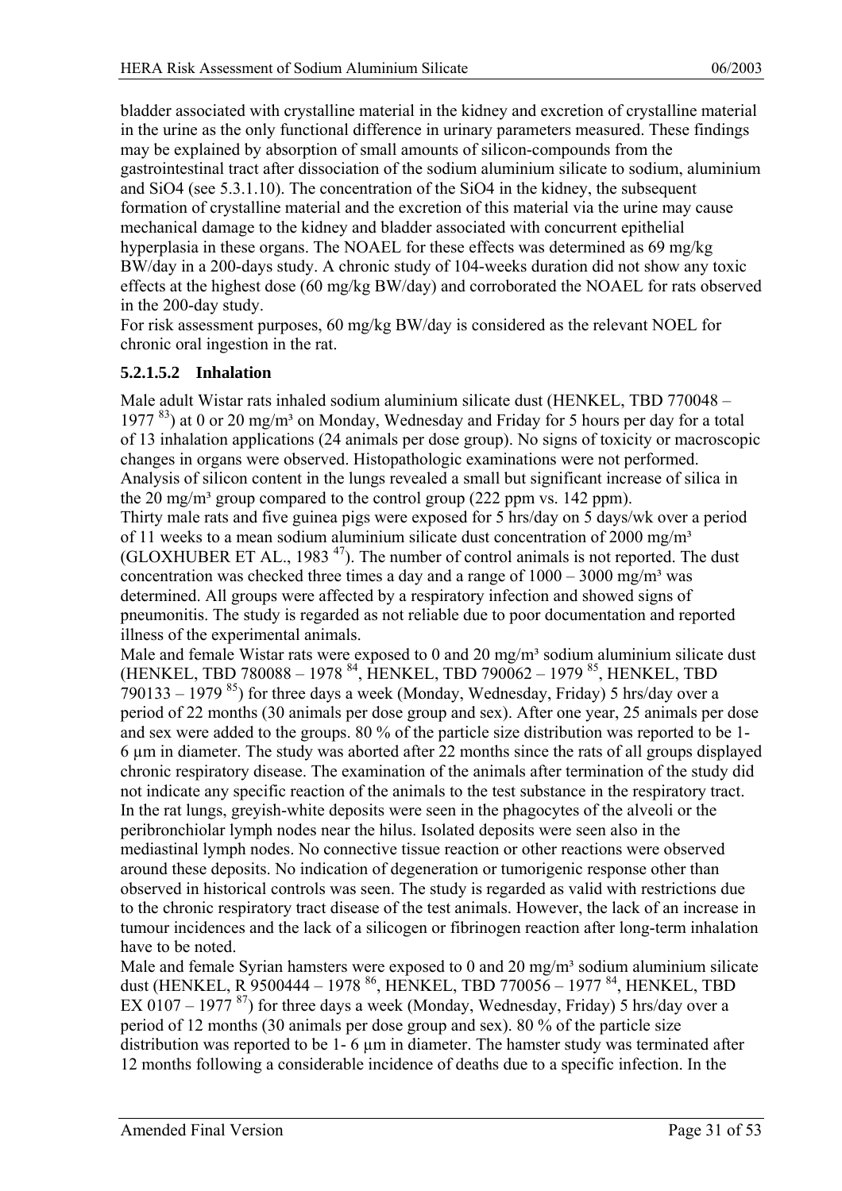bladder associated with crystalline material in the kidney and excretion of crystalline material in the urine as the only functional difference in urinary parameters measured. These findings may be explained by absorption of small amounts of silicon-compounds from the gastrointestinal tract after dissociation of the sodium aluminium silicate to sodium, aluminium and $SiO_4$ (see 5.3.1.10). The concentration of the $SiO_4$ in the kidney, the subsequent formation of crystalline material and the excretion of this material via the urine may cause mechanical damage to the kidney and bladder associated with concurrent epithelial hyperplasia in these organs. The NOAEL for these effects was determined as 69 mg/kg BW/day in a 200-days study. A chronic study of 104-weeks duration did not show any toxic effects at the highest dose (60 mg/kg BW/day) and corroborated the NOAEL for rats observed in the 200-day study.

For risk assessment purposes, 60 mg/kg BW/day is considered as the relevant NOEL for chronic oral ingestion in the rat.

#### 5.2.1.5.2 Inhalation

Male adult Wistar rats inhaled sodium aluminium silicate dust (HENKEL, TBD 770048 – 1977 [83]) at 0 or 20 mg/m³ on Monday, Wednesday and Friday for 5 hours per day for a total of 13 inhalation applications (24 animals per dose group). No signs of toxicity or macroscopic changes in organs were observed. Histopathologic examinations were not performed. Analysis of silicon content in the lungs revealed a small but significant increase of silica in the 20 mg/m³ group compared to the control group (222 ppm vs. 142 ppm).

Thirty male rats and five guinea pigs were exposed for 5 hrs/day on 5 days/wk over a period of 11 weeks to a mean sodium aluminium silicate dust concentration of 2000 mg/m³ (GLOXHUBER ET AL., 1983 [47]). The number of control animals is not reported. The dust concentration was checked three times a day and a range of 1000 – 3000 mg/m³ was determined. All groups were affected by a respiratory infection and showed signs of pneumonitis. The study is regarded as not reliable due to poor documentation and reported illness of the experimental animals.

Male and female Wistar rats were exposed to 0 and 20 mg/m³ sodium aluminium silicate dust (HENKEL, TBD 780088 – 1978 [84], HENKEL, TBD 790062 – 1979 [85], HENKEL, TBD 790133 – 1979 [85]) for three days a week (Monday, Wednesday, Friday) 5 hrs/day over a period of 22 months (30 animals per dose group and sex). After one year, 25 animals per dose and sex were added to the groups. 80 % of the particle size distribution was reported to be 1-6 µm in diameter. The study was aborted after 22 months since the rats of all groups displayed chronic respiratory disease. The examination of the animals after termination of the study did not indicate any specific reaction of the animals to the test substance in the respiratory tract. In the rat lungs, greyish-white deposits were seen in the phagocytes of the alveoli or the peribronchiolar lymph nodes near the hilus. Isolated deposits were seen also in the mediastinal lymph nodes. No connective tissue reaction or other reactions were observed around these deposits. No indication of degeneration or tumorigenic response other than observed in historical controls was seen. The study is regarded as valid with restrictions due to the chronic respiratory tract disease of the test animals. However, the lack of an increase in tumour incidences and the lack of a silicogen or fibrinogen reaction after long-term inhalation have to be noted.

Male and female Syrian hamsters were exposed to 0 and 20 mg/m³ sodium aluminium silicate dust (HENKEL, R 9500444 – 1978 [86], HENKEL, TBD 770056 – 1977 [84], HENKEL, TBD EX 0107 – 1977 [87]) for three days a week (Monday, Wednesday, Friday) 5 hrs/day over a period of 12 months (30 animals per dose group and sex). 80 % of the particle size distribution was reported to be 1- 6 µm in diameter. The hamster study was terminated after 12 months following a considerable incidence of deaths due to a specific infection. In the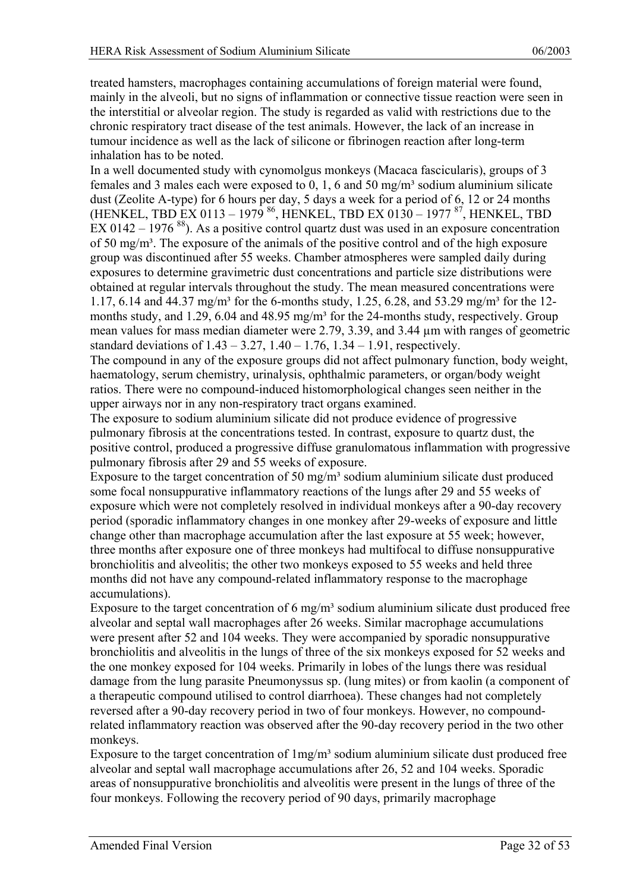treated hamsters, macrophages containing accumulations of foreign material were found, mainly in the alveoli, but no signs of inflammation or connective tissue reaction were seen in the interstitial or alveolar region. The study is regarded as valid with restrictions due to the chronic respiratory tract disease of the test animals. However, the lack of an increase in tumour incidence as well as the lack of silicone or fibrinogen reaction after long-term inhalation has to be noted.

In a well documented study with cynomolgus monkeys (Macaca fascicularis), groups of 3 females and 3 males each were exposed to 0, 1, 6 and 50 mg/m³ sodium aluminium silicate dust (Zeolite A-type) for 6 hours per day, 5 days a week for a period of 6, 12 or 24 months (HENKEL, TBD EX 0113 – 1979 [86], HENKEL, TBD EX 0130 – 1977 [87], HENKEL, TBD EX 0142 – 1976 [88]). As a positive control quartz dust was used in an exposure concentration of 50 mg/m³. The exposure of the animals of the positive control and of the high exposure group was discontinued after 55 weeks. Chamber atmospheres were sampled daily during exposures to determine gravimetric dust concentrations and particle size distributions were obtained at regular intervals throughout the study. The mean measured concentrations were 1.17, 6.14 and 44.37 mg/m³ for the 6-months study, 1.25, 6.28, and 53.29 mg/m³ for the 12-months study, and 1.29, 6.04 and 48.95 mg/m³ for the 24-months study, respectively. Group mean values for mass median diameter were 2.79, 3.39, and 3.44 µm with ranges of geometric standard deviations of 1.43 – 3.27, 1.40 – 1.76, 1.34 – 1.91, respectively.

The compound in any of the exposure groups did not affect pulmonary function, body weight, haematology, serum chemistry, urinalysis, ophthalmic parameters, or organ/body weight ratios. There were no compound-induced histomorphological changes seen neither in the upper airways nor in any non-respiratory tract organs examined.

The exposure to sodium aluminium silicate did not produce evidence of progressive pulmonary fibrosis at the concentrations tested. In contrast, exposure to quartz dust, the positive control, produced a progressive diffuse granulomatous inflammation with progressive pulmonary fibrosis after 29 and 55 weeks of exposure.

Exposure to the target concentration of 50 mg/m³ sodium aluminium silicate dust produced some focal nonsuppurative inflammatory reactions of the lungs after 29 and 55 weeks of exposure which were not completely resolved in individual monkeys after a 90-day recovery period (sporadic inflammatory changes in one monkey after 29-weeks of exposure and little change other than macrophage accumulation after the last exposure at 55 week; however, three months after exposure one of three monkeys had multifocal to diffuse nonsuppurative bronchiolitis and alveolitis; the other two monkeys exposed to 55 weeks and held three months did not have any compound-related inflammatory response to the macrophage accumulations).

Exposure to the target concentration of 6 mg/m³ sodium aluminium silicate dust produced free alveolar and septal wall macrophages after 26 weeks. Similar macrophage accumulations were present after 52 and 104 weeks. They were accompanied by sporadic nonsuppurative bronchiolitis and alveolitis in the lungs of three of the six monkeys exposed for 52 weeks and the one monkey exposed for 104 weeks. Primarily in lobes of the lungs there was residual damage from the lung parasite Pneumonyssus sp. (lung mites) or from kaolin (a component of a therapeutic compound utilised to control diarrhoea). These changes had not completely reversed after a 90-day recovery period in two of four monkeys. However, no compound-related inflammatory reaction was observed after the 90-day recovery period in the two other monkeys.

Exposure to the target concentration of 1mg/m³ sodium aluminium silicate dust produced free alveolar and septal wall macrophage accumulations after 26, 52 and 104 weeks. Sporadic areas of nonsuppurative bronchiolitis and alveolitis were present in the lungs of three of the four monkeys. Following the recovery period of 90 days, primarily macrophage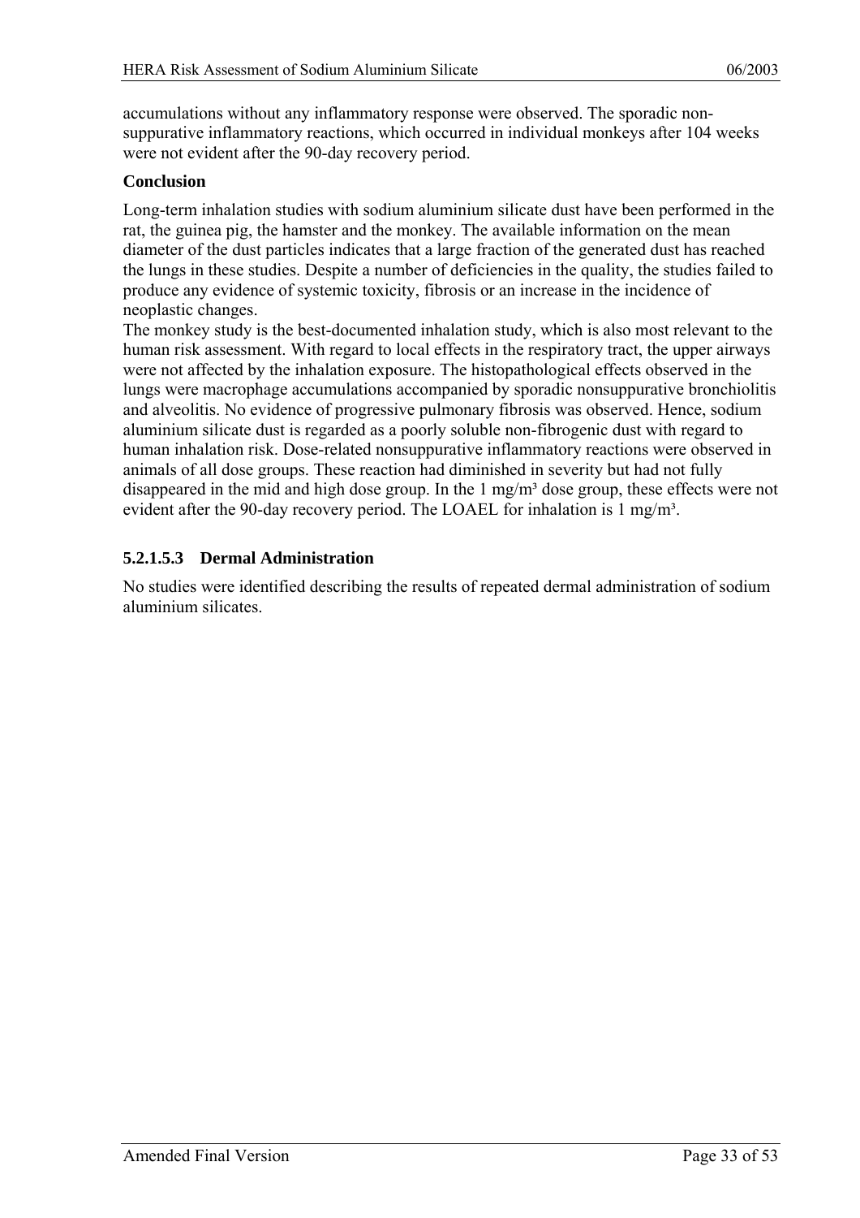accumulations without any inflammatory response were observed. The sporadic non-suppurative inflammatory reactions, which occurred in individual monkeys after 104 weeks were not evident after the 90-day recovery period.

**Conclusion**

Long-term inhalation studies with sodium aluminium silicate dust have been performed in the rat, the guinea pig, the hamster and the monkey. The available information on the mean diameter of the dust particles indicates that a large fraction of the generated dust has reached the lungs in these studies. Despite a number of deficiencies in the quality, the studies failed to produce any evidence of systemic toxicity, fibrosis or an increase in the incidence of neoplastic changes.

The monkey study is the best-documented inhalation study, which is also most relevant to the human risk assessment. With regard to local effects in the respiratory tract, the upper airways were not affected by the inhalation exposure. The histopathological effects observed in the lungs were macrophage accumulations accompanied by sporadic nonsuppurative bronchiolitis and alveolitis. No evidence of progressive pulmonary fibrosis was observed. Hence, sodium aluminium silicate dust is regarded as a poorly soluble non-fibrogenic dust with regard to human inhalation risk. Dose-related nonsuppurative inflammatory reactions were observed in animals of all dose groups. These reaction had diminished in severity but had not fully disappeared in the mid and high dose group. In the 1 mg/m³ dose group, these effects were not evident after the 90-day recovery period. The LOAEL for inhalation is 1 mg/m³.

### 5.2.1.5.3 Dermal Administration

No studies were identified describing the results of repeated dermal administration of sodium aluminium silicates.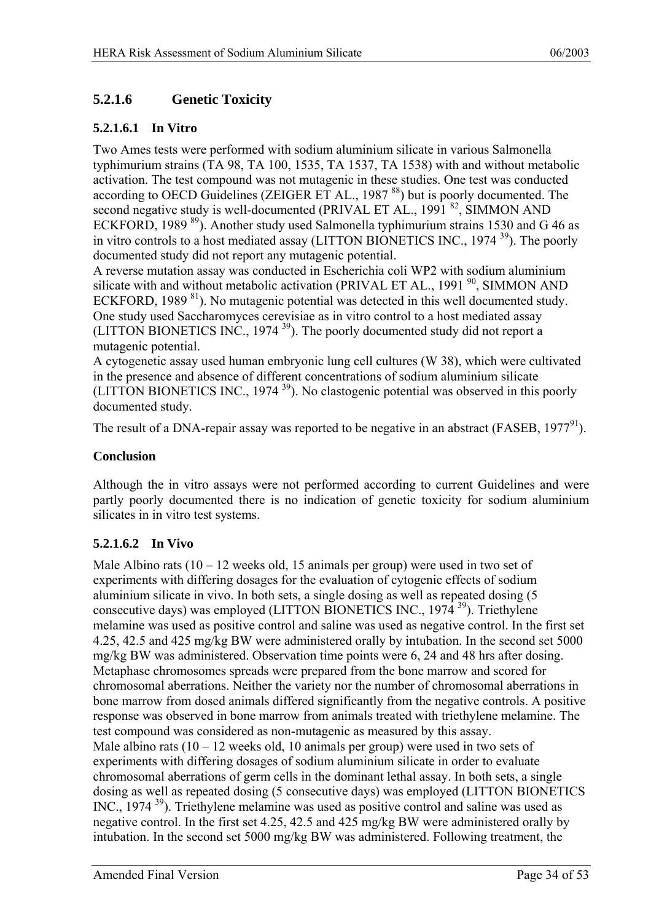### 5.2.1.6 Genetic Toxicity

#### 5.2.1.6.1 In Vitro

Two Ames tests were performed with sodium aluminium silicate in various Salmonella typhimurium strains (TA 98, TA 100, 1535, TA 1537, TA 1538) with and without metabolic activation. The test compound was not mutagenic in these studies. One test was conducted according to OECD Guidelines (ZEIGER ET AL., 1987 [88]) but is poorly documented. The second negative study is well-documented (PRIVAL ET AL., 1991 [82], SIMMON AND ECKFORD, 1989 [89]). Another study used Salmonella typhimurium strains 1530 and G 46 as in vitro controls to a host mediated assay (LITTON BIONETICS INC., 1974 [39]). The poorly documented study did not report any mutagenic potential.
A reverse mutation assay was conducted in Escherichia coli WP2 with sodium aluminium silicate with and without metabolic activation (PRIVAL ET AL., 1991 [90], SIMMON AND ECKFORD, 1989 [81]). No mutagenic potential was detected in this well documented study.
One study used Saccharomyces cerevisiae as in vitro control to a host mediated assay (LITTON BIONETICS INC., 1974 [39]). The poorly documented study did not report a mutagenic potential.
A cytogenetic assay used human embryonic lung cell cultures (W 38), which were cultivated in the presence and absence of different concentrations of sodium aluminium silicate (LITTON BIONETICS INC., 1974 [39]). No clastogenic potential was observed in this poorly documented study.

The result of a DNA-repair assay was reported to be negative in an abstract (FASEB, 1977[91]).

**Conclusion**

Although the in vitro assays were not performed according to current Guidelines and were partly poorly documented there is no indication of genetic toxicity for sodium aluminium silicates in in vitro test systems.

#### 5.2.1.6.2 In Vivo

Male Albino rats (10 – 12 weeks old, 15 animals per group) were used in two set of experiments with differing dosages for the evaluation of cytogenic effects of sodium aluminium silicate in vivo. In both sets, a single dosing as well as repeated dosing (5 consecutive days) was employed (LITTON BIONETICS INC., 1974 [39]). Triethylene melamine was used as positive control and saline was used as negative control. In the first set 4.25, 42.5 and 425 mg/kg BW were administered orally by intubation. In the second set 5000 mg/kg BW was administered. Observation time points were 6, 24 and 48 hrs after dosing. Metaphase chromosomes spreads were prepared from the bone marrow and scored for chromosomal aberrations. Neither the variety nor the number of chromosomal aberrations in bone marrow from dosed animals differed significantly from the negative controls. A positive response was observed in bone marrow from animals treated with triethylene melamine. The test compound was considered as non-mutagenic as measured by this assay.
Male albino rats (10 – 12 weeks old, 10 animals per group) were used in two sets of experiments with differing dosages of sodium aluminium silicate in order to evaluate chromosomal aberrations of germ cells in the dominant lethal assay. In both sets, a single dosing as well as repeated dosing (5 consecutive days) was employed (LITTON BIONETICS INC., 1974 [39]). Triethylene melamine was used as positive control and saline was used as negative control. In the first set 4.25, 42.5 and 425 mg/kg BW were administered orally by intubation. In the second set 5000 mg/kg BW was administered. Following treatment, the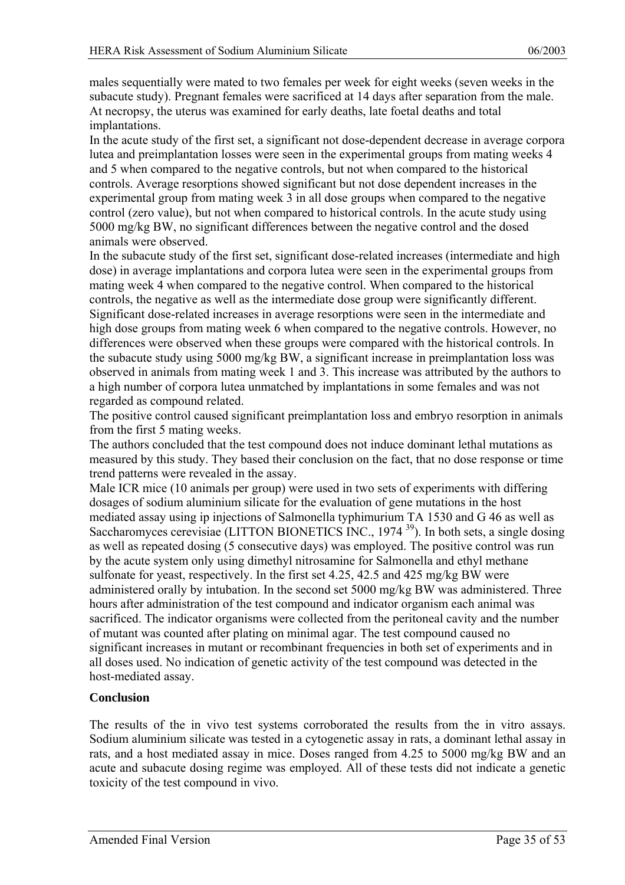males sequentially were mated to two females per week for eight weeks (seven weeks in the subacute study). Pregnant females were sacrificed at 14 days after separation from the male. At necropsy, the uterus was examined for early deaths, late foetal deaths and total implantations.

In the acute study of the first set, a significant not dose-dependent decrease in average corpora lutea and preimplantation losses were seen in the experimental groups from mating weeks 4 and 5 when compared to the negative controls, but not when compared to the historical controls. Average resorptions showed significant but not dose dependent increases in the experimental group from mating week 3 in all dose groups when compared to the negative control (zero value), but not when compared to historical controls. In the acute study using 5000 mg/kg BW, no significant differences between the negative control and the dosed animals were observed.

In the subacute study of the first set, significant dose-related increases (intermediate and high dose) in average implantations and corpora lutea were seen in the experimental groups from mating week 4 when compared to the negative control. When compared to the historical controls, the negative as well as the intermediate dose group were significantly different. Significant dose-related increases in average resorptions were seen in the intermediate and high dose groups from mating week 6 when compared to the negative controls. However, no differences were observed when these groups were compared with the historical controls. In the subacute study using 5000 mg/kg BW, a significant increase in preimplantation loss was observed in animals from mating week 1 and 3. This increase was attributed by the authors to a high number of corpora lutea unmatched by implantations in some females and was not regarded as compound related.

The positive control caused significant preimplantation loss and embryo resorption in animals from the first 5 mating weeks.

The authors concluded that the test compound does not induce dominant lethal mutations as measured by this study. They based their conclusion on the fact, that no dose response or time trend patterns were revealed in the assay.

Male ICR mice (10 animals per group) were used in two sets of experiments with differing dosages of sodium aluminium silicate for the evaluation of gene mutations in the host mediated assay using ip injections of Salmonella typhimurium TA 1530 and G 46 as well as Saccharomyces cerevisiae (LITTON BIONETICS INC., 1974 [39]). In both sets, a single dosing as well as repeated dosing (5 consecutive days) was employed. The positive control was run by the acute system only using dimethyl nitrosamine for Salmonella and ethyl methane sulfonate for yeast, respectively. In the first set 4.25, 42.5 and 425 mg/kg BW were administered orally by intubation. In the second set 5000 mg/kg BW was administered. Three hours after administration of the test compound and indicator organism each animal was sacrificed. The indicator organisms were collected from the peritoneal cavity and the number of mutant was counted after plating on minimal agar. The test compound caused no significant increases in mutant or recombinant frequencies in both set of experiments and in all doses used. No indication of genetic activity of the test compound was detected in the host-mediated assay.

**Conclusion**

The results of the in vivo test systems corroborated the results from the in vitro assays. Sodium aluminium silicate was tested in a cytogenetic assay in rats, a dominant lethal assay in rats, and a host mediated assay in mice. Doses ranged from 4.25 to 5000 mg/kg BW and an acute and subacute dosing regime was employed. All of these tests did not indicate a genetic toxicity of the test compound in vivo.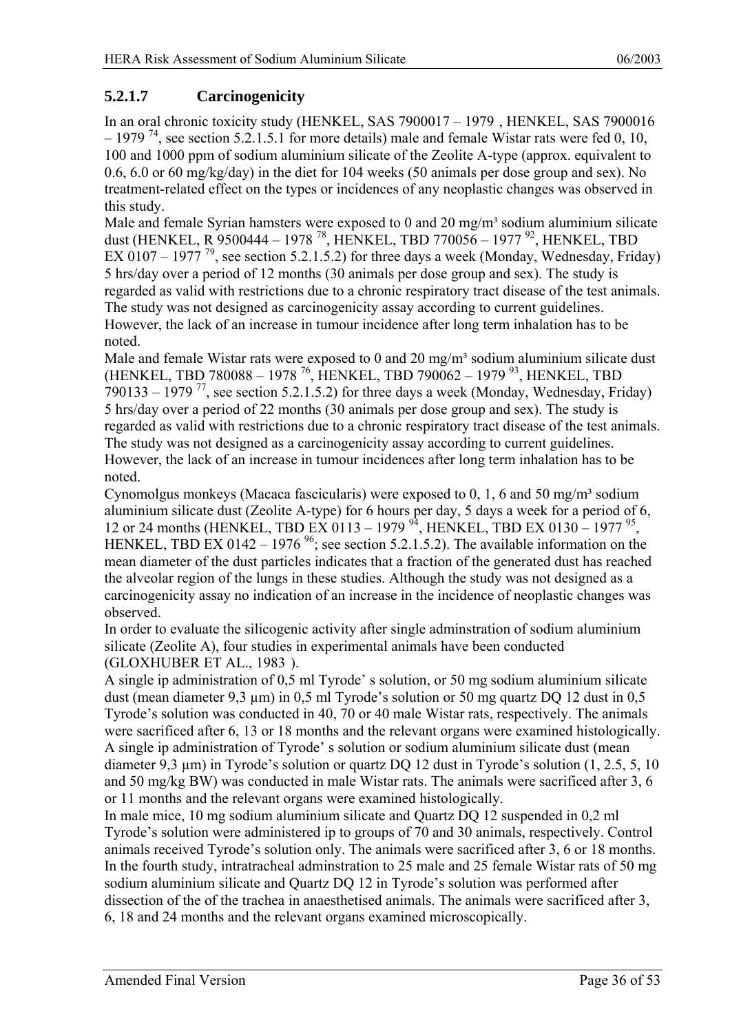### 5.2.1.7 Carcinogenicity

In an oral chronic toxicity study (HENKEL, SAS 7900017 – 1979 , HENKEL, SAS 7900016 – 1979 [74], see section 5.2.1.5.1 for more details) male and female Wistar rats were fed 0, 10, 100 and 1000 ppm of sodium aluminium silicate of the Zeolite A-type (approx. equivalent to 0.6, 6.0 or 60 mg/kg/day) in the diet for 104 weeks (50 animals per dose group and sex). No treatment-related effect on the types or incidences of any neoplastic changes was observed in this study.

Male and female Syrian hamsters were exposed to 0 and 20 mg/m³ sodium aluminium silicate dust (HENKEL, R 9500444 – 1978 [78], HENKEL, TBD 770056 – 1977 [92], HENKEL, TBD EX 0107 – 1977 [79], see section 5.2.1.5.2) for three days a week (Monday, Wednesday, Friday) 5 hrs/day over a period of 12 months (30 animals per dose group and sex). The study is regarded as valid with restrictions due to a chronic respiratory tract disease of the test animals. The study was not designed as carcinogenicity assay according to current guidelines. However, the lack of an increase in tumour incidence after long term inhalation has to be noted.

Male and female Wistar rats were exposed to 0 and 20 mg/m³ sodium aluminium silicate dust (HENKEL, TBD 780088 – 1978 [76], HENKEL, TBD 790062 – 1979 [93], HENKEL, TBD 790133 – 1979 [77], see section 5.2.1.5.2) for three days a week (Monday, Wednesday, Friday) 5 hrs/day over a period of 22 months (30 animals per dose group and sex). The study is regarded as valid with restrictions due to a chronic respiratory tract disease of the test animals. The study was not designed as a carcinogenicity assay according to current guidelines. However, the lack of an increase in tumour incidences after long term inhalation has to be noted.

Cynomolgus monkeys (Macaca fascicularis) were exposed to 0, 1, 6 and 50 mg/m³ sodium aluminium silicate dust (Zeolite A-type) for 6 hours per day, 5 days a week for a period of 6, 12 or 24 months (HENKEL, TBD EX 0113 – 1979 [94], HENKEL, TBD EX 0130 – 1977 [95], HENKEL, TBD EX 0142 – 1976 [96]; see section 5.2.1.5.2). The available information on the mean diameter of the dust particles indicates that a fraction of the generated dust has reached the alveolar region of the lungs in these studies. Although the study was not designed as a carcinogenicity assay no indication of an increase in the incidence of neoplastic changes was observed.

In order to evaluate the silicogenic activity after single adminstration of sodium aluminium silicate (Zeolite A), four studies in experimental animals have been conducted (GLOXHUBER ET AL., 1983 ).

A single ip administration of 0,5 ml Tyrode' s solution, or 50 mg sodium aluminium silicate dust (mean diameter 9,3 µm) in 0,5 ml Tyrode's solution or 50 mg quartz DQ 12 dust in 0,5 Tyrode's solution was conducted in 40, 70 or 40 male Wistar rats, respectively. The animals were sacrificed after 6, 13 or 18 months and the relevant organs were examined histologically.

A single ip administration of Tyrode' s solution or sodium aluminium silicate dust (mean diameter 9,3 µm) in Tyrode's solution or quartz DQ 12 dust in Tyrode's solution (1, 2.5, 5, 10 and 50 mg/kg BW) was conducted in male Wistar rats. The animals were sacrificed after 3, 6 or 11 months and the relevant organs were examined histologically.

In male mice, 10 mg sodium aluminium silicate and Quartz DQ 12 suspended in 0,2 ml Tyrode's solution were administered ip to groups of 70 and 30 animals, respectively. Control animals received Tyrode's solution only. The animals were sacrificed after 3, 6 or 18 months.

In the fourth study, intratracheal adminstration to 25 male and 25 female Wistar rats of 50 mg sodium aluminium silicate and Quartz DQ 12 in Tyrode's solution was performed after dissection of the of the trachea in anaesthetised animals. The animals were sacrificed after 3, 6, 18 and 24 months and the relevant organs examined microscopically.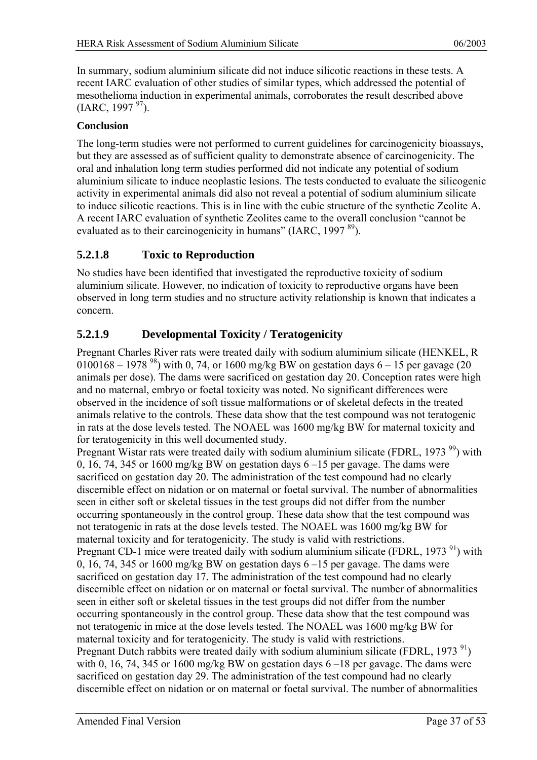In summary, sodium aluminium silicate did not induce silicotic reactions in these tests. A recent IARC evaluation of other studies of similar types, which addressed the potential of mesothelioma induction in experimental animals, corroborates the result described above (IARC, 1997 [97]).

**Conclusion**

The long-term studies were not performed to current guidelines for carcinogenicity bioassays, but they are assessed as of sufficient quality to demonstrate absence of carcinogenicity. The oral and inhalation long term studies performed did not indicate any potential of sodium aluminium silicate to induce neoplastic lesions. The tests conducted to evaluate the silicogenic activity in experimental animals did also not reveal a potential of sodium aluminium silicate to induce silicotic reactions. This is in line with the cubic structure of the synthetic Zeolite A. A recent IARC evaluation of synthetic Zeolites came to the overall conclusion "cannot be evaluated as to their carcinogenicity in humans" (IARC, 1997 [89]).

### 5.2.1.8 Toxic to Reproduction

No studies have been identified that investigated the reproductive toxicity of sodium aluminium silicate. However, no indication of toxicity to reproductive organs have been observed in long term studies and no structure activity relationship is known that indicates a concern.

### 5.2.1.9 Developmental Toxicity / Teratogenicity

Pregnant Charles River rats were treated daily with sodium aluminium silicate (HENKEL, R 0100168 – 1978 [98]) with 0, 74, or 1600 mg/kg BW on gestation days 6 – 15 per gavage (20 animals per dose). The dams were sacrificed on gestation day 20. Conception rates were high and no maternal, embryo or foetal toxicity was noted. No significant differences were observed in the incidence of soft tissue malformations or of skeletal defects in the treated animals relative to the controls. These data show that the test compound was not teratogenic in rats at the dose levels tested. The NOAEL was 1600 mg/kg BW for maternal toxicity and for teratogenicity in this well documented study.

Pregnant Wistar rats were treated daily with sodium aluminium silicate (FDRL, 1973 [99]) with 0, 16, 74, 345 or 1600 mg/kg BW on gestation days 6 –15 per gavage. The dams were sacrificed on gestation day 20. The administration of the test compound had no clearly discernible effect on nidation or on maternal or foetal survival. The number of abnormalities seen in either soft or skeletal tissues in the test groups did not differ from the number occurring spontaneously in the control group. These data show that the test compound was not teratogenic in rats at the dose levels tested. The NOAEL was 1600 mg/kg BW for maternal toxicity and for teratogenicity. The study is valid with restrictions.

Pregnant CD-1 mice were treated daily with sodium aluminium silicate (FDRL, 1973 [91]) with 0, 16, 74, 345 or 1600 mg/kg BW on gestation days 6 –15 per gavage. The dams were sacrificed on gestation day 17. The administration of the test compound had no clearly discernible effect on nidation or on maternal or foetal survival. The number of abnormalities seen in either soft or skeletal tissues in the test groups did not differ from the number occurring spontaneously in the control group. These data show that the test compound was not teratogenic in mice at the dose levels tested. The NOAEL was 1600 mg/kg BW for maternal toxicity and for teratogenicity. The study is valid with restrictions.

Pregnant Dutch rabbits were treated daily with sodium aluminium silicate (FDRL, 1973 [91]) with 0, 16, 74, 345 or 1600 mg/kg BW on gestation days 6 –18 per gavage. The dams were sacrificed on gestation day 29. The administration of the test compound had no clearly discernible effect on nidation or on maternal or foetal survival. The number of abnormalities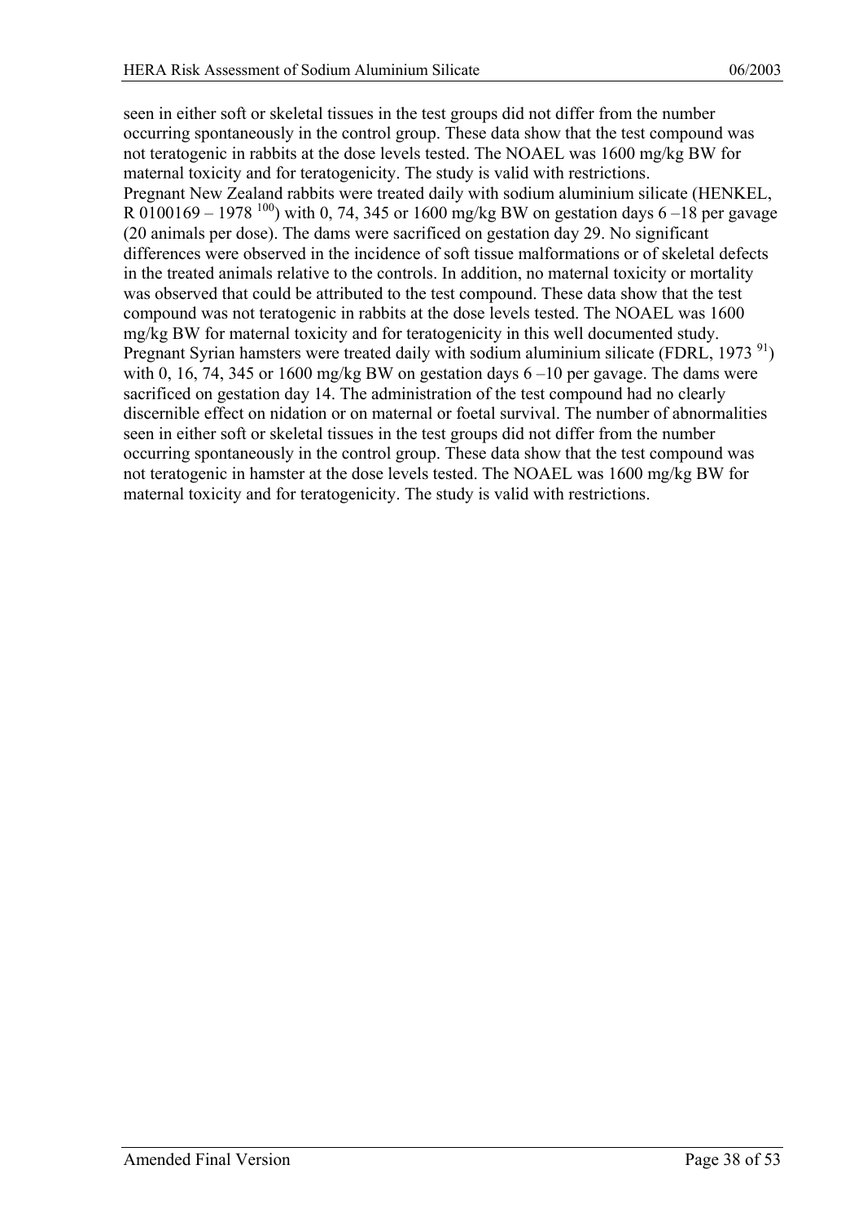seen in either soft or skeletal tissues in the test groups did not differ from the number occurring spontaneously in the control group. These data show that the test compound was not teratogenic in rabbits at the dose levels tested. The NOAEL was 1600 mg/kg BW for maternal toxicity and for teratogenicity. The study is valid with restrictions.
Pregnant New Zealand rabbits were treated daily with sodium aluminium silicate (HENKEL, R 0100169 – 1978 [100]) with 0, 74, 345 or 1600 mg/kg BW on gestation days 6 –18 per gavage (20 animals per dose). The dams were sacrificed on gestation day 29. No significant differences were observed in the incidence of soft tissue malformations or of skeletal defects in the treated animals relative to the controls. In addition, no maternal toxicity or mortality was observed that could be attributed to the test compound. These data show that the test compound was not teratogenic in rabbits at the dose levels tested. The NOAEL was 1600 mg/kg BW for maternal toxicity and for teratogenicity in this well documented study.
Pregnant Syrian hamsters were treated daily with sodium aluminium silicate (FDRL, 1973 [91]) with 0, 16, 74, 345 or 1600 mg/kg BW on gestation days 6 –10 per gavage. The dams were sacrificed on gestation day 14. The administration of the test compound had no clearly discernible effect on nidation or on maternal or foetal survival. The number of abnormalities seen in either soft or skeletal tissues in the test groups did not differ from the number occurring spontaneously in the control group. These data show that the test compound was not teratogenic in hamster at the dose levels tested. The NOAEL was 1600 mg/kg BW for maternal toxicity and for teratogenicity. The study is valid with restrictions.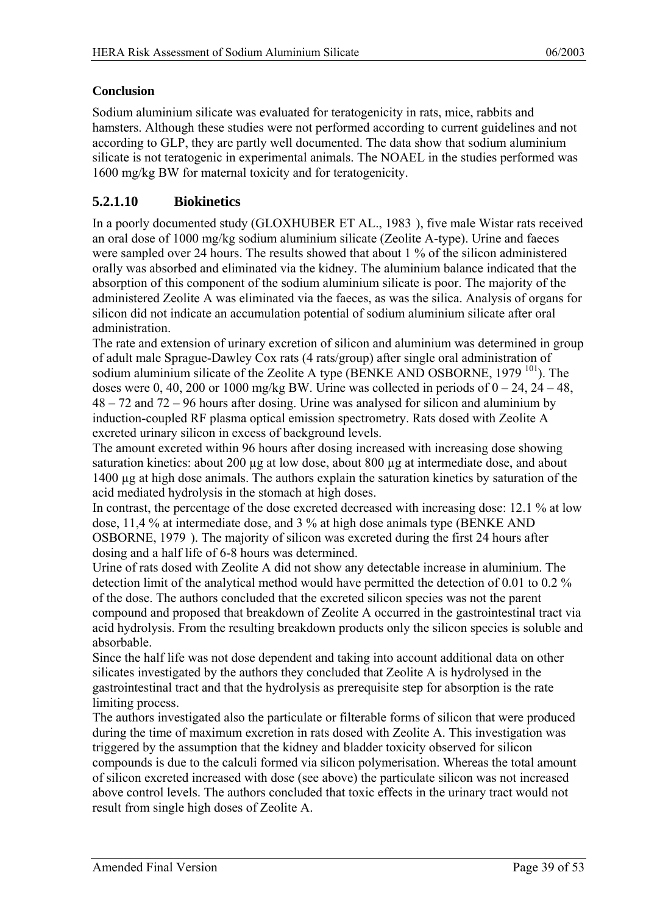**Conclusion**

Sodium aluminium silicate was evaluated for teratogenicity in rats, mice, rabbits and hamsters. Although these studies were not performed according to current guidelines and not according to GLP, they are partly well documented. The data show that sodium aluminium silicate is not teratogenic in experimental animals. The NOAEL in the studies performed was 1600 mg/kg BW for maternal toxicity and for teratogenicity.

## 5.2.1.10 Biokinetics

In a poorly documented study (GLOXHUBER ET AL., 1983 ), five male Wistar rats received an oral dose of 1000 mg/kg sodium aluminium silicate (Zeolite A-type). Urine and faeces were sampled over 24 hours. The results showed that about 1 % of the silicon administered orally was absorbed and eliminated via the kidney. The aluminium balance indicated that the absorption of this component of the sodium aluminium silicate is poor. The majority of the administered Zeolite A was eliminated via the faeces, as was the silica. Analysis of organs for silicon did not indicate an accumulation potential of sodium aluminium silicate after oral administration.

The rate and extension of urinary excretion of silicon and aluminium was determined in group of adult male Sprague-Dawley Cox rats (4 rats/group) after single oral administration of sodium aluminium silicate of the Zeolite A type (BENKE AND OSBORNE, 1979 [101]). The doses were 0, 40, 200 or 1000 mg/kg BW. Urine was collected in periods of 0 – 24, 24 – 48, 48 – 72 and 72 – 96 hours after dosing. Urine was analysed for silicon and aluminium by induction-coupled RF plasma optical emission spectrometry. Rats dosed with Zeolite A excreted urinary silicon in excess of background levels.

The amount excreted within 96 hours after dosing increased with increasing dose showing saturation kinetics: about 200 µg at low dose, about 800 µg at intermediate dose, and about 1400 µg at high dose animals. The authors explain the saturation kinetics by saturation of the acid mediated hydrolysis in the stomach at high doses.

In contrast, the percentage of the dose excreted decreased with increasing dose: 12.1 % at low dose, 11,4 % at intermediate dose, and 3 % at high dose animals type (BENKE AND OSBORNE, 1979 ). The majority of silicon was excreted during the first 24 hours after dosing and a half life of 6-8 hours was determined.

Urine of rats dosed with Zeolite A did not show any detectable increase in aluminium. The detection limit of the analytical method would have permitted the detection of 0.01 to 0.2 % of the dose. The authors concluded that the excreted silicon species was not the parent compound and proposed that breakdown of Zeolite A occurred in the gastrointestinal tract via acid hydrolysis. From the resulting breakdown products only the silicon species is soluble and absorbable.

Since the half life was not dose dependent and taking into account additional data on other silicates investigated by the authors they concluded that Zeolite A is hydrolysed in the gastrointestinal tract and that the hydrolysis as prerequisite step for absorption is the rate limiting process.

The authors investigated also the particulate or filterable forms of silicon that were produced during the time of maximum excretion in rats dosed with Zeolite A. This investigation was triggered by the assumption that the kidney and bladder toxicity observed for silicon compounds is due to the calculi formed via silicon polymerisation. Whereas the total amount of silicon excreted increased with dose (see above) the particulate silicon was not increased above control levels. The authors concluded that toxic effects in the urinary tract would not result from single high doses of Zeolite A.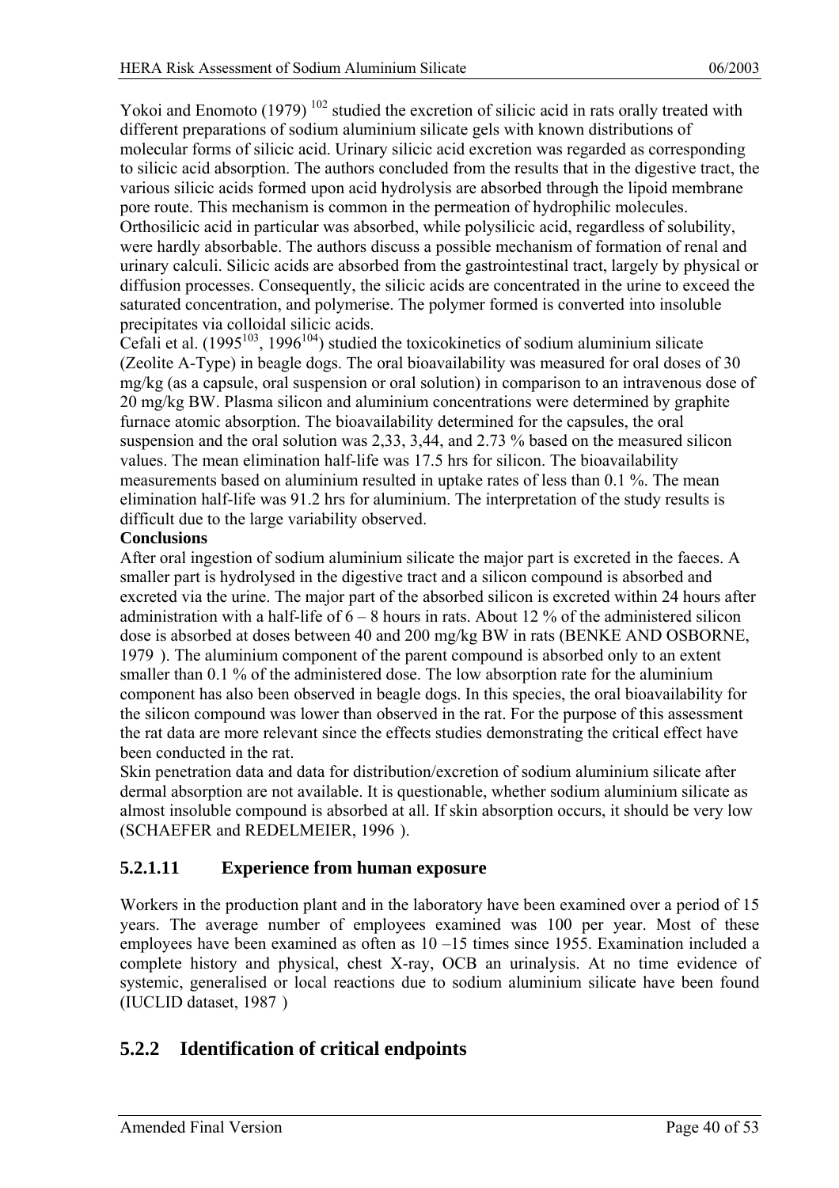Yokoi and Enomoto (1979) [102] studied the excretion of silicic acid in rats orally treated with different preparations of sodium aluminium silicate gels with known distributions of molecular forms of silicic acid. Urinary silicic acid excretion was regarded as corresponding to silicic acid absorption. The authors concluded from the results that in the digestive tract, the various silicic acids formed upon acid hydrolysis are absorbed through the lipoid membrane pore route. This mechanism is common in the permeation of hydrophilic molecules. Orthosilicic acid in particular was absorbed, while polysilicic acid, regardless of solubility, were hardly absorbable. The authors discuss a possible mechanism of formation of renal and urinary calculi. Silicic acids are absorbed from the gastrointestinal tract, largely by physical or diffusion processes. Consequently, the silicic acids are concentrated in the urine to exceed the saturated concentration, and polymerise. The polymer formed is converted into insoluble precipitates via colloidal silicic acids.

Cefali et al. (1995[103], 1996[104]) studied the toxicokinetics of sodium aluminium silicate (Zeolite A-Type) in beagle dogs. The oral bioavailability was measured for oral doses of 30 mg/kg (as a capsule, oral suspension or oral solution) in comparison to an intravenous dose of 20 mg/kg BW. Plasma silicon and aluminium concentrations were determined by graphite furnace atomic absorption. The bioavailability determined for the capsules, the oral suspension and the oral solution was 2,33, 3,44, and 2.73 % based on the measured silicon values. The mean elimination half-life was 17.5 hrs for silicon. The bioavailability measurements based on aluminium resulted in uptake rates of less than 0.1 %. The mean elimination half-life was 91.2 hrs for aluminium. The interpretation of the study results is difficult due to the large variability observed.

**Conclusions**

After oral ingestion of sodium aluminium silicate the major part is excreted in the faeces. A smaller part is hydrolysed in the digestive tract and a silicon compound is absorbed and excreted via the urine. The major part of the absorbed silicon is excreted within 24 hours after administration with a half-life of 6 – 8 hours in rats. About 12 % of the administered silicon dose is absorbed at doses between 40 and 200 mg/kg BW in rats (BENKE AND OSBORNE, 1979 ). The aluminium component of the parent compound is absorbed only to an extent smaller than 0.1 % of the administered dose. The low absorption rate for the aluminium component has also been observed in beagle dogs. In this species, the oral bioavailability for the silicon compound was lower than observed in the rat. For the purpose of this assessment the rat data are more relevant since the effects studies demonstrating the critical effect have been conducted in the rat.

Skin penetration data and data for distribution/excretion of sodium aluminium silicate after dermal absorption are not available. It is questionable, whether sodium aluminium silicate as almost insoluble compound is absorbed at all. If skin absorption occurs, it should be very low (SCHAEFER and REDELMEIER, 1996 ).

### 5.2.1.11 Experience from human exposure

Workers in the production plant and in the laboratory have been examined over a period of 15 years. The average number of employees examined was 100 per year. Most of these employees have been examined as often as 10 –15 times since 1955. Examination included a complete history and physical, chest X-ray, OCB an urinalysis. At no time evidence of systemic, generalised or local reactions due to sodium aluminium silicate have been found (IUCLID dataset, 1987 )

## 5.2.2 Identification of critical endpoints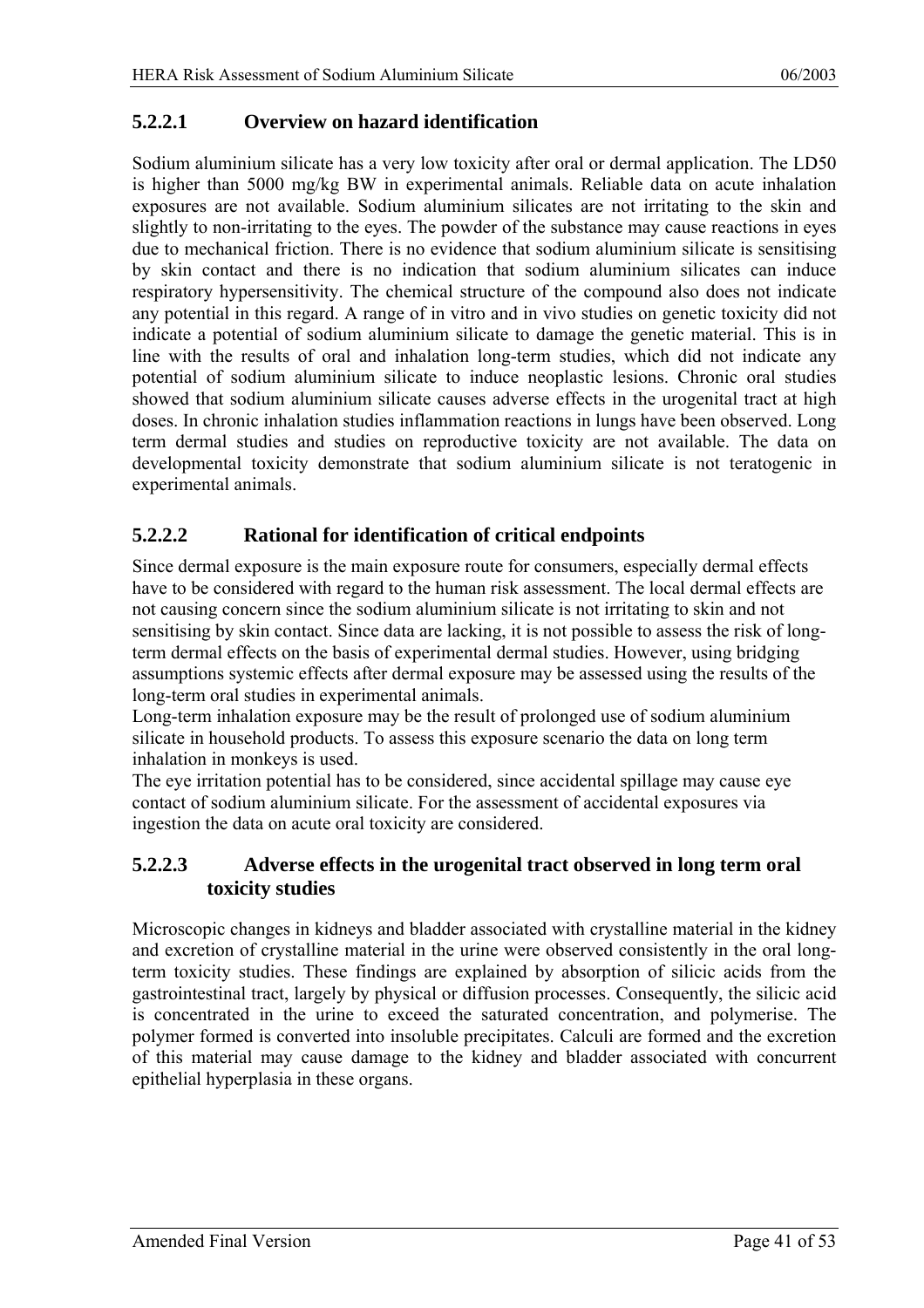#### 5.2.2.1 Overview on hazard identification

Sodium aluminium silicate has a very low toxicity after oral or dermal application. The LD50 is higher than 5000 mg/kg BW in experimental animals. Reliable data on acute inhalation exposures are not available. Sodium aluminium silicates are not irritating to the skin and slightly to non-irritating to the eyes. The powder of the substance may cause reactions in eyes due to mechanical friction. There is no evidence that sodium aluminium silicate is sensitising by skin contact and there is no indication that sodium aluminium silicates can induce respiratory hypersensitivity. The chemical structure of the compound also does not indicate any potential in this regard. A range of in vitro and in vivo studies on genetic toxicity did not indicate a potential of sodium aluminium silicate to damage the genetic material. This is in line with the results of oral and inhalation long-term studies, which did not indicate any potential of sodium aluminium silicate to induce neoplastic lesions. Chronic oral studies showed that sodium aluminium silicate causes adverse effects in the urogenital tract at high doses. In chronic inhalation studies inflammation reactions in lungs have been observed. Long term dermal studies and studies on reproductive toxicity are not available. The data on developmental toxicity demonstrate that sodium aluminium silicate is not teratogenic in experimental animals.

#### 5.2.2.2 Rational for identification of critical endpoints

Since dermal exposure is the main exposure route for consumers, especially dermal effects have to be considered with regard to the human risk assessment. The local dermal effects are not causing concern since the sodium aluminium silicate is not irritating to skin and not sensitising by skin contact. Since data are lacking, it is not possible to assess the risk of long-term dermal effects on the basis of experimental dermal studies. However, using bridging assumptions systemic effects after dermal exposure may be assessed using the results of the long-term oral studies in experimental animals.

Long-term inhalation exposure may be the result of prolonged use of sodium aluminium silicate in household products. To assess this exposure scenario the data on long term inhalation in monkeys is used.

The eye irritation potential has to be considered, since accidental spillage may cause eye contact of sodium aluminium silicate. For the assessment of accidental exposures via ingestion the data on acute oral toxicity are considered.

#### 5.2.2.3 Adverse effects in the urogenital tract observed in long term oral toxicity studies

Microscopic changes in kidneys and bladder associated with crystalline material in the kidney and excretion of crystalline material in the urine were observed consistently in the oral long-term toxicity studies. These findings are explained by absorption of silicic acids from the gastrointestinal tract, largely by physical or diffusion processes. Consequently, the silicic acid is concentrated in the urine to exceed the saturated concentration, and polymerise. The polymer formed is converted into insoluble precipitates. Calculi are formed and the excretion of this material may cause damage to the kidney and bladder associated with concurrent epithelial hyperplasia in these organs.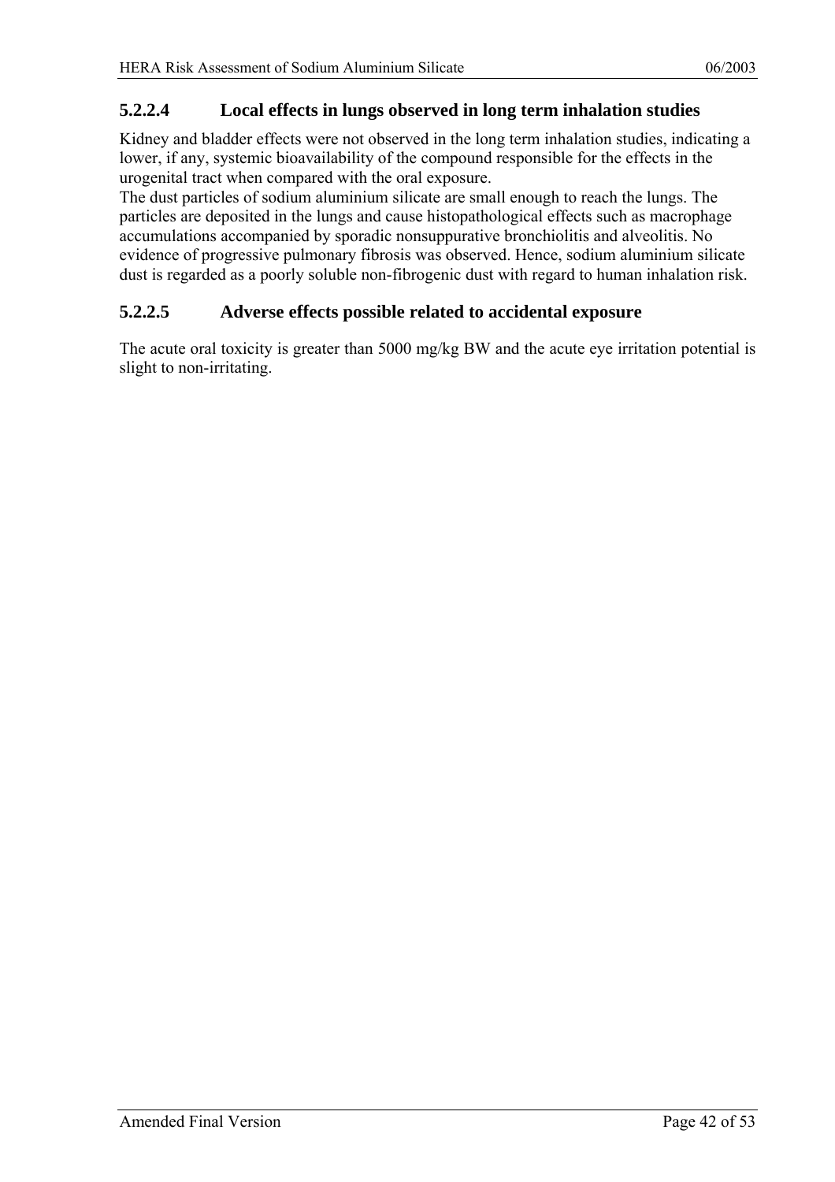#### 5.2.2.4 Local effects in lungs observed in long term inhalation studies

Kidney and bladder effects were not observed in the long term inhalation studies, indicating a lower, if any, systemic bioavailability of the compound responsible for the effects in the urogenital tract when compared with the oral exposure.
The dust particles of sodium aluminium silicate are small enough to reach the lungs. The particles are deposited in the lungs and cause histopathological effects such as macrophage accumulations accompanied by sporadic nonsuppurative bronchiolitis and alveolitis. No evidence of progressive pulmonary fibrosis was observed. Hence, sodium aluminium silicate dust is regarded as a poorly soluble non-fibrogenic dust with regard to human inhalation risk.

#### 5.2.2.5 Adverse effects possible related to accidental exposure

The acute oral toxicity is greater than 5000 mg/kg BW and the acute eye irritation potential is slight to non-irritating.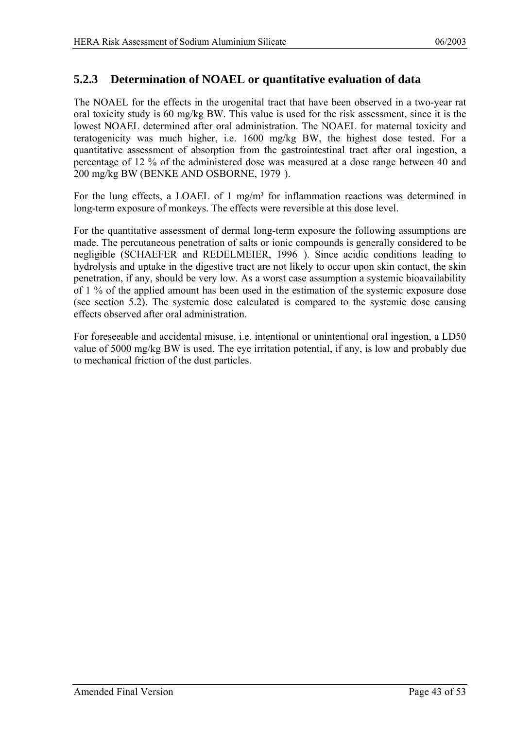### 5.2.3 Determination of NOAEL or quantitative evaluation of data

The NOAEL for the effects in the urogenital tract that have been observed in a two-year rat oral toxicity study is 60 mg/kg BW. This value is used for the risk assessment, since it is the lowest NOAEL determined after oral administration. The NOAEL for maternal toxicity and teratogenicity was much higher, i.e. 1600 mg/kg BW, the highest dose tested. For a quantitative assessment of absorption from the gastrointestinal tract after oral ingestion, a percentage of 12 % of the administered dose was measured at a dose range between 40 and 200 mg/kg BW (BENKE AND OSBORNE, 1979 ).

For the lung effects, a LOAEL of 1 mg/m³ for inflammation reactions was determined in long-term exposure of monkeys. The effects were reversible at this dose level.

For the quantitative assessment of dermal long-term exposure the following assumptions are made. The percutaneous penetration of salts or ionic compounds is generally considered to be negligible (SCHAEFER and REDELMEIER, 1996 ). Since acidic conditions leading to hydrolysis and uptake in the digestive tract are not likely to occur upon skin contact, the skin penetration, if any, should be very low. As a worst case assumption a systemic bioavailability of 1 % of the applied amount has been used in the estimation of the systemic exposure dose (see section 5.2). The systemic dose calculated is compared to the systemic dose causing effects observed after oral administration.

For foreseeable and accidental misuse, i.e. intentional or unintentional oral ingestion, a LD50 value of 5000 mg/kg BW is used. The eye irritation potential, if any, is low and probably due to mechanical friction of the dust particles.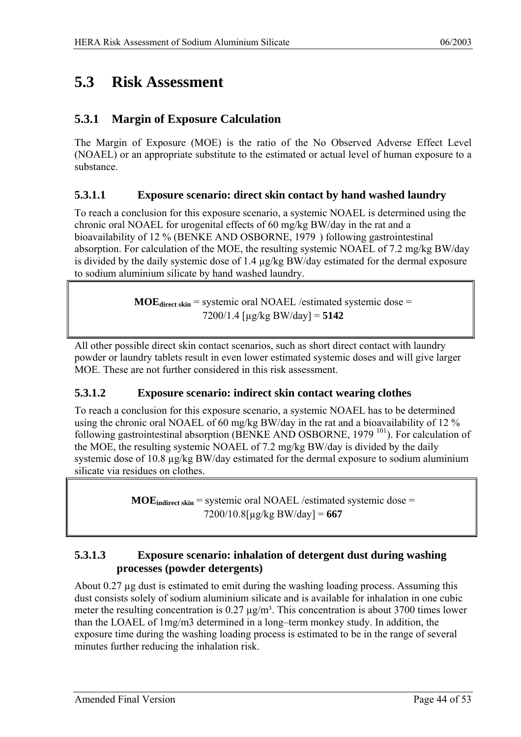# 5.3 Risk Assessment

## 5.3.1 Margin of Exposure Calculation

The Margin of Exposure (MOE) is the ratio of the No Observed Adverse Effect Level (NOAEL) or an appropriate substitute to the estimated or actual level of human exposure to a substance.

### 5.3.1.1 Exposure scenario: direct skin contact by hand washed laundry

To reach a conclusion for this exposure scenario, a systemic NOAEL is determined using the chronic oral NOAEL for urogenital effects of 60 mg/kg BW/day in the rat and a bioavailability of 12 % (BENKE AND OSBORNE, 1979 ) following gastrointestinal absorption. For calculation of the MOE, the resulting systemic NOAEL of 7.2 mg/kg BW/day is divided by the daily systemic dose of 1.4 µg/kg BW/day estimated for the dermal exposure to sodium aluminium silicate by hand washed laundry.

> $\mathbf{MOE_{direct\ skin}}$ = systemic oral NOAEL /estimated systemic dose =
> 7200/1.4 [µg/kg BW/day] = **5142**

All other possible direct skin contact scenarios, such as short direct contact with laundry powder or laundry tablets result in even lower estimated systemic doses and will give larger MOE. These are not further considered in this risk assessment.

### 5.3.1.2 Exposure scenario: indirect skin contact wearing clothes

To reach a conclusion for this exposure scenario, a systemic NOAEL has to be determined using the chronic oral NOAEL of 60 mg/kg BW/day in the rat and a bioavailability of 12 % following gastrointestinal absorption (BENKE AND OSBORNE, 1979 [101]). For calculation of the MOE, the resulting systemic NOAEL of 7.2 mg/kg BW/day is divided by the daily systemic dose of 10.8 µg/kg BW/day estimated for the dermal exposure to sodium aluminium silicate via residues on clothes.

> $\mathbf{MOE_{indirect\ skin}}$ = systemic oral NOAEL /estimated systemic dose =
> 7200/10.8[µg/kg BW/day] = **667**

### 5.3.1.3 Exposure scenario: inhalation of detergent dust during washing processes (powder detergents)

About 0.27 µg dust is estimated to emit during the washing loading process. Assuming this dust consists solely of sodium aluminium silicate and is available for inhalation in one cubic meter the resulting concentration is 0.27 µg/m³. This concentration is about 3700 times lower than the LOAEL of 1mg/m3 determined in a long–term monkey study. In addition, the exposure time during the washing loading process is estimated to be in the range of several minutes further reducing the inhalation risk.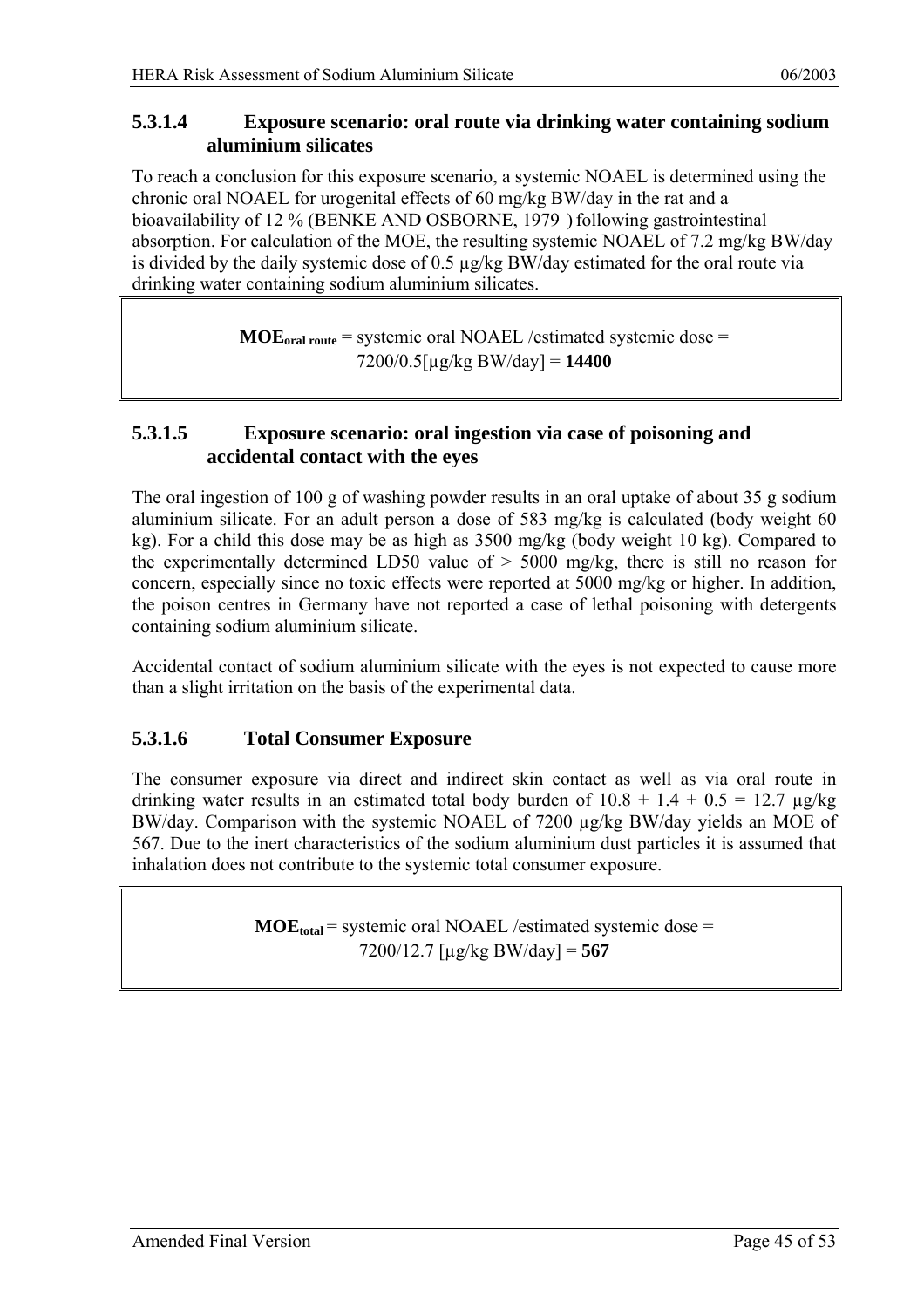#### 5.3.1.4 Exposure scenario: oral route via drinking water containing sodium aluminium silicates

To reach a conclusion for this exposure scenario, a systemic NOAEL is determined using the chronic oral NOAEL for urogenital effects of 60 mg/kg BW/day in the rat and a bioavailability of 12 % (BENKE AND OSBORNE, 1979 ) following gastrointestinal absorption. For calculation of the MOE, the resulting systemic NOAEL of 7.2 mg/kg BW/day is divided by the daily systemic dose of 0.5 µg/kg BW/day estimated for the oral route via drinking water containing sodium aluminium silicates.

> $\textbf{MOE}_{\textbf{oral route}}$ = systemic oral NOAEL /estimated systemic dose = 7200/0.5[µg/kg BW/day] = **14400**

#### 5.3.1.5 Exposure scenario: oral ingestion via case of poisoning and accidental contact with the eyes

The oral ingestion of 100 g of washing powder results in an oral uptake of about 35 g sodium aluminium silicate. For an adult person a dose of 583 mg/kg is calculated (body weight 60 kg). For a child this dose may be as high as 3500 mg/kg (body weight 10 kg). Compared to the experimentally determined LD50 value of > 5000 mg/kg, there is still no reason for concern, especially since no toxic effects were reported at 5000 mg/kg or higher. In addition, the poison centres in Germany have not reported a case of lethal poisoning with detergents containing sodium aluminium silicate.

Accidental contact of sodium aluminium silicate with the eyes is not expected to cause more than a slight irritation on the basis of the experimental data.

#### 5.3.1.6 Total Consumer Exposure

The consumer exposure via direct and indirect skin contact as well as via oral route in drinking water results in an estimated total body burden of 10.8 + 1.4 + 0.5 = 12.7 µg/kg BW/day. Comparison with the systemic NOAEL of 7200 µg/kg BW/day yields an MOE of 567. Due to the inert characteristics of the sodium aluminium dust particles it is assumed that inhalation does not contribute to the systemic total consumer exposure.

> $\textbf{MOE}_{\textbf{total}}$ = systemic oral NOAEL /estimated systemic dose = 7200/12.7 [µg/kg BW/day] = **567**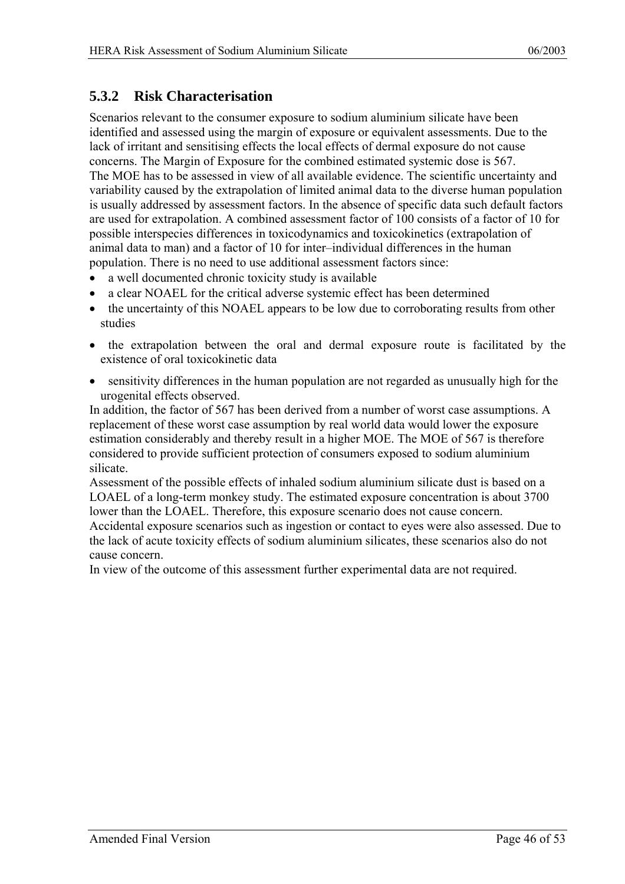### 5.3.2 Risk Characterisation

Scenarios relevant to the consumer exposure to sodium aluminium silicate have been identified and assessed using the margin of exposure or equivalent assessments. Due to the lack of irritant and sensitising effects the local effects of dermal exposure do not cause concerns. The Margin of Exposure for the combined estimated systemic dose is 567.
The MOE has to be assessed in view of all available evidence. The scientific uncertainty and variability caused by the extrapolation of limited animal data to the diverse human population is usually addressed by assessment factors. In the absence of specific data such default factors are used for extrapolation. A combined assessment factor of 100 consists of a factor of 10 for possible interspecies differences in toxicodynamics and toxicokinetics (extrapolation of animal data to man) and a factor of 10 for inter–individual differences in the human population. There is no need to use additional assessment factors since:

- a well documented chronic toxicity study is available
- a clear NOAEL for the critical adverse systemic effect has been determined
- the uncertainty of this NOAEL appears to be low due to corroborating results from other studies
- the extrapolation between the oral and dermal exposure route is facilitated by the existence of oral toxicokinetic data
- sensitivity differences in the human population are not regarded as unusually high for the urogenital effects observed.

In addition, the factor of 567 has been derived from a number of worst case assumptions. A replacement of these worst case assumption by real world data would lower the exposure estimation considerably and thereby result in a higher MOE. The MOE of 567 is therefore considered to provide sufficient protection of consumers exposed to sodium aluminium silicate.
Assessment of the possible effects of inhaled sodium aluminium silicate dust is based on a LOAEL of a long-term monkey study. The estimated exposure concentration is about 3700 lower than the LOAEL. Therefore, this exposure scenario does not cause concern.
Accidental exposure scenarios such as ingestion or contact to eyes were also assessed. Due to the lack of acute toxicity effects of sodium aluminium silicates, these scenarios also do not cause concern.
In view of the outcome of this assessment further experimental data are not required.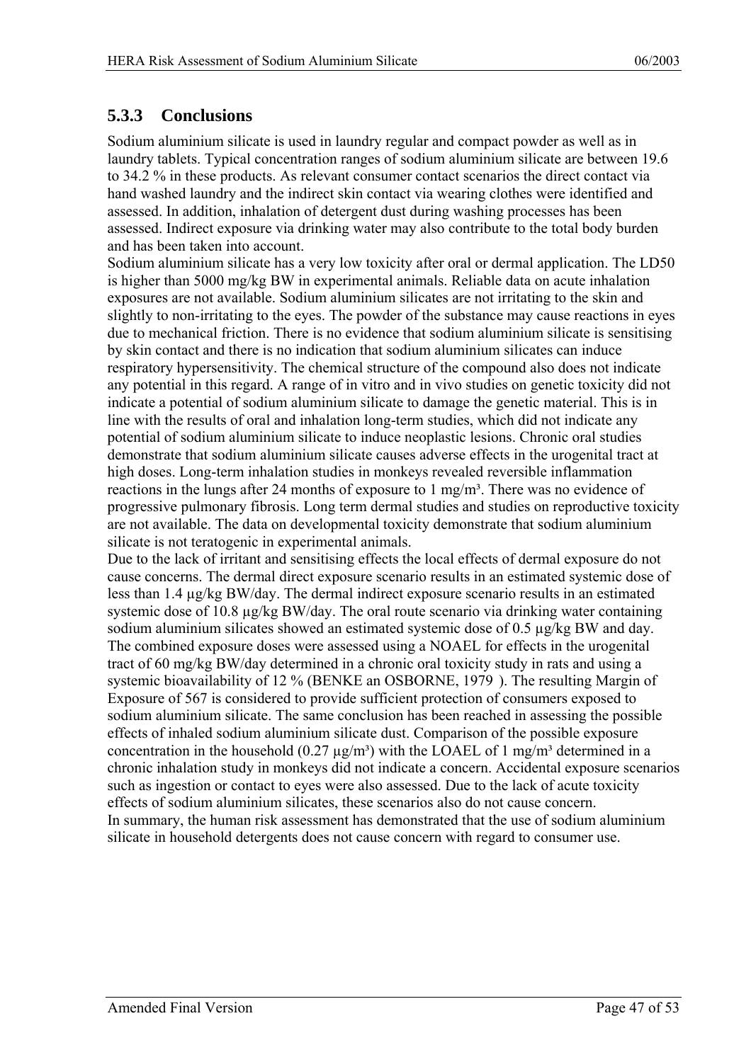### 5.3.3 Conclusions

Sodium aluminium silicate is used in laundry regular and compact powder as well as in laundry tablets. Typical concentration ranges of sodium aluminium silicate are between 19.6 to 34.2 % in these products. As relevant consumer contact scenarios the direct contact via hand washed laundry and the indirect skin contact via wearing clothes were identified and assessed. In addition, inhalation of detergent dust during washing processes has been assessed. Indirect exposure via drinking water may also contribute to the total body burden and has been taken into account.

Sodium aluminium silicate has a very low toxicity after oral or dermal application. The LD50 is higher than 5000 mg/kg BW in experimental animals. Reliable data on acute inhalation exposures are not available. Sodium aluminium silicates are not irritating to the skin and slightly to non-irritating to the eyes. The powder of the substance may cause reactions in eyes due to mechanical friction. There is no evidence that sodium aluminium silicate is sensitising by skin contact and there is no indication that sodium aluminium silicates can induce respiratory hypersensitivity. The chemical structure of the compound also does not indicate any potential in this regard. A range of in vitro and in vivo studies on genetic toxicity did not indicate a potential of sodium aluminium silicate to damage the genetic material. This is in line with the results of oral and inhalation long-term studies, which did not indicate any potential of sodium aluminium silicate to induce neoplastic lesions. Chronic oral studies demonstrate that sodium aluminium silicate causes adverse effects in the urogenital tract at high doses. Long-term inhalation studies in monkeys revealed reversible inflammation reactions in the lungs after 24 months of exposure to 1 mg/m³. There was no evidence of progressive pulmonary fibrosis. Long term dermal studies and studies on reproductive toxicity are not available. The data on developmental toxicity demonstrate that sodium aluminium silicate is not teratogenic in experimental animals.

Due to the lack of irritant and sensitising effects the local effects of dermal exposure do not cause concerns. The dermal direct exposure scenario results in an estimated systemic dose of less than 1.4 µg/kg BW/day. The dermal indirect exposure scenario results in an estimated systemic dose of 10.8 µg/kg BW/day. The oral route scenario via drinking water containing sodium aluminium silicates showed an estimated systemic dose of 0.5 µg/kg BW and day. The combined exposure doses were assessed using a NOAEL for effects in the urogenital tract of 60 mg/kg BW/day determined in a chronic oral toxicity study in rats and using a systemic bioavailability of 12 % (BENKE an OSBORNE, 1979 ). The resulting Margin of Exposure of 567 is considered to provide sufficient protection of consumers exposed to sodium aluminium silicate. The same conclusion has been reached in assessing the possible effects of inhaled sodium aluminium silicate dust. Comparison of the possible exposure concentration in the household (0.27 µg/m³) with the LOAEL of 1 mg/m³ determined in a chronic inhalation study in monkeys did not indicate a concern. Accidental exposure scenarios such as ingestion or contact to eyes were also assessed. Due to the lack of acute toxicity effects of sodium aluminium silicates, these scenarios also do not cause concern.

In summary, the human risk assessment has demonstrated that the use of sodium aluminium silicate in household detergents does not cause concern with regard to consumer use.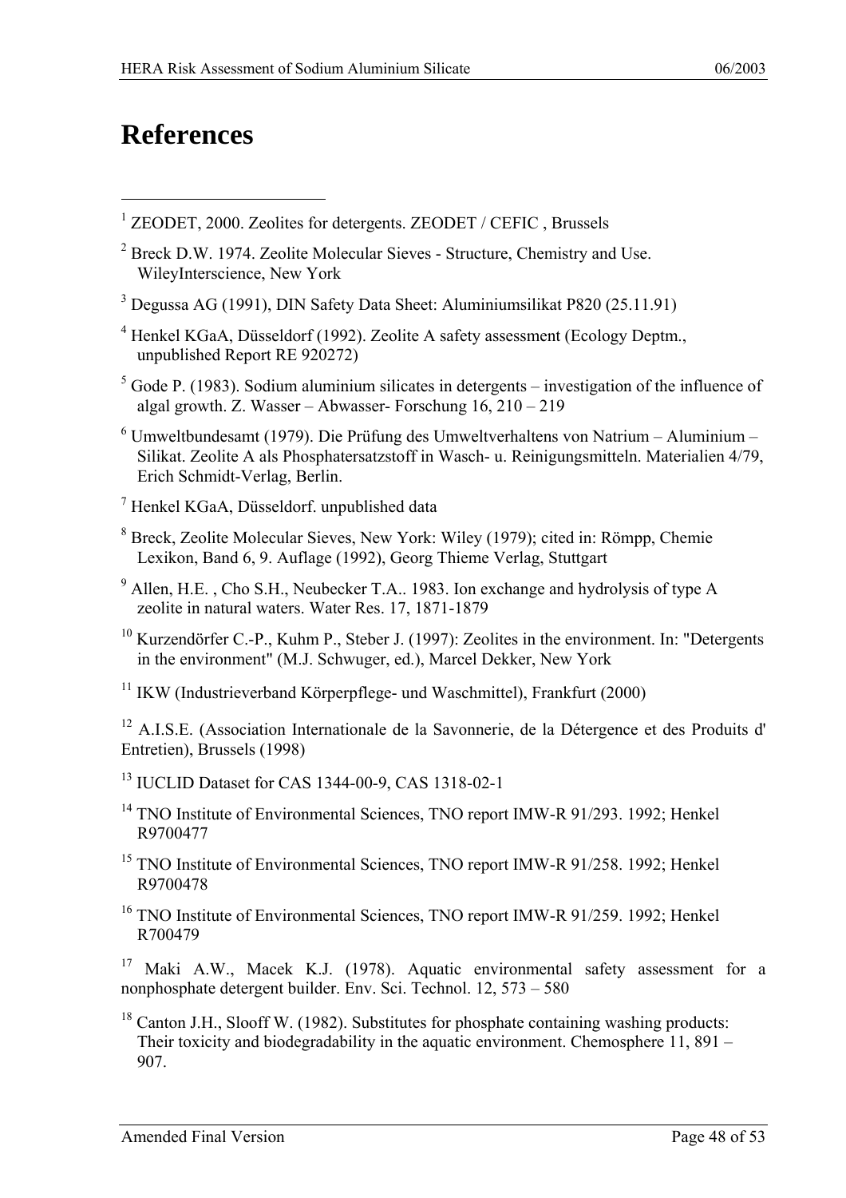# References

[1] ZEODET, 2000. Zeolites for detergents. ZEODET / CEFIC , Brussels

[2] Breck D.W. 1974. Zeolite Molecular Sieves - Structure, Chemistry and Use. WileyInterscience, New York

[3] Degussa AG (1991), DIN Safety Data Sheet: Aluminiumsilikat P820 (25.11.91)

[4] Henkel KGaA, Düsseldorf (1992). Zeolite A safety assessment (Ecology Deptm., unpublished Report RE 920272)

[5] Gode P. (1983). Sodium aluminium silicates in detergents – investigation of the influence of algal growth. Z. Wasser – Abwasser- Forschung 16, 210 – 219

[6] Umweltbundesamt (1979). Die Prüfung des Umweltverhaltens von Natrium – Aluminium – Silikat. Zeolite A als Phosphatersatzstoff in Wasch- u. Reinigungsmitteln. Materialien 4/79, Erich Schmidt-Verlag, Berlin.

[7] Henkel KGaA, Düsseldorf. unpublished data

[8] Breck, Zeolite Molecular Sieves, New York: Wiley (1979); cited in: Römpp, Chemie Lexikon, Band 6, 9. Auflage (1992), Georg Thieme Verlag, Stuttgart

[9] Allen, H.E. , Cho S.H., Neubecker T.A.. 1983. Ion exchange and hydrolysis of type A zeolite in natural waters. Water Res. 17, 1871-1879

[10] Kurzendörfer C.-P., Kuhm P., Steber J. (1997): Zeolites in the environment. In: "Detergents in the environment" (M.J. Schwuger, ed.), Marcel Dekker, New York

[11] IKW (Industrieverband Körperpflege- und Waschmittel), Frankfurt (2000)

[12] A.I.S.E. (Association Internationale de la Savonnerie, de la Détergence et des Produits d' Entretien), Brussels (1998)

[13] IUCLID Dataset for CAS 1344-00-9, CAS 1318-02-1

[14] TNO Institute of Environmental Sciences, TNO report IMW-R 91/293. 1992; Henkel R9700477

[15] TNO Institute of Environmental Sciences, TNO report IMW-R 91/258. 1992; Henkel R9700478

[16] TNO Institute of Environmental Sciences, TNO report IMW-R 91/259. 1992; Henkel R700479

[17] Maki A.W., Macek K.J. (1978). Aquatic environmental safety assessment for a nonphosphate detergent builder. Env. Sci. Technol. 12, 573 – 580

[18] Canton J.H., Slooff W. (1982). Substitutes for phosphate containing washing products: Their toxicity and biodegradability in the aquatic environment. Chemosphere 11, 891 – 907.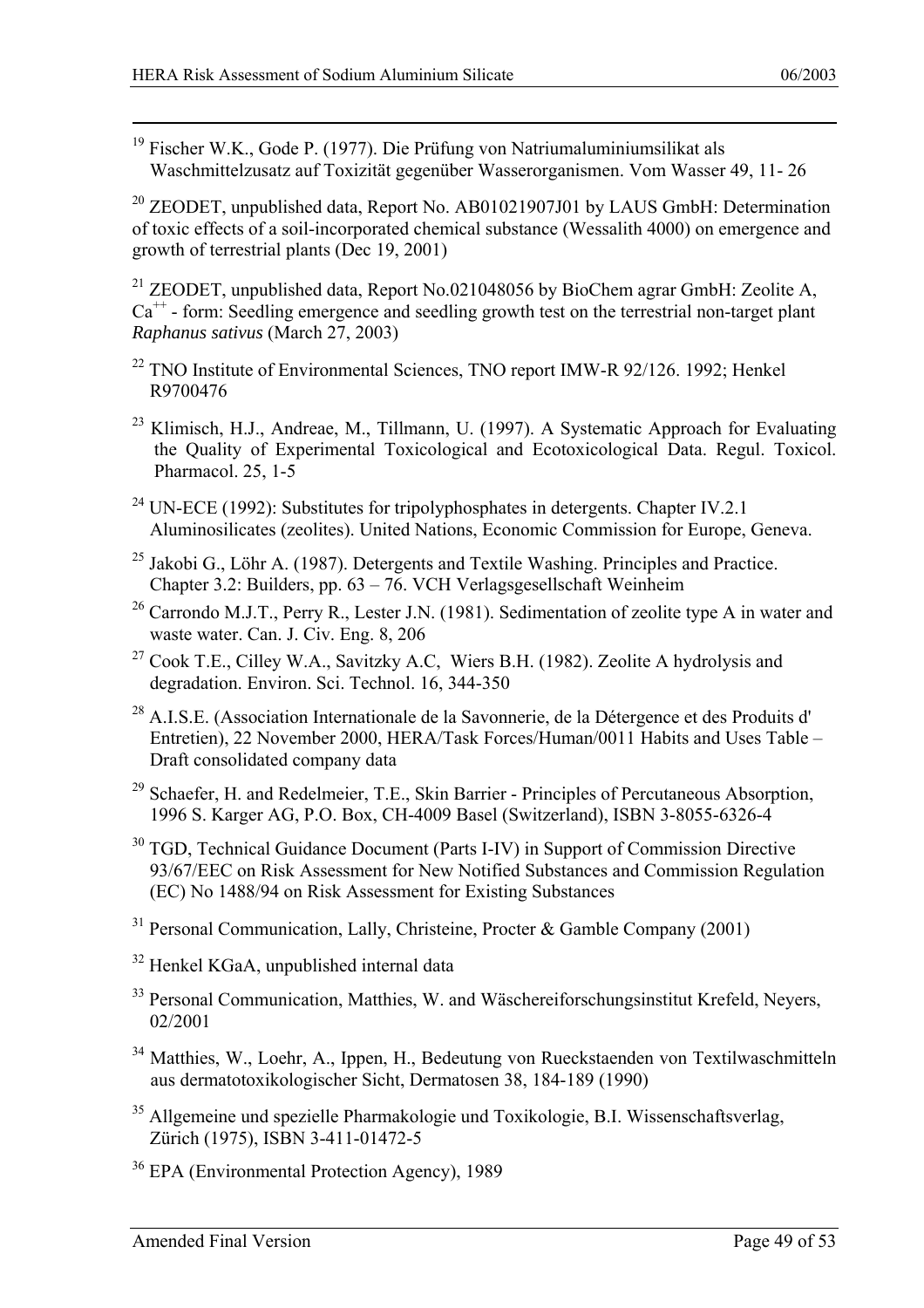[19] Fischer W.K., Gode P. (1977). Die Prüfung von Natriumaluminiumsilikat als Waschmittelzusatz auf Toxizität gegenüber Wasserorganismen. Vom Wasser 49, 11- 26

[20] ZEODET, unpublished data, Report No. AB01021907J01 by LAUS GmbH: Determination of toxic effects of a soil-incorporated chemical substance (Wessalith 4000) on emergence and growth of terrestrial plants (Dec 19, 2001)

[21] ZEODET, unpublished data, Report No.021048056 by BioChem agrar GmbH: Zeolite A, $Ca^{++}$ - form: Seedling emergence and seedling growth test on the terrestrial non-target plant *Raphanus sativus* (March 27, 2003)

[22] TNO Institute of Environmental Sciences, TNO report IMW-R 92/126. 1992; Henkel R9700476

[23] Klimisch, H.J., Andreae, M., Tillmann, U. (1997). A Systematic Approach for Evaluating the Quality of Experimental Toxicological and Ecotoxicological Data. Regul. Toxicol. Pharmacol. 25, 1-5

[24] UN-ECE (1992): Substitutes for tripolyphosphates in detergents. Chapter IV.2.1 Aluminosilicates (zeolites). United Nations, Economic Commission for Europe, Geneva.

[25] Jakobi G., Löhr A. (1987). Detergents and Textile Washing. Principles and Practice. Chapter 3.2: Builders, pp. 63 – 76. VCH Verlagsgesellschaft Weinheim

[26] Carrondo M.J.T., Perry R., Lester J.N. (1981). Sedimentation of zeolite type A in water and waste water. Can. J. Civ. Eng. 8, 206

[27] Cook T.E., Cilley W.A., Savitzky A.C, Wiers B.H. (1982). Zeolite A hydrolysis and degradation. Environ. Sci. Technol. 16, 344-350

[28] A.I.S.E. (Association Internationale de la Savonnerie, de la Détergence et des Produits d' Entretien), 22 November 2000, HERA/Task Forces/Human/0011 Habits and Uses Table – Draft consolidated company data

[29] Schaefer, H. and Redelmeier, T.E., Skin Barrier - Principles of Percutaneous Absorption, 1996 S. Karger AG, P.O. Box, CH-4009 Basel (Switzerland), ISBN 3-8055-6326-4

[30] TGD, Technical Guidance Document (Parts I-IV) in Support of Commission Directive 93/67/EEC on Risk Assessment for New Notified Substances and Commission Regulation (EC) No 1488/94 on Risk Assessment for Existing Substances

[31] Personal Communication, Lally, Christeine, Procter & Gamble Company (2001)

[32] Henkel KGaA, unpublished internal data

[33] Personal Communication, Matthies, W. and Wäschereiforschungsinstitut Krefeld, Neyers, 02/2001

[34] Matthies, W., Loehr, A., Ippen, H., Bedeutung von Rueckstaenden von Textilwaschmitteln aus dermatotoxikologischer Sicht, Dermatosen 38, 184-189 (1990)

[35] Allgemeine und spezielle Pharmakologie und Toxikologie, B.I. Wissenschaftsverlag, Zürich (1975), ISBN 3-411-01472-5

[36] EPA (Environmental Protection Agency), 1989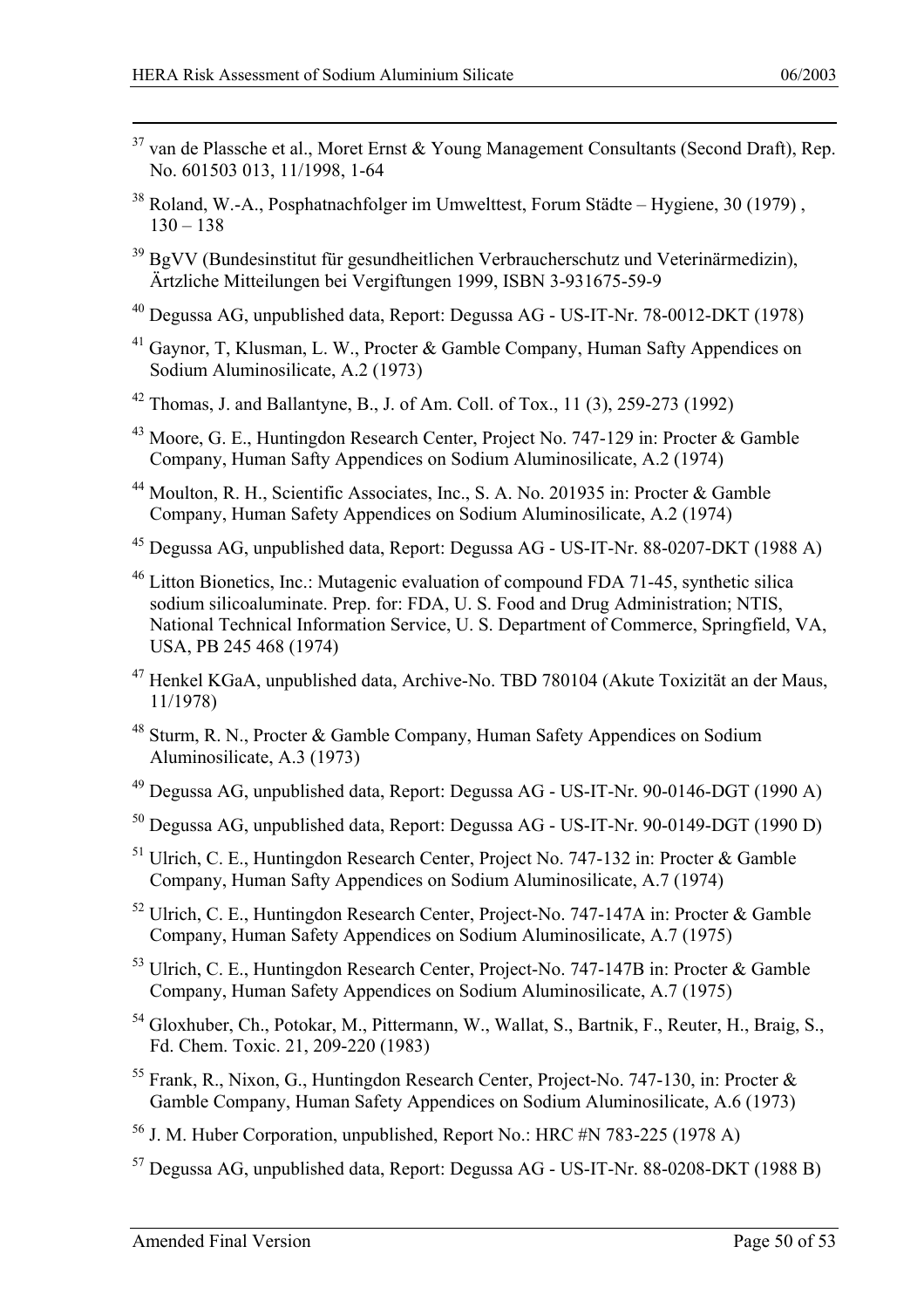[37] van de Plassche et al., Moret Ernst & Young Management Consultants (Second Draft), Rep. No. 601503 013, 11/1998, 1-64

[38] Roland, W.-A., Posphatnachfolger im Umwelttest, Forum Städte – Hygiene, 30 (1979) , 130 – 138

[39] BgVV (Bundesinstitut für gesundheitlichen Verbraucherschutz und Veterinärmedizin), Ärztliche Mitteilungen bei Vergiftungen 1999, ISBN 3-931675-59-9

[40] Degussa AG, unpublished data, Report: Degussa AG - US-IT-Nr. 78-0012-DKT (1978)

[41] Gaynor, T, Klusman, L. W., Procter & Gamble Company, Human Safty Appendices on Sodium Aluminosilicate, A.2 (1973)

[42] Thomas, J. and Ballantyne, B., J. of Am. Coll. of Tox., 11 (3), 259-273 (1992)

[43] Moore, G. E., Huntingdon Research Center, Project No. 747-129 in: Procter & Gamble Company, Human Safty Appendices on Sodium Aluminosilicate, A.2 (1974)

[44] Moulton, R. H., Scientific Associates, Inc., S. A. No. 201935 in: Procter & Gamble Company, Human Safety Appendices on Sodium Aluminosilicate, A.2 (1974)

[45] Degussa AG, unpublished data, Report: Degussa AG - US-IT-Nr. 88-0207-DKT (1988 A)

[46] Litton Bionetics, Inc.: Mutagenic evaluation of compound FDA 71-45, synthetic silica sodium silicoaluminate. Prep. for: FDA, U. S. Food and Drug Administration; NTIS, National Technical Information Service, U. S. Department of Commerce, Springfield, VA, USA, PB 245 468 (1974)

[47] Henkel KGaA, unpublished data, Archive-No. TBD 780104 (Akute Toxizität an der Maus, 11/1978)

[48] Sturm, R. N., Procter & Gamble Company, Human Safety Appendices on Sodium Aluminosilicate, A.3 (1973)

[49] Degussa AG, unpublished data, Report: Degussa AG - US-IT-Nr. 90-0146-DGT (1990 A)

[50] Degussa AG, unpublished data, Report: Degussa AG - US-IT-Nr. 90-0149-DGT (1990 D)

[51] Ulrich, C. E., Huntingdon Research Center, Project No. 747-132 in: Procter & Gamble Company, Human Safty Appendices on Sodium Aluminosilicate, A.7 (1974)

[52] Ulrich, C. E., Huntingdon Research Center, Project-No. 747-147A in: Procter & Gamble Company, Human Safety Appendices on Sodium Aluminosilicate, A.7 (1975)

[53] Ulrich, C. E., Huntingdon Research Center, Project-No. 747-147B in: Procter & Gamble Company, Human Safety Appendices on Sodium Aluminosilicate, A.7 (1975)

[54] Gloxhuber, Ch., Potokar, M., Pittermann, W., Wallat, S., Bartnik, F., Reuter, H., Braig, S., Fd. Chem. Toxic. 21, 209-220 (1983)

[55] Frank, R., Nixon, G., Huntingdon Research Center, Project-No. 747-130, in: Procter & Gamble Company, Human Safety Appendices on Sodium Aluminosilicate, A.6 (1973)

[56] J. M. Huber Corporation, unpublished, Report No.: HRC #N 783-225 (1978 A)

[57] Degussa AG, unpublished data, Report: Degussa AG - US-IT-Nr. 88-0208-DKT (1988 B)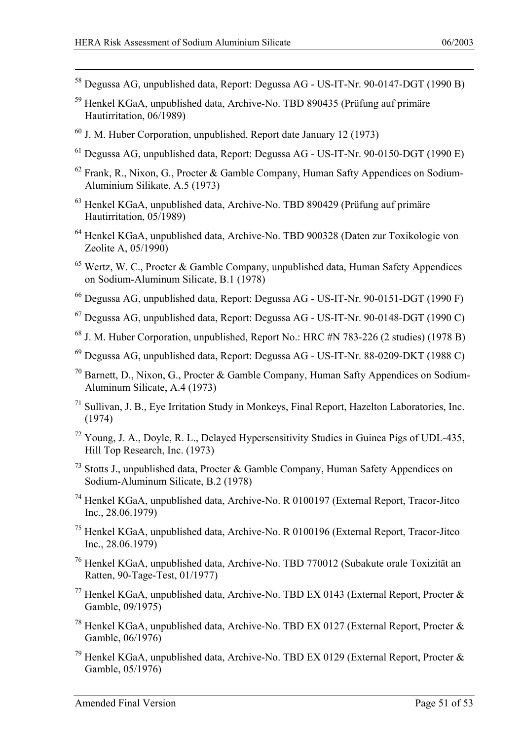[58] Degussa AG, unpublished data, Report: Degussa AG - US-IT-Nr. 90-0147-DGT (1990 B)

[59] Henkel KGaA, unpublished data, Archive-No. TBD 890435 (Prüfung auf primäre Hautirritation, 06/1989)

[60] J. M. Huber Corporation, unpublished, Report date January 12 (1973)

[61] Degussa AG, unpublished data, Report: Degussa AG - US-IT-Nr. 90-0150-DGT (1990 E)

[62] Frank, R., Nixon, G., Procter & Gamble Company, Human Safty Appendices on Sodium-Aluminium Silikate, A.5 (1973)

[63] Henkel KGaA, unpublished data, Archive-No. TBD 890429 (Prüfung auf primäre Hautirritation, 05/1989)

[64] Henkel KGaA, unpublished data, Archive-No. TBD 900328 (Daten zur Toxikologie von Zeolite A, 05/1990)

[65] Wertz, W. C., Procter & Gamble Company, unpublished data, Human Safety Appendices on Sodium-Aluminum Silicate, B.1 (1978)

[66] Degussa AG, unpublished data, Report: Degussa AG - US-IT-Nr. 90-0151-DGT (1990 F)

[67] Degussa AG, unpublished data, Report: Degussa AG - US-IT-Nr. 90-0148-DGT (1990 C)

[68] J. M. Huber Corporation, unpublished, Report No.: HRC #N 783-226 (2 studies) (1978 B)

[69] Degussa AG, unpublished data, Report: Degussa AG - US-IT-Nr. 88-0209-DKT (1988 C)

[70] Barnett, D., Nixon, G., Procter & Gamble Company, Human Safty Appendices on Sodium-Aluminum Silicate, A.4 (1973)

[71] Sullivan, J. B., Eye Irritation Study in Monkeys, Final Report, Hazelton Laboratories, Inc. (1974)

[72] Young, J. A., Doyle, R. L., Delayed Hypersensitivity Studies in Guinea Pigs of UDL-435, Hill Top Research, Inc. (1973)

[73] Stotts J., unpublished data, Procter & Gamble Company, Human Safety Appendices on Sodium-Aluminum Silicate, B.2 (1978)

[74] Henkel KGaA, unpublished data, Archive-No. R 0100197 (External Report, Tracor-Jitco Inc., 28.06.1979)

[75] Henkel KGaA, unpublished data, Archive-No. R 0100196 (External Report, Tracor-Jitco Inc., 28.06.1979)

[76] Henkel KGaA, unpublished data, Archive-No. TBD 770012 (Subakute orale Toxizität an Ratten, 90-Tage-Test, 01/1977)

[77] Henkel KGaA, unpublished data, Archive-No. TBD EX 0143 (External Report, Procter & Gamble, 09/1975)

[78] Henkel KGaA, unpublished data, Archive-No. TBD EX 0127 (External Report, Procter & Gamble, 06/1976)

[79] Henkel KGaA, unpublished data, Archive-No. TBD EX 0129 (External Report, Procter & Gamble, 05/1976)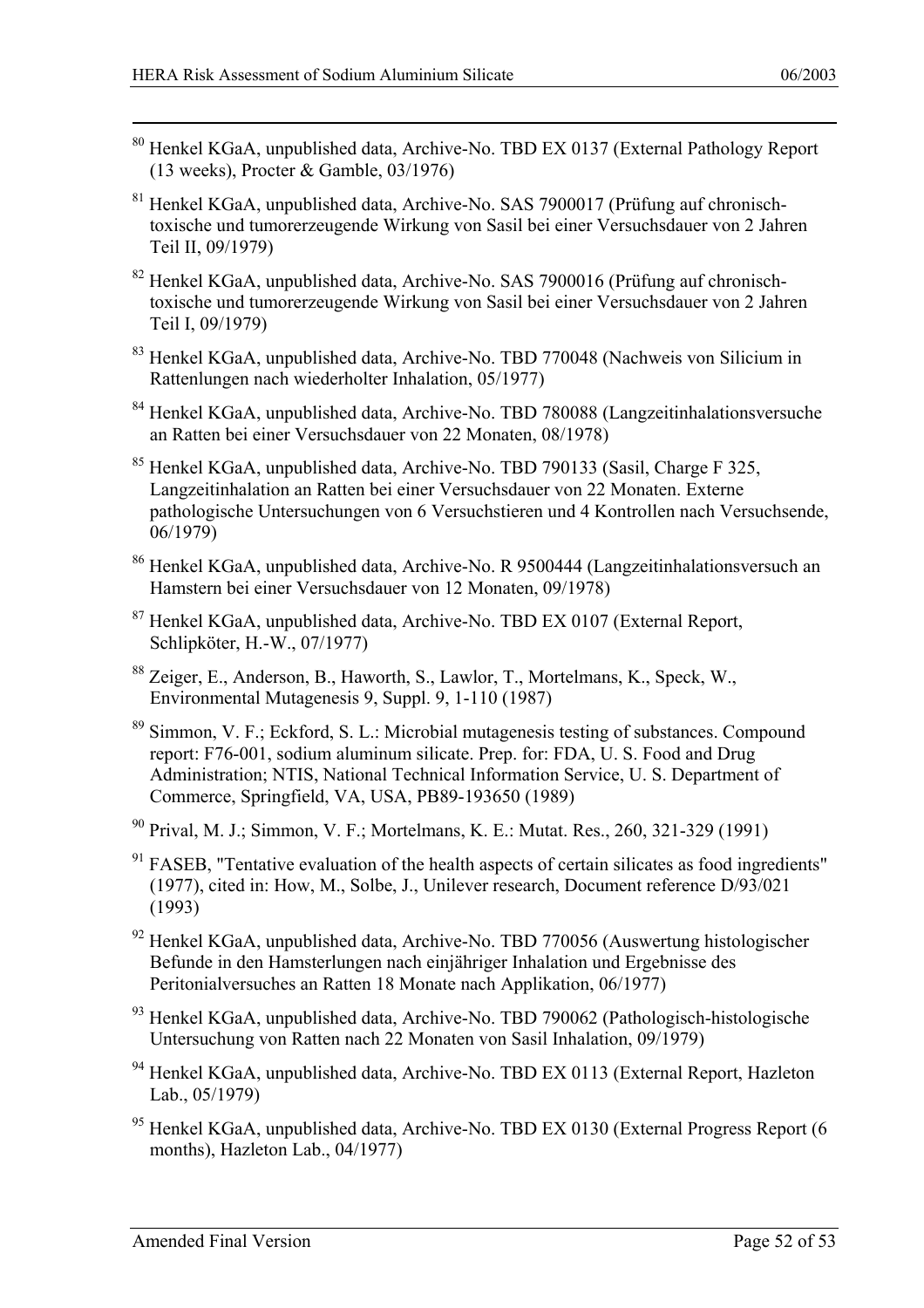[80] Henkel KGaA, unpublished data, Archive-No. TBD EX 0137 (External Pathology Report (13 weeks), Procter & Gamble, 03/1976)

[81] Henkel KGaA, unpublished data, Archive-No. SAS 7900017 (Prüfung auf chronisch-toxische und tumorerzeugende Wirkung von Sasil bei einer Versuchsdauer von 2 Jahren Teil II, 09/1979)

[82] Henkel KGaA, unpublished data, Archive-No. SAS 7900016 (Prüfung auf chronisch-toxische und tumorerzeugende Wirkung von Sasil bei einer Versuchsdauer von 2 Jahren Teil I, 09/1979)

[83] Henkel KGaA, unpublished data, Archive-No. TBD 770048 (Nachweis von Silicium in Rattenlungen nach wiederholter Inhalation, 05/1977)

[84] Henkel KGaA, unpublished data, Archive-No. TBD 780088 (Langzeitinhalationsversuche an Ratten bei einer Versuchsdauer von 22 Monaten, 08/1978)

[85] Henkel KGaA, unpublished data, Archive-No. TBD 790133 (Sasil, Charge F 325, Langzeitinhalation an Ratten bei einer Versuchsdauer von 22 Monaten. Externe pathologische Untersuchungen von 6 Versuchstieren und 4 Kontrollen nach Versuchsende, 06/1979)

[86] Henkel KGaA, unpublished data, Archive-No. R 9500444 (Langzeitinhalationsversuch an Hamstern bei einer Versuchsdauer von 12 Monaten, 09/1978)

[87] Henkel KGaA, unpublished data, Archive-No. TBD EX 0107 (External Report, Schlipköter, H.-W., 07/1977)

[88] Zeiger, E., Anderson, B., Haworth, S., Lawlor, T., Mortelmans, K., Speck, W., Environmental Mutagenesis 9, Suppl. 9, 1-110 (1987)

[89] Simmon, V. F.; Eckford, S. L.: Microbial mutagenesis testing of substances. Compound report: F76-001, sodium aluminum silicate. Prep. for: FDA, U. S. Food and Drug Administration; NTIS, National Technical Information Service, U. S. Department of Commerce, Springfield, VA, USA, PB89-193650 (1989)

[90] Prival, M. J.; Simmon, V. F.; Mortelmans, K. E.: Mutat. Res., 260, 321-329 (1991)

[91] FASEB, "Tentative evaluation of the health aspects of certain silicates as food ingredients" (1977), cited in: How, M., Solbe, J., Unilever research, Document reference D/93/021 (1993)

[92] Henkel KGaA, unpublished data, Archive-No. TBD 770056 (Auswertung histologischer Befunde in den Hamsterlungen nach einjähriger Inhalation und Ergebnisse des Peritonialversuches an Ratten 18 Monate nach Applikation, 06/1977)

[93] Henkel KGaA, unpublished data, Archive-No. TBD 790062 (Pathologisch-histologische Untersuchung von Ratten nach 22 Monaten von Sasil Inhalation, 09/1979)

[94] Henkel KGaA, unpublished data, Archive-No. TBD EX 0113 (External Report, Hazleton Lab., 05/1979)

[95] Henkel KGaA, unpublished data, Archive-No. TBD EX 0130 (External Progress Report (6 months), Hazleton Lab., 04/1977)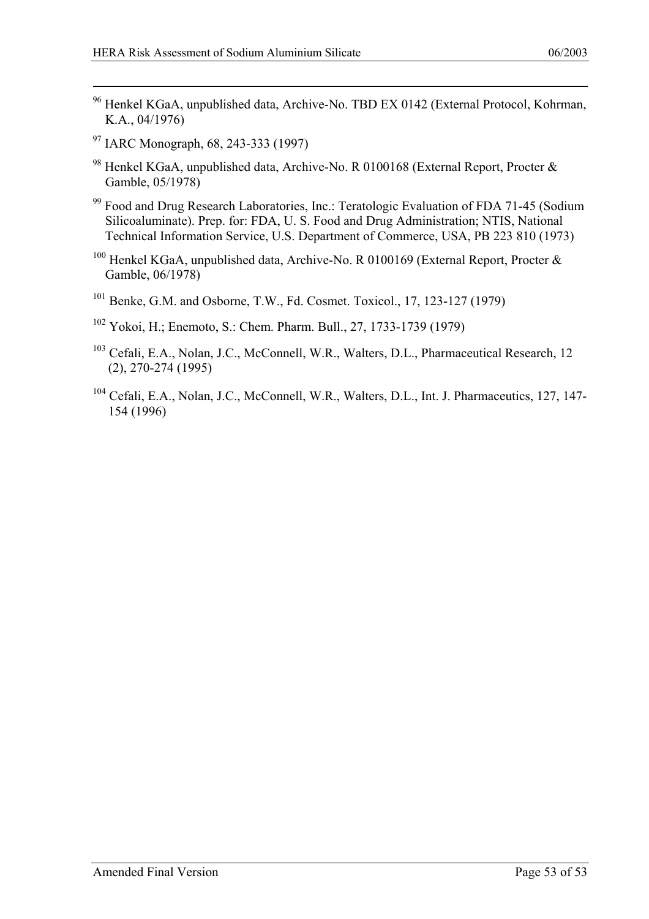[96] Henkel KGaA, unpublished data, Archive-No. TBD EX 0142 (External Protocol, Kohrman, K.A., 04/1976)

[97] IARC Monograph, 68, 243-333 (1997)

[98] Henkel KGaA, unpublished data, Archive-No. R 0100168 (External Report, Procter & Gamble, 05/1978)

[99] Food and Drug Research Laboratories, Inc.: Teratologic Evaluation of FDA 71-45 (Sodium Silicoaluminate). Prep. for: FDA, U. S. Food and Drug Administration; NTIS, National Technical Information Service, U.S. Department of Commerce, USA, PB 223 810 (1973)

[100] Henkel KGaA, unpublished data, Archive-No. R 0100169 (External Report, Procter & Gamble, 06/1978)

[101] Benke, G.M. and Osborne, T.W., Fd. Cosmet. Toxicol., 17, 123-127 (1979)

[102] Yokoi, H.; Enemoto, S.: Chem. Pharm. Bull., 27, 1733-1739 (1979)

[103] Cefali, E.A., Nolan, J.C., McConnell, W.R., Walters, D.L., Pharmaceutical Research, 12 (2), 270-274 (1995)

[104] Cefali, E.A., Nolan, J.C., McConnell, W.R., Walters, D.L., Int. J. Pharmaceutics, 127, 147-154 (1996)